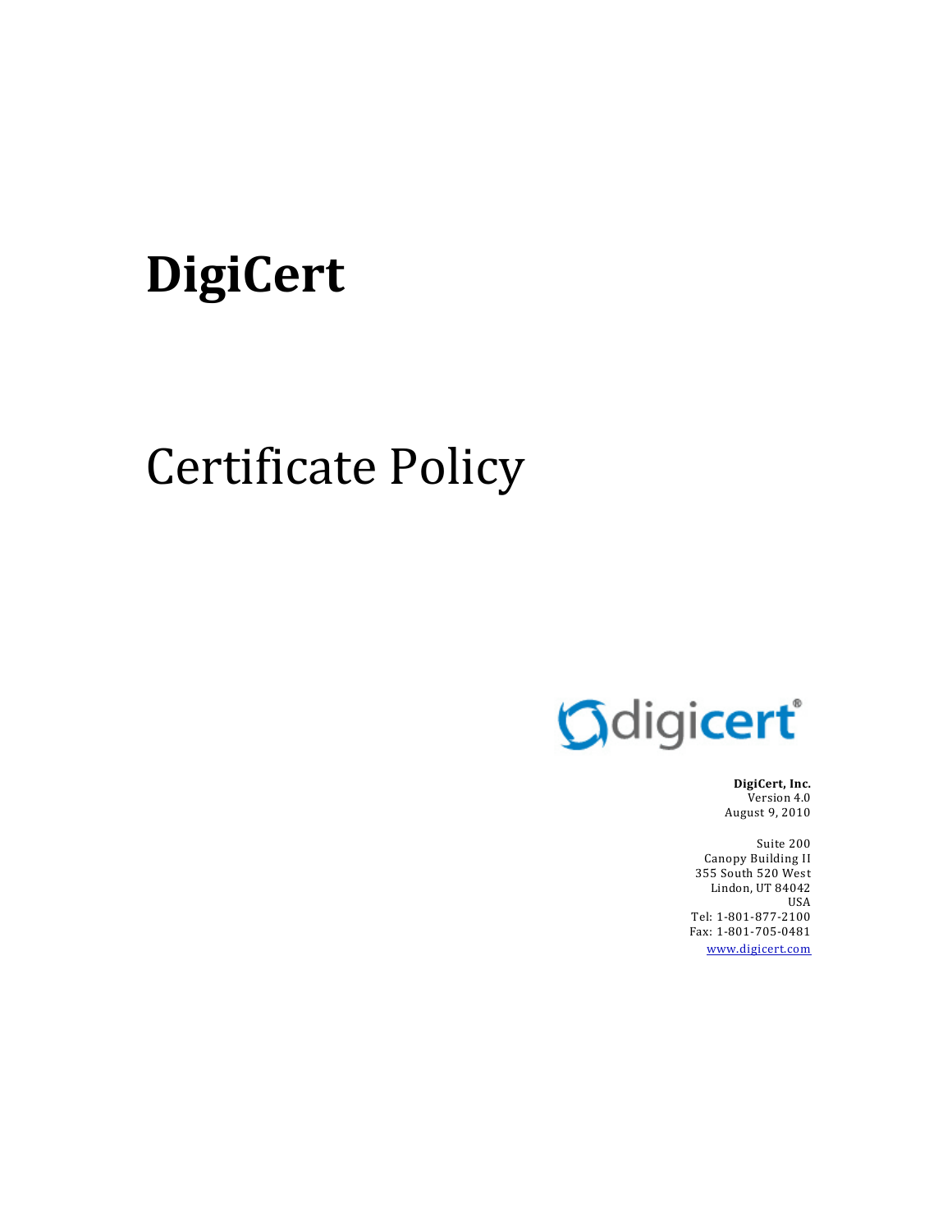# DigiCert

# Certificate Policy

**DigiCert, Inc.**
Version 4.0
August 9, 2010

Suite 200
Canopy Building II
355 South 520 West
Lindon, UT 84042
USA
Tel: 1-801-877-2100
Fax: 1-801-705-0481
www.digicert.com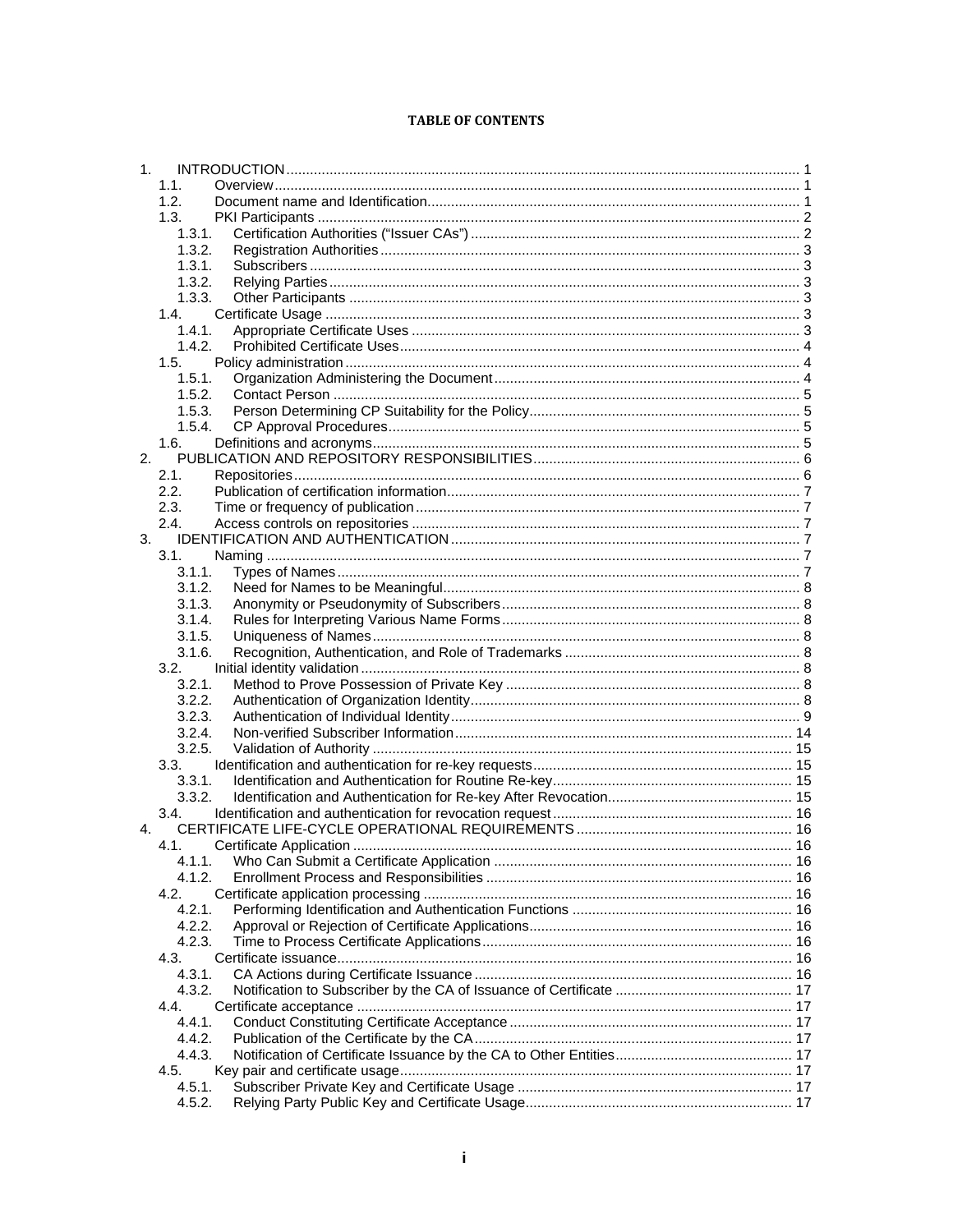**TABLE OF CONTENTS**

1. INTRODUCTION ..... 1
   - 1.1. Overview ..... 1
   - 1.2. Document name and Identification ..... 1
   - 1.3. PKI Participants ..... 2
     - 1.3.1. Certification Authorities ("Issuer CAs") ..... 2
     - 1.3.2. Registration Authorities ..... 3
     - 1.3.1. Subscribers ..... 3
     - 1.3.2. Relying Parties ..... 3
     - 1.3.3. Other Participants ..... 3
   - 1.4. Certificate Usage ..... 3
     - 1.4.1. Appropriate Certificate Uses ..... 3
     - 1.4.2. Prohibited Certificate Uses ..... 4
   - 1.5. Policy administration ..... 4
     - 1.5.1. Organization Administering the Document ..... 4
     - 1.5.2. Contact Person ..... 5
     - 1.5.3. Person Determining CP Suitability for the Policy ..... 5
     - 1.5.4. CP Approval Procedures ..... 5
   - 1.6. Definitions and acronyms ..... 5
2. PUBLICATION AND REPOSITORY RESPONSIBILITIES ..... 6
   - 2.1. Repositories ..... 6
   - 2.2. Publication of certification information ..... 7
   - 2.3. Time or frequency of publication ..... 7
   - 2.4. Access controls on repositories ..... 7
3. IDENTIFICATION AND AUTHENTICATION ..... 7
   - 3.1. Naming ..... 7
     - 3.1.1. Types of Names ..... 7
     - 3.1.2. Need for Names to be Meaningful ..... 8
     - 3.1.3. Anonymity or Pseudonymity of Subscribers ..... 8
     - 3.1.4. Rules for Interpreting Various Name Forms ..... 8
     - 3.1.5. Uniqueness of Names ..... 8
     - 3.1.6. Recognition, Authentication, and Role of Trademarks ..... 8
   - 3.2. Initial identity validation ..... 8
     - 3.2.1. Method to Prove Possession of Private Key ..... 8
     - 3.2.2. Authentication of Organization Identity ..... 8
     - 3.2.3. Authentication of Individual Identity ..... 9
     - 3.2.4. Non-verified Subscriber Information ..... 14
     - 3.2.5. Validation of Authority ..... 15
   - 3.3. Identification and authentication for re-key requests ..... 15
     - 3.3.1. Identification and Authentication for Routine Re-key ..... 15
     - 3.3.2. Identification and Authentication for Re-key After Revocation ..... 15
   - 3.4. Identification and authentication for revocation request ..... 16
4. CERTIFICATE LIFE-CYCLE OPERATIONAL REQUIREMENTS ..... 16
   - 4.1. Certificate Application ..... 16
     - 4.1.1. Who Can Submit a Certificate Application ..... 16
     - 4.1.2. Enrollment Process and Responsibilities ..... 16
   - 4.2. Certificate application processing ..... 16
     - 4.2.1. Performing Identification and Authentication Functions ..... 16
     - 4.2.2. Approval or Rejection of Certificate Applications ..... 16
     - 4.2.3. Time to Process Certificate Applications ..... 16
   - 4.3. Certificate issuance ..... 16
     - 4.3.1. CA Actions during Certificate Issuance ..... 16
     - 4.3.2. Notification to Subscriber by the CA of Issuance of Certificate ..... 17
   - 4.4. Certificate acceptance ..... 17
     - 4.4.1. Conduct Constituting Certificate Acceptance ..... 17
     - 4.4.2. Publication of the Certificate by the CA ..... 17
     - 4.4.3. Notification of Certificate Issuance by the CA to Other Entities ..... 17
   - 4.5. Key pair and certificate usage ..... 17
     - 4.5.1. Subscriber Private Key and Certificate Usage ..... 17
     - 4.5.2. Relying Party Public Key and Certificate Usage ..... 17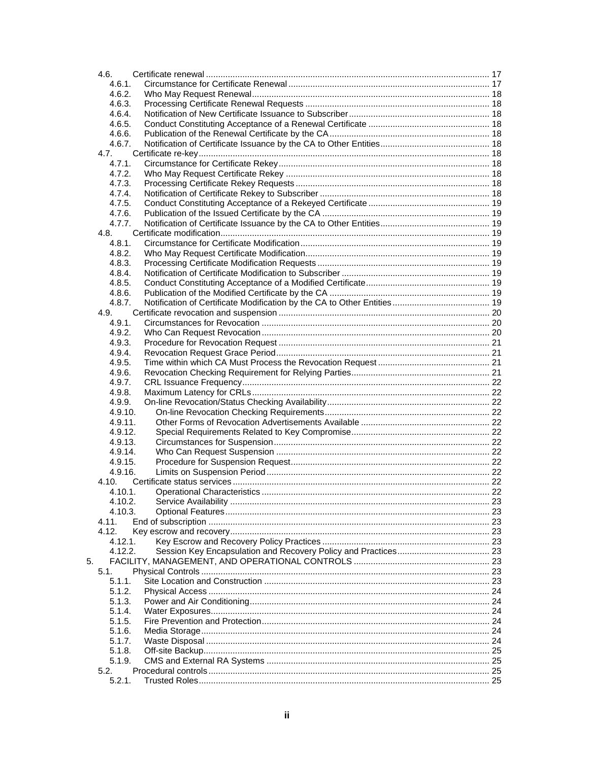- 4.6. Certificate renewal ..................................................................................................... 17
  - 4.6.1. Circumstance for Certificate Renewal ................................................................... 17
  - 4.6.2. Who May Request Renewal.................................................................................. 18
  - 4.6.3. Processing Certificate Renewal Requests ............................................................ 18
  - 4.6.4. Notification of New Certificate Issuance to Subscriber.......................................... 18
  - 4.6.5. Conduct Constituting Acceptance of a Renewal Certificate .................................. 18
  - 4.6.6. Publication of the Renewal Certificate by the CA.................................................. 18
  - 4.6.7. Notification of Certificate Issuance by the CA to Other Entities............................. 18
- 4.7. Certificate re-key........................................................................................................ 18
  - 4.7.1. Circumstance for Certificate Rekey....................................................................... 18
  - 4.7.2. Who May Request Certificate Rekey .................................................................... 18
  - 4.7.3. Processing Certificate Rekey Requests ................................................................ 18
  - 4.7.4. Notification of Certificate Rekey to Subscriber ...................................................... 18
  - 4.7.5. Conduct Constituting Acceptance of a Rekeyed Certificate .................................. 19
  - 4.7.6. Publication of the Issued Certificate by the CA ..................................................... 19
  - 4.7.7. Notification of Certificate Issuance by the CA to Other Entities............................. 19
- 4.8. Certificate modification.............................................................................................. 19
  - 4.8.1. Circumstance for Certificate Modification.............................................................. 19
  - 4.8.2. Who May Request Certificate Modification............................................................ 19
  - 4.8.3. Processing Certificate Modification Requests ....................................................... 19
  - 4.8.4. Notification of Certificate Modification to Subscriber ............................................. 19
  - 4.8.5. Conduct Constituting Acceptance of a Modified Certificate................................... 19
  - 4.8.6. Publication of the Modified Certificate by the CA .................................................. 19
  - 4.8.7. Notification of Certificate Modification by the CA to Other Entities........................ 19
- 4.9. Certificate revocation and suspension ...................................................................... 20
  - 4.9.1. Circumstances for Revocation .............................................................................. 20
  - 4.9.2. Who Can Request Revocation.............................................................................. 20
  - 4.9.3. Procedure for Revocation Request ....................................................................... 21
  - 4.9.4. Revocation Request Grace Period........................................................................ 21
  - 4.9.5. Time within which CA Must Process the Revocation Request .............................. 21
  - 4.9.6. Revocation Checking Requirement for Relying Parties......................................... 21
  - 4.9.7. CRL Issuance Frequency...................................................................................... 22
  - 4.9.8. Maximum Latency for CRLs.................................................................................. 22
  - 4.9.9. On-line Revocation/Status Checking Availability................................................... 22
  - 4.9.10. On-line Revocation Checking Requirements.................................................... 22
  - 4.9.11. Other Forms of Revocation Advertisements Available ..................................... 22
  - 4.9.12. Special Requirements Related to Key Compromise......................................... 22
  - 4.9.13. Circumstances for Suspension......................................................................... 22
  - 4.9.14. Who Can Request Suspension ........................................................................ 22
  - 4.9.15. Procedure for Suspension Request.................................................................. 22
  - 4.9.16. Limits on Suspension Period............................................................................ 22
- 4.10. Certificate status services ...................................................................................... 22
  - 4.10.1. Operational Characteristics .............................................................................. 22
  - 4.10.2. Service Availability ........................................................................................... 23
  - 4.10.3. Optional Features............................................................................................. 23
- 4.11. End of subscription ................................................................................................ 23
- 4.12. Key escrow and recovery........................................................................................ 23
  - 4.12.1. Key Escrow and Recovery Policy Practices ..................................................... 23
  - 4.12.2. Session Key Encapsulation and Recovery Policy and Practices...................... 23

5. FACILITY, MANAGEMENT, AND OPERATIONAL CONTROLS ........................................ 23
- 5.1. Physical Controls ...................................................................................................... 23
  - 5.1.1. Site Location and Construction ............................................................................. 23
  - 5.1.2. Physical Access .................................................................................................... 24
  - 5.1.3. Power and Air Conditioning................................................................................... 24
  - 5.1.4. Water Exposures................................................................................................... 24
  - 5.1.5. Fire Prevention and Protection.............................................................................. 24
  - 5.1.6. Media Storage....................................................................................................... 24
  - 5.1.7. Waste Disposal ..................................................................................................... 24
  - 5.1.8. Off-site Backup...................................................................................................... 25
  - 5.1.9. CMS and External RA Systems ............................................................................ 25
- 5.2. Procedural controls ................................................................................................... 25
  - 5.2.1. Trusted Roles........................................................................................................ 25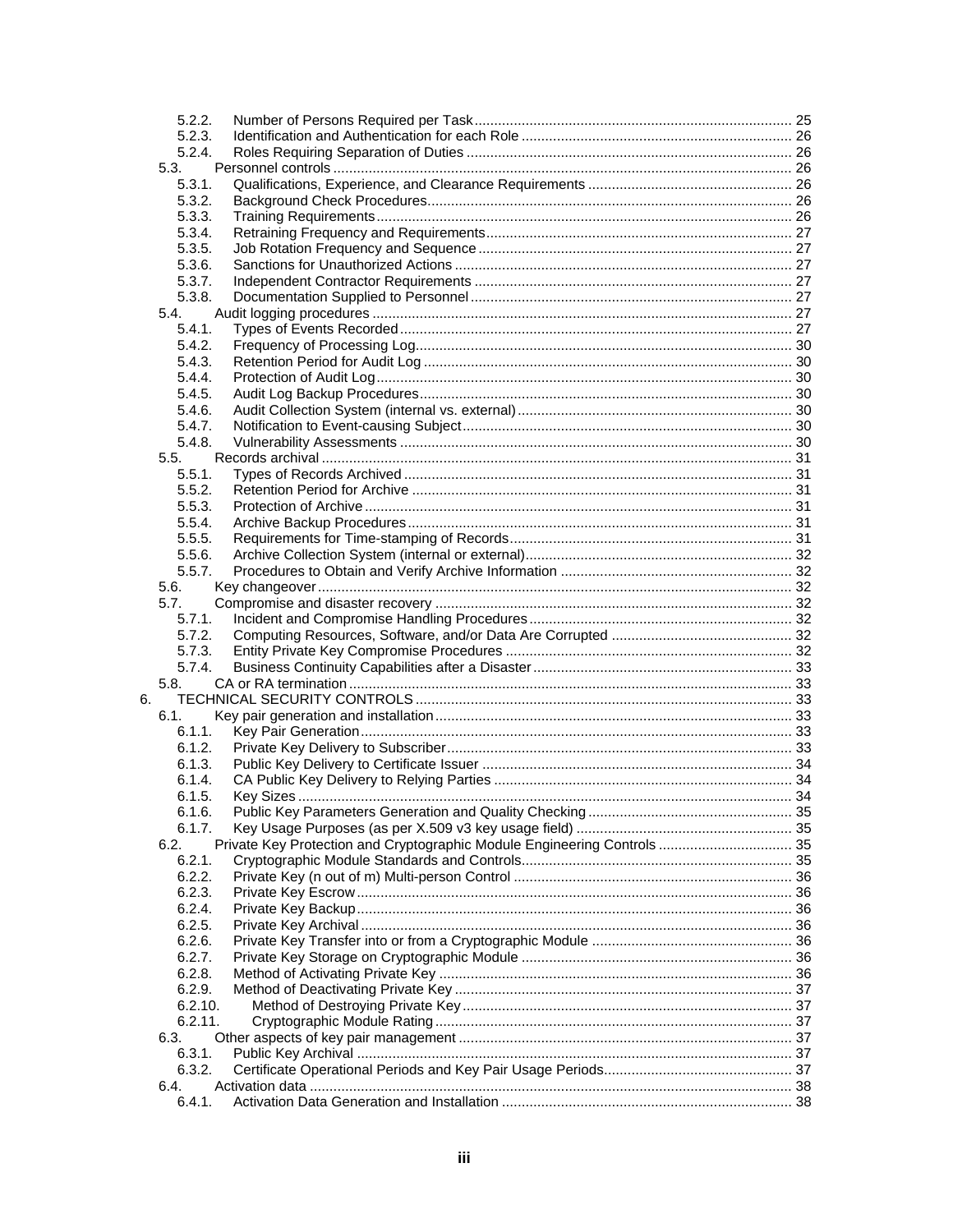5.2.2. Number of Persons Required per Task ................................................................................ 25
5.2.3. Identification and Authentication for each Role .................................................................... 26
5.2.4. Roles Requiring Separation of Duties .................................................................................. 26
5.3. Personnel controls .................................................................................................................. 26
5.3.1. Qualifications, Experience, and Clearance Requirements ................................................... 26
5.3.2. Background Check Procedures............................................................................................ 26
5.3.3. Training Requirements......................................................................................................... 26
5.3.4. Retraining Frequency and Requirements............................................................................. 27
5.3.5. Job Rotation Frequency and Sequence ............................................................................... 27
5.3.6. Sanctions for Unauthorized Actions ..................................................................................... 27
5.3.7. Independent Contractor Requirements ................................................................................ 27
5.3.8. Documentation Supplied to Personnel ................................................................................. 27
5.4. Audit logging procedures ......................................................................................................... 27
5.4.1. Types of Events Recorded ................................................................................................... 27
5.4.2. Frequency of Processing Log............................................................................................... 30
5.4.3. Retention Period for Audit Log ............................................................................................. 30
5.4.4. Protection of Audit Log......................................................................................................... 30
5.4.5. Audit Log Backup Procedures.............................................................................................. 30
5.4.6. Audit Collection System (internal vs. external)..................................................................... 30
5.4.7. Notification to Event-causing Subject................................................................................... 30
5.4.8. Vulnerability Assessments ................................................................................................... 30
5.5. Records archival ...................................................................................................................... 31
5.5.1. Types of Records Archived .................................................................................................. 31
5.5.2. Retention Period for Archive ................................................................................................ 31
5.5.3. Protection of Archive ............................................................................................................ 31
5.5.4. Archive Backup Procedures................................................................................................. 31
5.5.5. Requirements for Time-stamping of Records....................................................................... 31
5.5.6. Archive Collection System (internal or external)................................................................... 32
5.5.7. Procedures to Obtain and Verify Archive Information .......................................................... 32
5.6. Key changeover ....................................................................................................................... 32
5.7. Compromise and disaster recovery .......................................................................................... 32
5.7.1. Incident and Compromise Handling Procedures.................................................................. 32
5.7.2. Computing Resources, Software, and/or Data Are Corrupted ............................................. 32
5.7.3. Entity Private Key Compromise Procedures ........................................................................ 32
5.7.4. Business Continuity Capabilities after a Disaster................................................................. 33
5.8. CA or RA termination ............................................................................................................... 33
6. TECHNICAL SECURITY CONTROLS ............................................................................................... 33
6.1. Key pair generation and installation .......................................................................................... 33
6.1.1. Key Pair Generation............................................................................................................. 33
6.1.2. Private Key Delivery to Subscriber....................................................................................... 33
6.1.3. Public Key Delivery to Certificate Issuer .............................................................................. 34
6.1.4. CA Public Key Delivery to Relying Parties ........................................................................... 34
6.1.5. Key Sizes ............................................................................................................................. 34
6.1.6. Public Key Parameters Generation and Quality Checking ................................................... 35
6.1.7. Key Usage Purposes (as per X.509 v3 key usage field) ...................................................... 35
6.2. Private Key Protection and Cryptographic Module Engineering Controls ................................. 35
6.2.1. Cryptographic Module Standards and Controls.................................................................... 35
6.2.2. Private Key (n out of m) Multi-person Control ...................................................................... 36
6.2.3. Private Key Escrow.............................................................................................................. 36
6.2.4. Private Key Backup.............................................................................................................. 36
6.2.5. Private Key Archival ............................................................................................................. 36
6.2.6. Private Key Transfer into or from a Cryptographic Module .................................................. 36
6.2.7. Private Key Storage on Cryptographic Module .................................................................... 36
6.2.8. Method of Activating Private Key ......................................................................................... 36
6.2.9. Method of Deactivating Private Key ..................................................................................... 37
6.2.10. Method of Destroying Private Key ................................................................................... 37
6.2.11. Cryptographic Module Rating .......................................................................................... 37
6.3. Other aspects of key pair management .................................................................................... 37
6.3.1. Public Key Archival .............................................................................................................. 37
6.3.2. Certificate Operational Periods and Key Pair Usage Periods............................................... 37
6.4. Activation data .......................................................................................................................... 38
6.4.1. Activation Data Generation and Installation ......................................................................... 38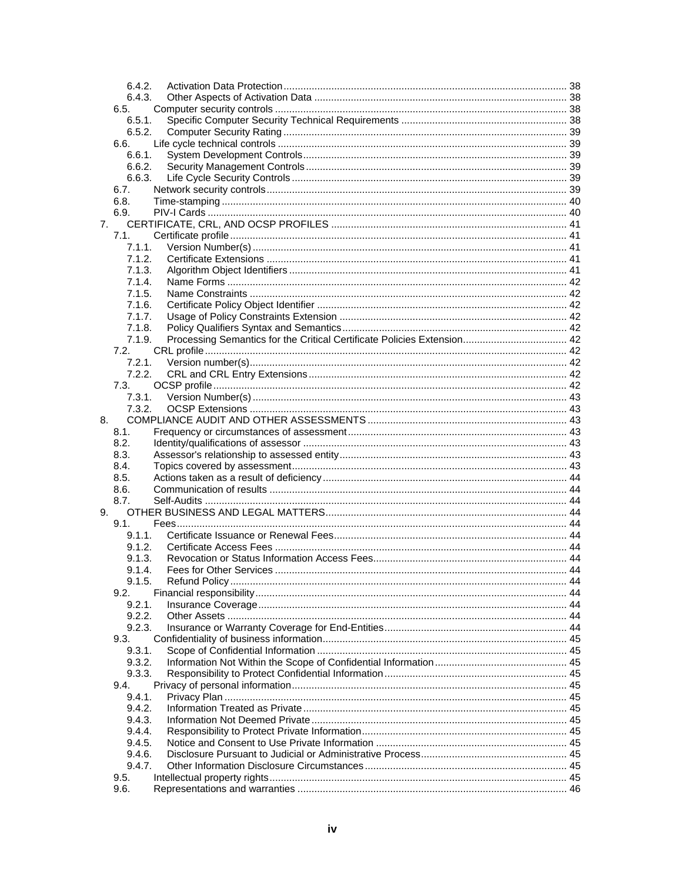6.4.2. Activation Data Protection ........ 38
6.4.3. Other Aspects of Activation Data ........ 38
6.5. Computer security controls ........ 38
6.5.1. Specific Computer Security Technical Requirements ........ 38
6.5.2. Computer Security Rating ........ 39
6.6. Life cycle technical controls ........ 39
6.6.1. System Development Controls ........ 39
6.6.2. Security Management Controls ........ 39
6.6.3. Life Cycle Security Controls ........ 39
6.7. Network security controls ........ 39
6.8. Time-stamping ........ 40
6.9. PIV-I Cards ........ 40
7. CERTIFICATE, CRL, AND OCSP PROFILES ........ 41
7.1. Certificate profile ........ 41
7.1.1. Version Number(s) ........ 41
7.1.2. Certificate Extensions ........ 41
7.1.3. Algorithm Object Identifiers ........ 41
7.1.4. Name Forms ........ 42
7.1.5. Name Constraints ........ 42
7.1.6. Certificate Policy Object Identifier ........ 42
7.1.7. Usage of Policy Constraints Extension ........ 42
7.1.8. Policy Qualifiers Syntax and Semantics ........ 42
7.1.9. Processing Semantics for the Critical Certificate Policies Extension ........ 42
7.2. CRL profile ........ 42
7.2.1. Version number(s) ........ 42
7.2.2. CRL and CRL Entry Extensions ........ 42
7.3. OCSP profile ........ 42
7.3.1. Version Number(s) ........ 43
7.3.2. OCSP Extensions ........ 43
8. COMPLIANCE AUDIT AND OTHER ASSESSMENTS ........ 43
8.1. Frequency or circumstances of assessment ........ 43
8.2. Identity/qualifications of assessor ........ 43
8.3. Assessor's relationship to assessed entity ........ 43
8.4. Topics covered by assessment ........ 43
8.5. Actions taken as a result of deficiency ........ 44
8.6. Communication of results ........ 44
8.7. Self-Audits ........ 44
9. OTHER BUSINESS AND LEGAL MATTERS ........ 44
9.1. Fees ........ 44
9.1.1. Certificate Issuance or Renewal Fees ........ 44
9.1.2. Certificate Access Fees ........ 44
9.1.3. Revocation or Status Information Access Fees ........ 44
9.1.4. Fees for Other Services ........ 44
9.1.5. Refund Policy ........ 44
9.2. Financial responsibility ........ 44
9.2.1. Insurance Coverage ........ 44
9.2.2. Other Assets ........ 44
9.2.3. Insurance or Warranty Coverage for End-Entities ........ 44
9.3. Confidentiality of business information ........ 45
9.3.1. Scope of Confidential Information ........ 45
9.3.2. Information Not Within the Scope of Confidential Information ........ 45
9.3.3. Responsibility to Protect Confidential Information ........ 45
9.4. Privacy of personal information ........ 45
9.4.1. Privacy Plan ........ 45
9.4.2. Information Treated as Private ........ 45
9.4.3. Information Not Deemed Private ........ 45
9.4.4. Responsibility to Protect Private Information ........ 45
9.4.5. Notice and Consent to Use Private Information ........ 45
9.4.6. Disclosure Pursuant to Judicial or Administrative Process ........ 45
9.4.7. Other Information Disclosure Circumstances ........ 45
9.5. Intellectual property rights ........ 45
9.6. Representations and warranties ........ 46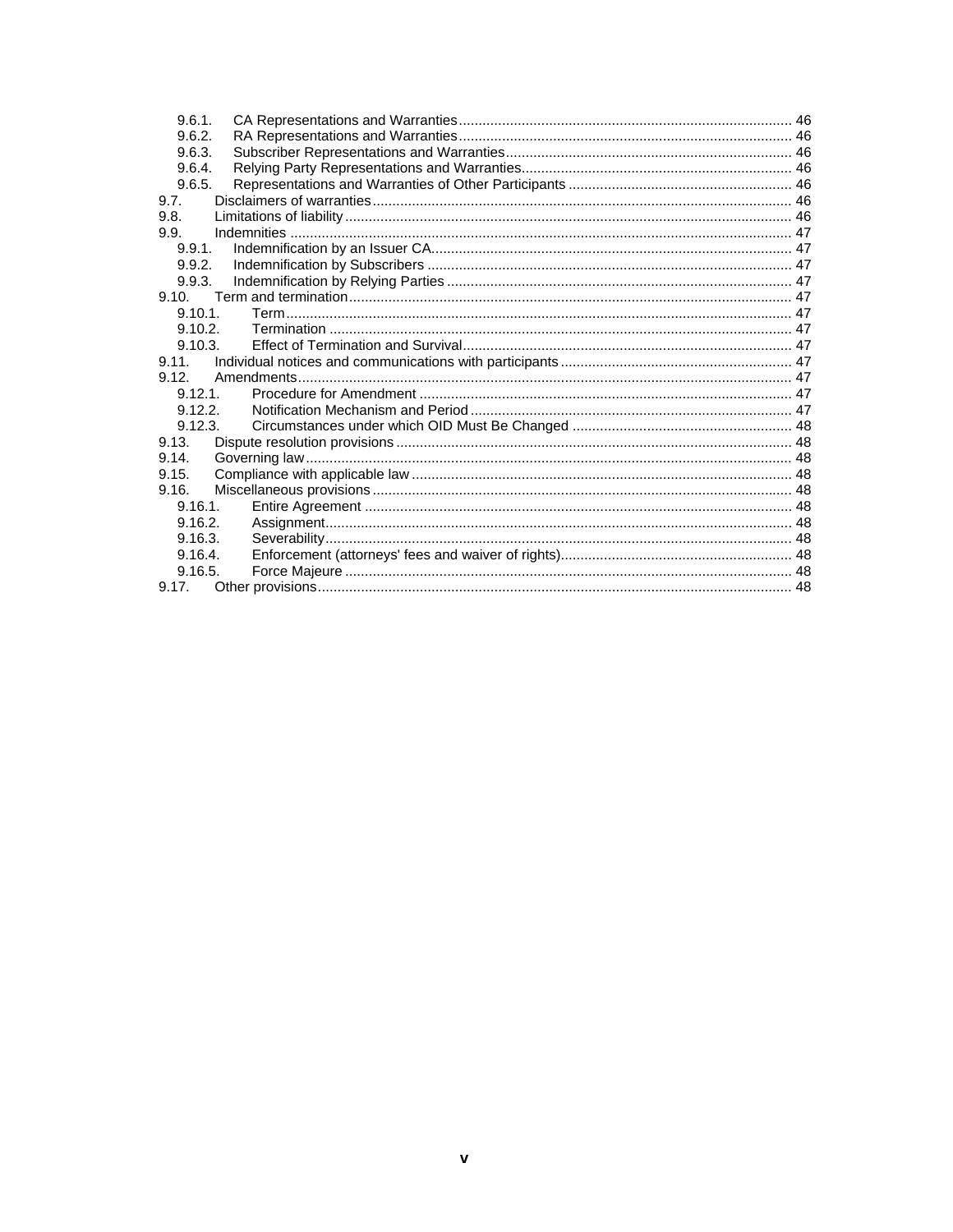- 9.6.1. CA Representations and Warranties ... 46
- 9.6.2. RA Representations and Warranties ... 46
- 9.6.3. Subscriber Representations and Warranties ... 46
- 9.6.4. Relying Party Representations and Warranties ... 46
- 9.6.5. Representations and Warranties of Other Participants ... 46
- 9.7. Disclaimers of warranties ... 46
- 9.8. Limitations of liability ... 46
- 9.9. Indemnities ... 47
  - 9.9.1. Indemnification by an Issuer CA ... 47
  - 9.9.2. Indemnification by Subscribers ... 47
  - 9.9.3. Indemnification by Relying Parties ... 47
- 9.10. Term and termination ... 47
  - 9.10.1. Term ... 47
  - 9.10.2. Termination ... 47
  - 9.10.3. Effect of Termination and Survival ... 47
- 9.11. Individual notices and communications with participants ... 47
- 9.12. Amendments ... 47
  - 9.12.1. Procedure for Amendment ... 47
  - 9.12.2. Notification Mechanism and Period ... 47
  - 9.12.3. Circumstances under which OID Must Be Changed ... 48
- 9.13. Dispute resolution provisions ... 48
- 9.14. Governing law ... 48
- 9.15. Compliance with applicable law ... 48
- 9.16. Miscellaneous provisions ... 48
  - 9.16.1. Entire Agreement ... 48
  - 9.16.2. Assignment ... 48
  - 9.16.3. Severability ... 48
  - 9.16.4. Enforcement (attorneys' fees and waiver of rights) ... 48
  - 9.16.5. Force Majeure ... 48
- 9.17. Other provisions ... 48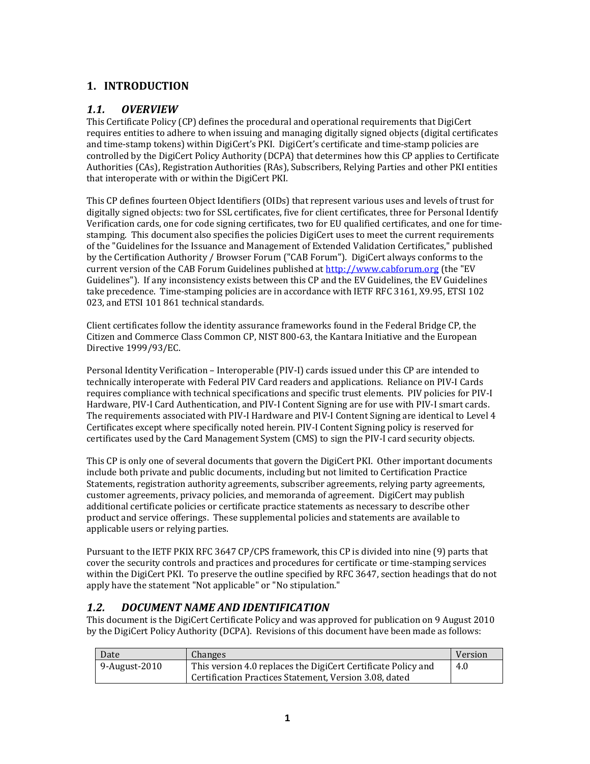# 1. INTRODUCTION

## *1.1. OVERVIEW*

This Certificate Policy (CP) defines the procedural and operational requirements that DigiCert requires entities to adhere to when issuing and managing digitally signed objects (digital certificates and time-stamp tokens) within DigiCert's PKI. DigiCert's certificate and time-stamp policies are controlled by the DigiCert Policy Authority (DCPA) that determines how this CP applies to Certificate Authorities (CAs), Registration Authorities (RAs), Subscribers, Relying Parties and other PKI entities that interoperate with or within the DigiCert PKI.

This CP defines fourteen Object Identifiers (OIDs) that represent various uses and levels of trust for digitally signed objects: two for SSL certificates, five for client certificates, three for Personal Identify Verification cards, one for code signing certificates, two for EU qualified certificates, and one for time-stamping. This document also specifies the policies DigiCert uses to meet the current requirements of the "Guidelines for the Issuance and Management of Extended Validation Certificates," published by the Certification Authority / Browser Forum ("CAB Forum"). DigiCert always conforms to the current version of the CAB Forum Guidelines published at http://www.cabforum.org (the "EV Guidelines"). If any inconsistency exists between this CP and the EV Guidelines, the EV Guidelines take precedence. Time-stamping policies are in accordance with IETF RFC 3161, X9.95, ETSI 102 023, and ETSI 101 861 technical standards.

Client certificates follow the identity assurance frameworks found in the Federal Bridge CP, the Citizen and Commerce Class Common CP, NIST 800-63, the Kantara Initiative and the European Directive 1999/93/EC.

Personal Identity Verification – Interoperable (PIV-I) cards issued under this CP are intended to technically interoperate with Federal PIV Card readers and applications. Reliance on PIV-I Cards requires compliance with technical specifications and specific trust elements. PIV policies for PIV-I Hardware, PIV-I Card Authentication, and PIV-I Content Signing are for use with PIV-I smart cards. The requirements associated with PIV-I Hardware and PIV-I Content Signing are identical to Level 4 Certificates except where specifically noted herein. PIV-I Content Signing policy is reserved for certificates used by the Card Management System (CMS) to sign the PIV-I card security objects.

This CP is only one of several documents that govern the DigiCert PKI. Other important documents include both private and public documents, including but not limited to Certification Practice Statements, registration authority agreements, subscriber agreements, relying party agreements, customer agreements, privacy policies, and memoranda of agreement. DigiCert may publish additional certificate policies or certificate practice statements as necessary to describe other product and service offerings. These supplemental policies and statements are available to applicable users or relying parties.

Pursuant to the IETF PKIX RFC 3647 CP/CPS framework, this CP is divided into nine (9) parts that cover the security controls and practices and procedures for certificate or time-stamping services within the DigiCert PKI. To preserve the outline specified by RFC 3647, section headings that do not apply have the statement "Not applicable" or "No stipulation."

## *1.2. DOCUMENT NAME AND IDENTIFICATION*

This document is the DigiCert Certificate Policy and was approved for publication on 9 August 2010 by the DigiCert Policy Authority (DCPA). Revisions of this document have been made as follows:

| Date | Changes | Version |
|---|---|---|
| 9-August-2010 | This version 4.0 replaces the DigiCert Certificate Policy and Certification Practices Statement, Version 3.08, dated | 4.0 |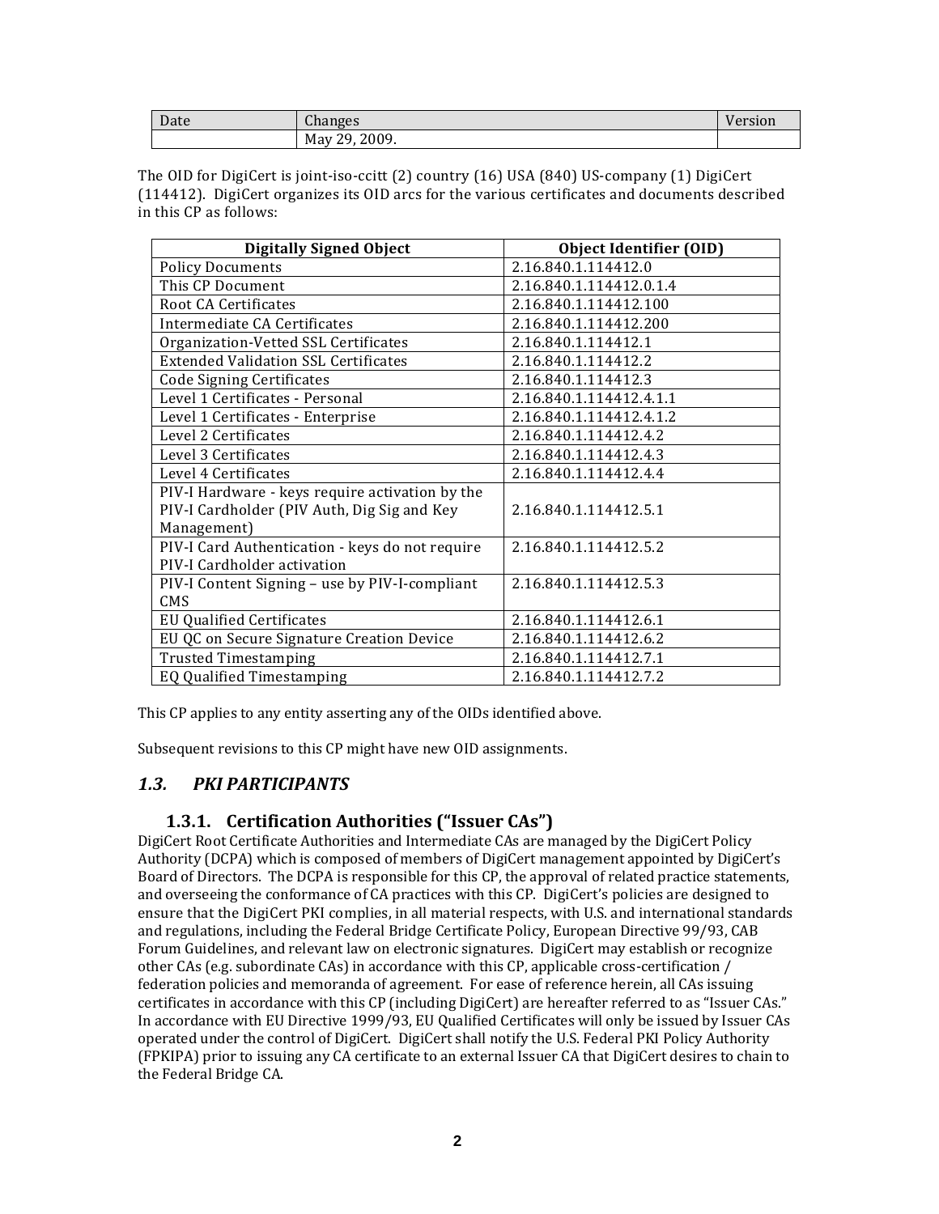| Date | Changes | Version |
|---|---|---|
| | May 29, 2009. | |

The OID for DigiCert is joint-iso-ccitt (2) country (16) USA (840) US-company (1) DigiCert (114412). DigiCert organizes its OID arcs for the various certificates and documents described in this CP as follows:

| Digitally Signed Object | Object Identifier (OID) |
|---|---|
| Policy Documents | 2.16.840.1.114412.0 |
| This CP Document | 2.16.840.1.114412.0.1.4 |
| Root CA Certificates | 2.16.840.1.114412.100 |
| Intermediate CA Certificates | 2.16.840.1.114412.200 |
| Organization-Vetted SSL Certificates | 2.16.840.1.114412.1 |
| Extended Validation SSL Certificates | 2.16.840.1.114412.2 |
| Code Signing Certificates | 2.16.840.1.114412.3 |
| Level 1 Certificates - Personal | 2.16.840.1.114412.4.1.1 |
| Level 1 Certificates - Enterprise | 2.16.840.1.114412.4.1.2 |
| Level 2 Certificates | 2.16.840.1.114412.4.2 |
| Level 3 Certificates | 2.16.840.1.114412.4.3 |
| Level 4 Certificates | 2.16.840.1.114412.4.4 |
| PIV-I Hardware - keys require activation by the PIV-I Cardholder (PIV Auth, Dig Sig and Key Management) | 2.16.840.1.114412.5.1 |
| PIV-I Card Authentication - keys do not require PIV-I Cardholder activation | 2.16.840.1.114412.5.2 |
| PIV-I Content Signing – use by PIV-I-compliant CMS | 2.16.840.1.114412.5.3 |
| EU Qualified Certificates | 2.16.840.1.114412.6.1 |
| EU QC on Secure Signature Creation Device | 2.16.840.1.114412.6.2 |
| Trusted Timestamping | 2.16.840.1.114412.7.1 |
| EQ Qualified Timestamping | 2.16.840.1.114412.7.2 |

This CP applies to any entity asserting any of the OIDs identified above.

Subsequent revisions to this CP might have new OID assignments.

## *1.3. PKI PARTICIPANTS*

### 1.3.1. Certification Authorities ("Issuer CAs")

DigiCert Root Certificate Authorities and Intermediate CAs are managed by the DigiCert Policy Authority (DCPA) which is composed of members of DigiCert management appointed by DigiCert's Board of Directors. The DCPA is responsible for this CP, the approval of related practice statements, and overseeing the conformance of CA practices with this CP. DigiCert's policies are designed to ensure that the DigiCert PKI complies, in all material respects, with U.S. and international standards and regulations, including the Federal Bridge Certificate Policy, European Directive 99/93, CAB Forum Guidelines, and relevant law on electronic signatures. DigiCert may establish or recognize other CAs (e.g. subordinate CAs) in accordance with this CP, applicable cross-certification / federation policies and memoranda of agreement. For ease of reference herein, all CAs issuing certificates in accordance with this CP (including DigiCert) are hereafter referred to as "Issuer CAs." In accordance with EU Directive 1999/93, EU Qualified Certificates will only be issued by Issuer CAs operated under the control of DigiCert. DigiCert shall notify the U.S. Federal PKI Policy Authority (FPKIPA) prior to issuing any CA certificate to an external Issuer CA that DigiCert desires to chain to the Federal Bridge CA.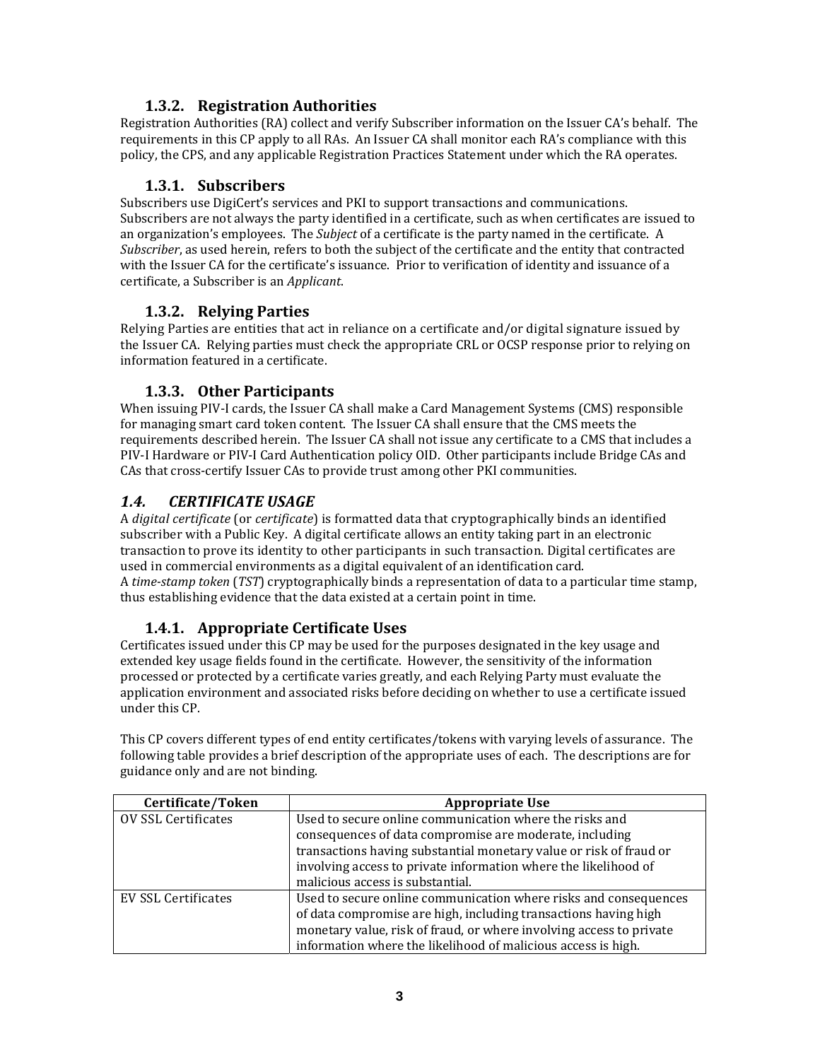### 1.3.2. Registration Authorities

Registration Authorities (RA) collect and verify Subscriber information on the Issuer CA's behalf. The requirements in this CP apply to all RAs. An Issuer CA shall monitor each RA's compliance with this policy, the CPS, and any applicable Registration Practices Statement under which the RA operates.

### 1.3.1. Subscribers

Subscribers use DigiCert's services and PKI to support transactions and communications. Subscribers are not always the party identified in a certificate, such as when certificates are issued to an organization's employees. The *Subject* of a certificate is the party named in the certificate. A *Subscriber*, as used herein, refers to both the subject of the certificate and the entity that contracted with the Issuer CA for the certificate's issuance. Prior to verification of identity and issuance of a certificate, a Subscriber is an *Applicant*.

### 1.3.2. Relying Parties

Relying Parties are entities that act in reliance on a certificate and/or digital signature issued by the Issuer CA. Relying parties must check the appropriate CRL or OCSP response prior to relying on information featured in a certificate.

### 1.3.3. Other Participants

When issuing PIV-I cards, the Issuer CA shall make a Card Management Systems (CMS) responsible for managing smart card token content. The Issuer CA shall ensure that the CMS meets the requirements described herein. The Issuer CA shall not issue any certificate to a CMS that includes a PIV-I Hardware or PIV-I Card Authentication policy OID. Other participants include Bridge CAs and CAs that cross-certify Issuer CAs to provide trust among other PKI communities.

## *1.4. CERTIFICATE USAGE*

A *digital certificate* (or *certificate*) is formatted data that cryptographically binds an identified subscriber with a Public Key. A digital certificate allows an entity taking part in an electronic transaction to prove its identity to other participants in such transaction. Digital certificates are used in commercial environments as a digital equivalent of an identification card.
A *time-stamp token* (*TST*) cryptographically binds a representation of data to a particular time stamp, thus establishing evidence that the data existed at a certain point in time.

### 1.4.1. Appropriate Certificate Uses

Certificates issued under this CP may be used for the purposes designated in the key usage and extended key usage fields found in the certificate. However, the sensitivity of the information processed or protected by a certificate varies greatly, and each Relying Party must evaluate the application environment and associated risks before deciding on whether to use a certificate issued under this CP.

This CP covers different types of end entity certificates/tokens with varying levels of assurance. The following table provides a brief description of the appropriate uses of each. The descriptions are for guidance only and are not binding.

| Certificate/Token | Appropriate Use |
|---|---|
| OV SSL Certificates | Used to secure online communication where the risks and consequences of data compromise are moderate, including transactions having substantial monetary value or risk of fraud or involving access to private information where the likelihood of malicious access is substantial. |
| EV SSL Certificates | Used to secure online communication where risks and consequences of data compromise are high, including transactions having high monetary value, risk of fraud, or where involving access to private information where the likelihood of malicious access is high. |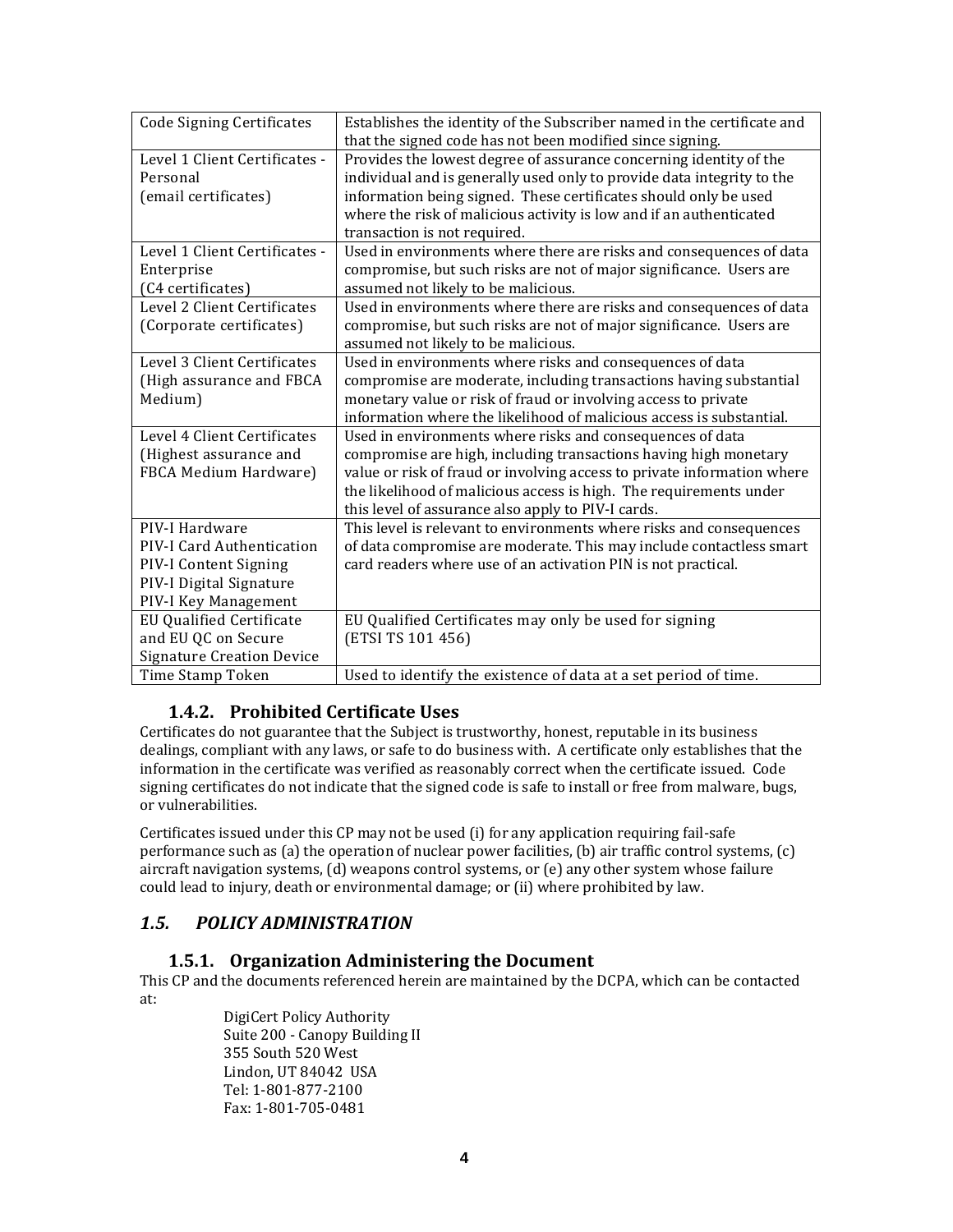| Code Signing Certificates | Establishes the identity of the Subscriber named in the certificate and that the signed code has not been modified since signing. |
|---|---|
| Level 1 Client Certificates - Personal (email certificates) | Provides the lowest degree of assurance concerning identity of the individual and is generally used only to provide data integrity to the information being signed. These certificates should only be used where the risk of malicious activity is low and if an authenticated transaction is not required. |
| Level 1 Client Certificates - Enterprise (C4 certificates) | Used in environments where there are risks and consequences of data compromise, but such risks are not of major significance. Users are assumed not likely to be malicious. |
| Level 2 Client Certificates (Corporate certificates) | Used in environments where there are risks and consequences of data compromise, but such risks are not of major significance. Users are assumed not likely to be malicious. |
| Level 3 Client Certificates (High assurance and FBCA Medium) | Used in environments where risks and consequences of data compromise are moderate, including transactions having substantial monetary value or risk of fraud or involving access to private information where the likelihood of malicious access is substantial. |
| Level 4 Client Certificates (Highest assurance and FBCA Medium Hardware) | Used in environments where risks and consequences of data compromise are high, including transactions having high monetary value or risk of fraud or involving access to private information where the likelihood of malicious access is high. The requirements under this level of assurance also apply to PIV-I cards. |
| PIV-I Hardware<br>PIV-I Card Authentication<br>PIV-I Content Signing<br>PIV-I Digital Signature<br>PIV-I Key Management | This level is relevant to environments where risks and consequences of data compromise are moderate. This may include contactless smart card readers where use of an activation PIN is not practical. |
| EU Qualified Certificate and EU QC on Secure Signature Creation Device | EU Qualified Certificates may only be used for signing (ETSI TS 101 456) |
| Time Stamp Token | Used to identify the existence of data at a set period of time. |

### 1.4.2. Prohibited Certificate Uses

Certificates do not guarantee that the Subject is trustworthy, honest, reputable in its business dealings, compliant with any laws, or safe to do business with. A certificate only establishes that the information in the certificate was verified as reasonably correct when the certificate issued. Code signing certificates do not indicate that the signed code is safe to install or free from malware, bugs, or vulnerabilities.

Certificates issued under this CP may not be used (i) for any application requiring fail-safe performance such as (a) the operation of nuclear power facilities, (b) air traffic control systems, (c) aircraft navigation systems, (d) weapons control systems, or (e) any other system whose failure could lead to injury, death or environmental damage; or (ii) where prohibited by law.

## *1.5. POLICY ADMINISTRATION*

### 1.5.1. Organization Administering the Document

This CP and the documents referenced herein are maintained by the DCPA, which can be contacted at:

DigiCert Policy Authority
Suite 200 - Canopy Building II
355 South 520 West
Lindon, UT 84042 USA
Tel: 1-801-877-2100
Fax: 1-801-705-0481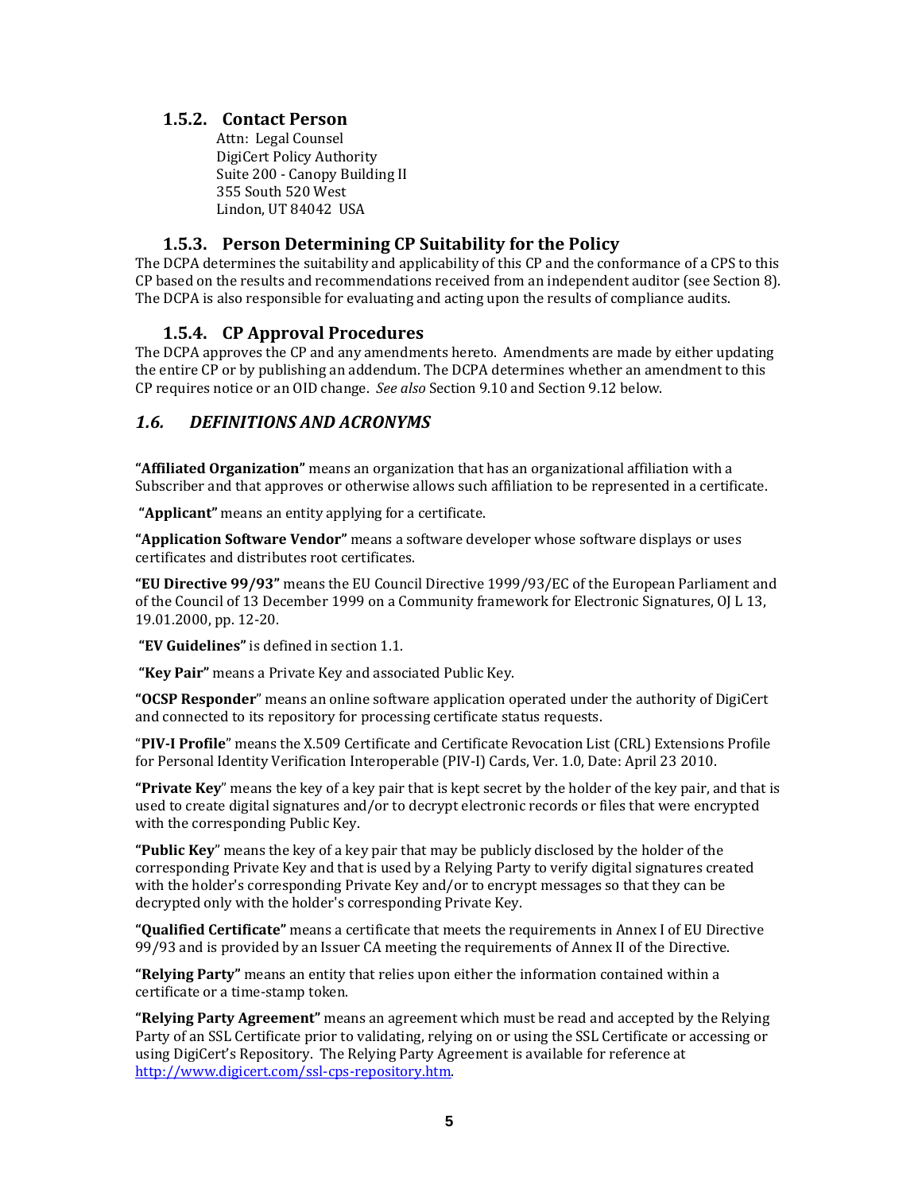### 1.5.2. Contact Person

Attn: Legal Counsel
DigiCert Policy Authority
Suite 200 - Canopy Building II
355 South 520 West
Lindon, UT 84042 USA

### 1.5.3. Person Determining CP Suitability for the Policy

The DCPA determines the suitability and applicability of this CP and the conformance of a CPS to this CP based on the results and recommendations received from an independent auditor (see Section 8). The DCPA is also responsible for evaluating and acting upon the results of compliance audits.

### 1.5.4. CP Approval Procedures

The DCPA approves the CP and any amendments hereto. Amendments are made by either updating the entire CP or by publishing an addendum. The DCPA determines whether an amendment to this CP requires notice or an OID change. *See also* Section 9.10 and Section 9.12 below.

## *1.6. DEFINITIONS AND ACRONYMS*

**"Affiliated Organization"** means an organization that has an organizational affiliation with a Subscriber and that approves or otherwise allows such affiliation to be represented in a certificate.

**"Applicant"** means an entity applying for a certificate.

**"Application Software Vendor"** means a software developer whose software displays or uses certificates and distributes root certificates.

**"EU Directive 99/93"** means the EU Council Directive 1999/93/EC of the European Parliament and of the Council of 13 December 1999 on a Community framework for Electronic Signatures, OJ L 13, 19.01.2000, pp. 12-20.

**"EV Guidelines"** is defined in section 1.1.

**"Key Pair"** means a Private Key and associated Public Key.

**"OCSP Responder"** means an online software application operated under the authority of DigiCert and connected to its repository for processing certificate status requests.

"**PIV-I Profile**" means the X.509 Certificate and Certificate Revocation List (CRL) Extensions Profile for Personal Identity Verification Interoperable (PIV-I) Cards, Ver. 1.0, Date: April 23 2010.

**"Private Key"** means the key of a key pair that is kept secret by the holder of the key pair, and that is used to create digital signatures and/or to decrypt electronic records or files that were encrypted with the corresponding Public Key.

**"Public Key"** means the key of a key pair that may be publicly disclosed by the holder of the corresponding Private Key and that is used by a Relying Party to verify digital signatures created with the holder's corresponding Private Key and/or to encrypt messages so that they can be decrypted only with the holder's corresponding Private Key.

**"Qualified Certificate"** means a certificate that meets the requirements in Annex I of EU Directive 99/93 and is provided by an Issuer CA meeting the requirements of Annex II of the Directive.

**"Relying Party"** means an entity that relies upon either the information contained within a certificate or a time-stamp token.

**"Relying Party Agreement"** means an agreement which must be read and accepted by the Relying Party of an SSL Certificate prior to validating, relying on or using the SSL Certificate or accessing or using DigiCert's Repository. The Relying Party Agreement is available for reference at http://www.digicert.com/ssl-cps-repository.htm.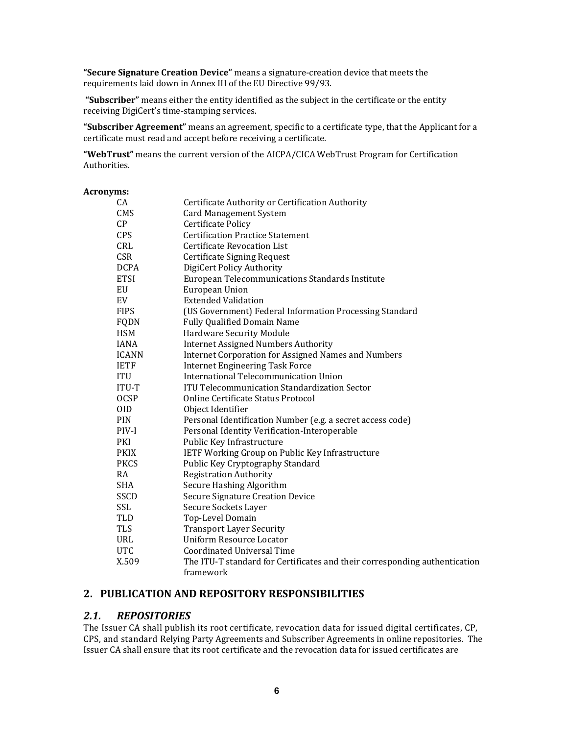**"Secure Signature Creation Device"** means a signature-creation device that meets the requirements laid down in Annex III of the EU Directive 99/93.

**"Subscriber"** means either the entity identified as the subject in the certificate or the entity receiving DigiCert's time-stamping services.

**"Subscriber Agreement"** means an agreement, specific to a certificate type, that the Applicant for a certificate must read and accept before receiving a certificate.

**"WebTrust"** means the current version of the AICPA/CICA WebTrust Program for Certification Authorities.

**Acronyms:**

| | |
|---|---|
| CA | Certificate Authority or Certification Authority |
| CMS | Card Management System |
| CP | Certificate Policy |
| CPS | Certification Practice Statement |
| CRL | Certificate Revocation List |
| CSR | Certificate Signing Request |
| DCPA | DigiCert Policy Authority |
| ETSI | European Telecommunications Standards Institute |
| EU | European Union |
| EV | Extended Validation |
| FIPS | (US Government) Federal Information Processing Standard |
| FQDN | Fully Qualified Domain Name |
| HSM | Hardware Security Module |
| IANA | Internet Assigned Numbers Authority |
| ICANN | Internet Corporation for Assigned Names and Numbers |
| IETF | Internet Engineering Task Force |
| ITU | International Telecommunication Union |
| ITU-T | ITU Telecommunication Standardization Sector |
| OCSP | Online Certificate Status Protocol |
| OID | Object Identifier |
| PIN | Personal Identification Number (e.g. a secret access code) |
| PIV-I | Personal Identity Verification-Interoperable |
| PKI | Public Key Infrastructure |
| PKIX | IETF Working Group on Public Key Infrastructure |
| PKCS | Public Key Cryptography Standard |
| RA | Registration Authority |
| SHA | Secure Hashing Algorithm |
| SSCD | Secure Signature Creation Device |
| SSL | Secure Sockets Layer |
| TLD | Top-Level Domain |
| TLS | Transport Layer Security |
| URL | Uniform Resource Locator |
| UTC | Coordinated Universal Time |
| X.509 | The ITU-T standard for Certificates and their corresponding authentication framework |

## 2. PUBLICATION AND REPOSITORY RESPONSIBILITIES

### *2.1. REPOSITORIES*

The Issuer CA shall publish its root certificate, revocation data for issued digital certificates, CP, CPS, and standard Relying Party Agreements and Subscriber Agreements in online repositories. The Issuer CA shall ensure that its root certificate and the revocation data for issued certificates are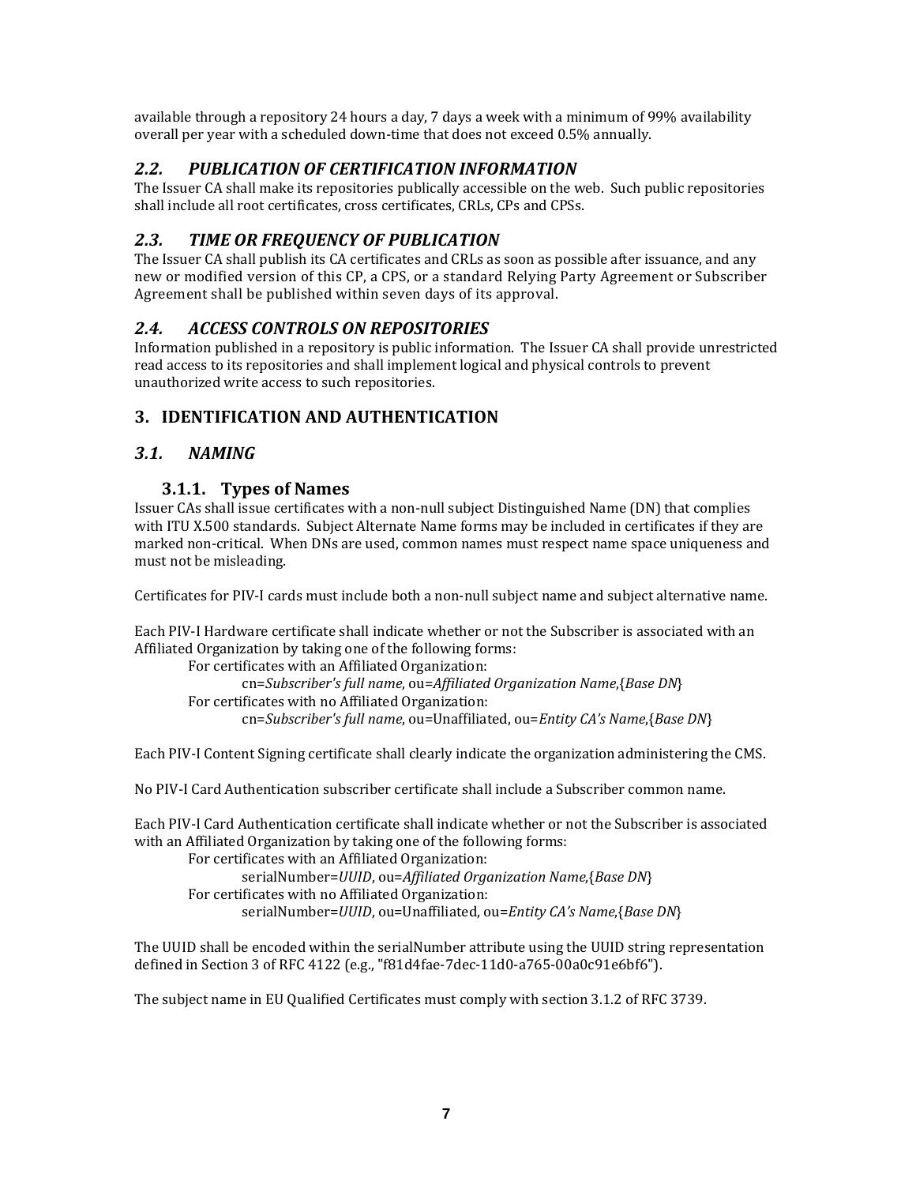available through a repository 24 hours a day, 7 days a week with a minimum of 99% availability overall per year with a scheduled down-time that does not exceed 0.5% annually.

## *2.2. PUBLICATION OF CERTIFICATION INFORMATION*

The Issuer CA shall make its repositories publically accessible on the web. Such public repositories shall include all root certificates, cross certificates, CRLs, CPs and CPSs.

## *2.3. TIME OR FREQUENCY OF PUBLICATION*

The Issuer CA shall publish its CA certificates and CRLs as soon as possible after issuance, and any new or modified version of this CP, a CPS, or a standard Relying Party Agreement or Subscriber Agreement shall be published within seven days of its approval.

## *2.4. ACCESS CONTROLS ON REPOSITORIES*

Information published in a repository is public information. The Issuer CA shall provide unrestricted read access to its repositories and shall implement logical and physical controls to prevent unauthorized write access to such repositories.

# 3. IDENTIFICATION AND AUTHENTICATION

## *3.1. NAMING*

### 3.1.1. Types of Names

Issuer CAs shall issue certificates with a non-null subject Distinguished Name (DN) that complies with ITU X.500 standards. Subject Alternate Name forms may be included in certificates if they are marked non-critical. When DNs are used, common names must respect name space uniqueness and must not be misleading.

Certificates for PIV-I cards must include both a non-null subject name and subject alternative name.

Each PIV-I Hardware certificate shall indicate whether or not the Subscriber is associated with an Affiliated Organization by taking one of the following forms:

For certificates with an Affiliated Organization:

cn=*Subscriber's full name*, ou=*Affiliated Organization Name*,{*Base DN*}

For certificates with no Affiliated Organization:

cn=*Subscriber's full name*, ou=Unaffiliated, ou=*Entity CA's Name*,{*Base DN*}

Each PIV-I Content Signing certificate shall clearly indicate the organization administering the CMS.

No PIV-I Card Authentication subscriber certificate shall include a Subscriber common name.

Each PIV-I Card Authentication certificate shall indicate whether or not the Subscriber is associated with an Affiliated Organization by taking one of the following forms:

For certificates with an Affiliated Organization:

serialNumber=*UUID*, ou=*Affiliated Organization Name*,{*Base DN*}

For certificates with no Affiliated Organization:

serialNumber=*UUID*, ou=Unaffiliated, ou=*Entity CA's Name*,{*Base DN*}

The UUID shall be encoded within the serialNumber attribute using the UUID string representation defined in Section 3 of RFC 4122 (e.g., "f81d4fae-7dec-11d0-a765-00a0c91e6bf6").

The subject name in EU Qualified Certificates must comply with section 3.1.2 of RFC 3739.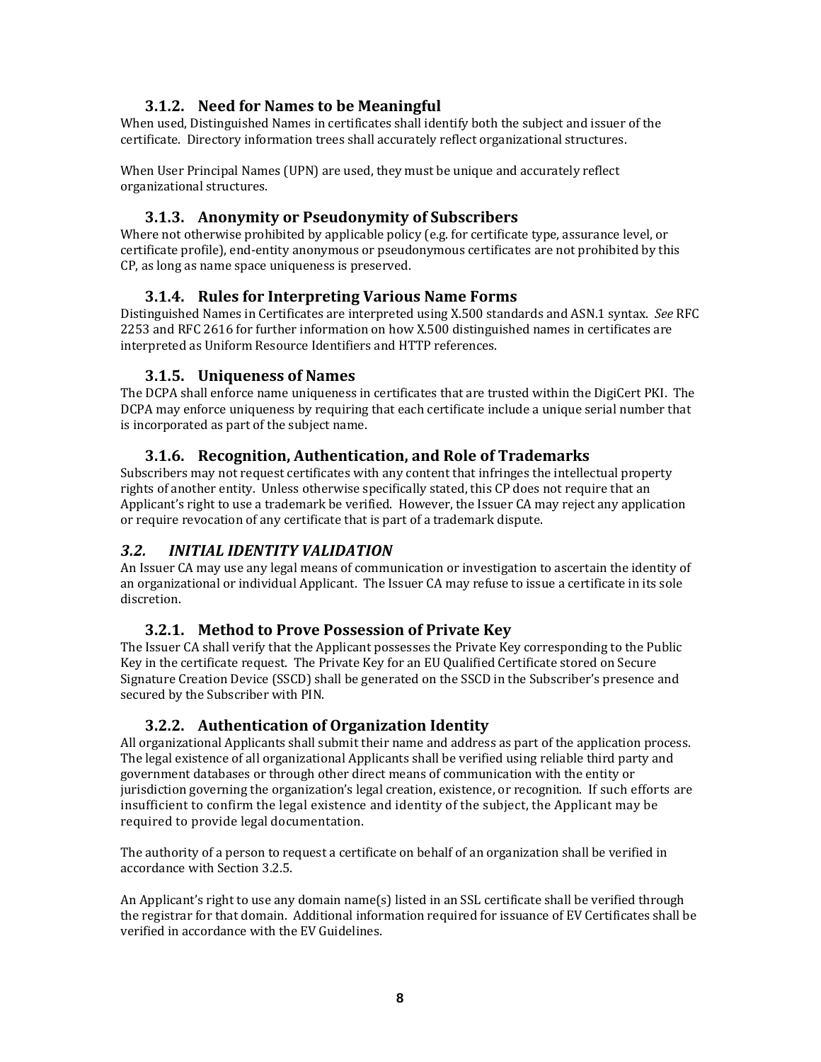### 3.1.2. Need for Names to be Meaningful

When used, Distinguished Names in certificates shall identify both the subject and issuer of the certificate. Directory information trees shall accurately reflect organizational structures.

When User Principal Names (UPN) are used, they must be unique and accurately reflect organizational structures.

### 3.1.3. Anonymity or Pseudonymity of Subscribers

Where not otherwise prohibited by applicable policy (e.g. for certificate type, assurance level, or certificate profile), end-entity anonymous or pseudonymous certificates are not prohibited by this CP, as long as name space uniqueness is preserved.

### 3.1.4. Rules for Interpreting Various Name Forms

Distinguished Names in Certificates are interpreted using X.500 standards and ASN.1 syntax. *See* RFC 2253 and RFC 2616 for further information on how X.500 distinguished names in certificates are interpreted as Uniform Resource Identifiers and HTTP references.

### 3.1.5. Uniqueness of Names

The DCPA shall enforce name uniqueness in certificates that are trusted within the DigiCert PKI. The DCPA may enforce uniqueness by requiring that each certificate include a unique serial number that is incorporated as part of the subject name.

### 3.1.6. Recognition, Authentication, and Role of Trademarks

Subscribers may not request certificates with any content that infringes the intellectual property rights of another entity. Unless otherwise specifically stated, this CP does not require that an Applicant's right to use a trademark be verified. However, the Issuer CA may reject any application or require revocation of any certificate that is part of a trademark dispute.

## *3.2. INITIAL IDENTITY VALIDATION*

An Issuer CA may use any legal means of communication or investigation to ascertain the identity of an organizational or individual Applicant. The Issuer CA may refuse to issue a certificate in its sole discretion.

### 3.2.1. Method to Prove Possession of Private Key

The Issuer CA shall verify that the Applicant possesses the Private Key corresponding to the Public Key in the certificate request. The Private Key for an EU Qualified Certificate stored on Secure Signature Creation Device (SSCD) shall be generated on the SSCD in the Subscriber's presence and secured by the Subscriber with PIN.

### 3.2.2. Authentication of Organization Identity

All organizational Applicants shall submit their name and address as part of the application process. The legal existence of all organizational Applicants shall be verified using reliable third party and government databases or through other direct means of communication with the entity or jurisdiction governing the organization's legal creation, existence, or recognition. If such efforts are insufficient to confirm the legal existence and identity of the subject, the Applicant may be required to provide legal documentation.

The authority of a person to request a certificate on behalf of an organization shall be verified in accordance with Section 3.2.5.

An Applicant's right to use any domain name(s) listed in an SSL certificate shall be verified through the registrar for that domain. Additional information required for issuance of EV Certificates shall be verified in accordance with the EV Guidelines.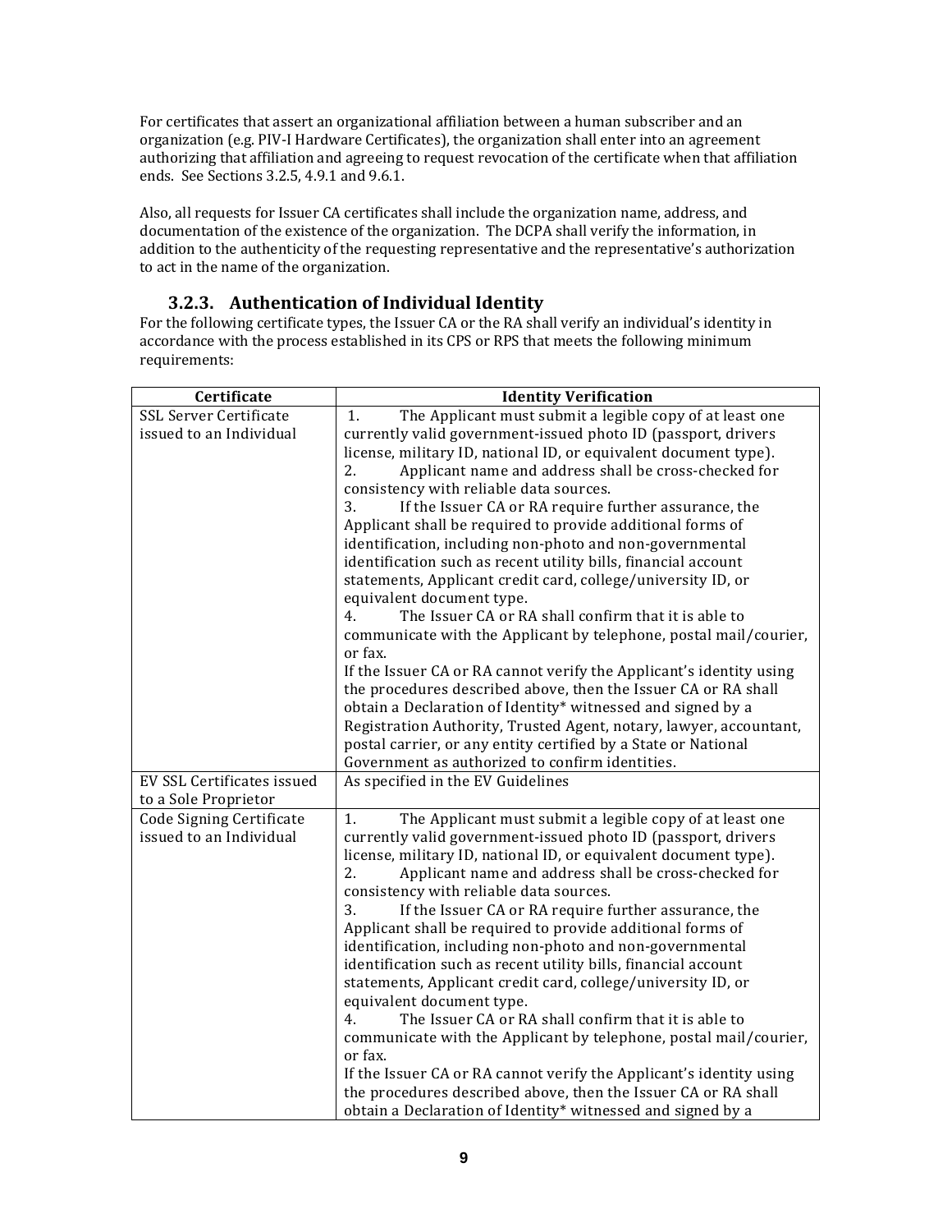For certificates that assert an organizational affiliation between a human subscriber and an organization (e.g. PIV-I Hardware Certificates), the organization shall enter into an agreement authorizing that affiliation and agreeing to request revocation of the certificate when that affiliation ends. See Sections 3.2.5, 4.9.1 and 9.6.1.

Also, all requests for Issuer CA certificates shall include the organization name, address, and documentation of the existence of the organization. The DCPA shall verify the information, in addition to the authenticity of the requesting representative and the representative's authorization to act in the name of the organization.

### 3.2.3. Authentication of Individual Identity

For the following certificate types, the Issuer CA or the RA shall verify an individual's identity in accordance with the process established in its CPS or RPS that meets the following minimum requirements:

| Certificate | Identity Verification |
|---|---|
| SSL Server Certificate issued to an Individual | 1. The Applicant must submit a legible copy of at least one currently valid government-issued photo ID (passport, drivers license, military ID, national ID, or equivalent document type).<br>2. Applicant name and address shall be cross-checked for consistency with reliable data sources.<br>3. If the Issuer CA or RA require further assurance, the Applicant shall be required to provide additional forms of identification, including non-photo and non-governmental identification such as recent utility bills, financial account statements, Applicant credit card, college/university ID, or equivalent document type.<br>4. The Issuer CA or RA shall confirm that it is able to communicate with the Applicant by telephone, postal mail/courier, or fax.<br>If the Issuer CA or RA cannot verify the Applicant's identity using the procedures described above, then the Issuer CA or RA shall obtain a Declaration of Identity* witnessed and signed by a Registration Authority, Trusted Agent, notary, lawyer, accountant, postal carrier, or any entity certified by a State or National Government as authorized to confirm identities. |
| EV SSL Certificates issued to a Sole Proprietor | As specified in the EV Guidelines |
| Code Signing Certificate issued to an Individual | 1. The Applicant must submit a legible copy of at least one currently valid government-issued photo ID (passport, drivers license, military ID, national ID, or equivalent document type).<br>2. Applicant name and address shall be cross-checked for consistency with reliable data sources.<br>3. If the Issuer CA or RA require further assurance, the Applicant shall be required to provide additional forms of identification, including non-photo and non-governmental identification such as recent utility bills, financial account statements, Applicant credit card, college/university ID, or equivalent document type.<br>4. The Issuer CA or RA shall confirm that it is able to communicate with the Applicant by telephone, postal mail/courier, or fax.<br>If the Issuer CA or RA cannot verify the Applicant's identity using the procedures described above, then the Issuer CA or RA shall obtain a Declaration of Identity* witnessed and signed by a |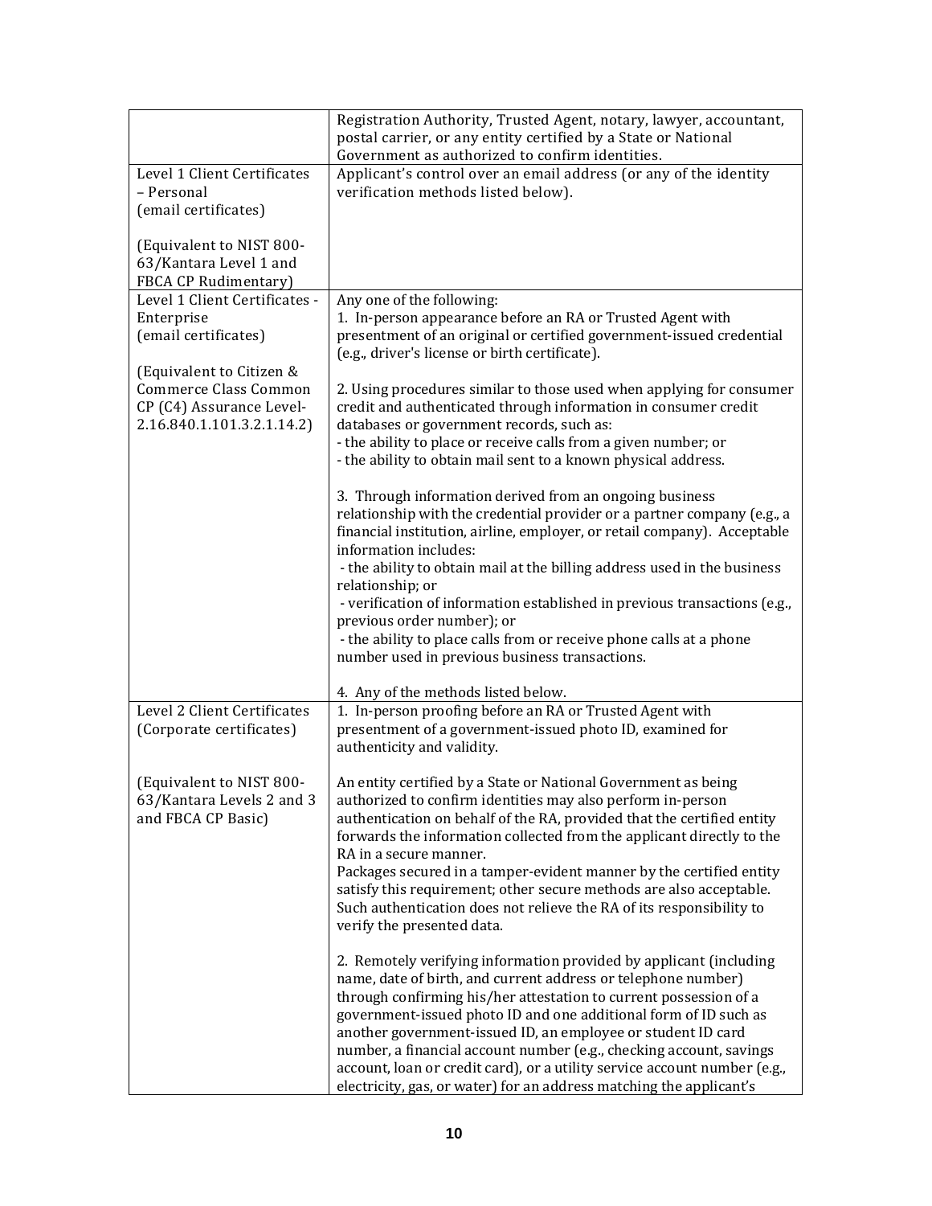| | |
|---|---|
| | Registration Authority, Trusted Agent, notary, lawyer, accountant, postal carrier, or any entity certified by a State or National Government as authorized to confirm identities. |
| Level 1 Client Certificates – Personal (email certificates)<br><br>(Equivalent to NIST 800-63/Kantara Level 1 and FBCA CP Rudimentary) | Applicant's control over an email address (or any of the identity verification methods listed below). |
| Level 1 Client Certificates - Enterprise (email certificates)<br><br>(Equivalent to Citizen & Commerce Class Common CP (C4) Assurance Level-2.16.840.1.101.3.2.1.14.2) | Any one of the following:<br>1. In-person appearance before an RA or Trusted Agent with presentment of an original or certified government-issued credential (e.g., driver's license or birth certificate).<br><br>2. Using procedures similar to those used when applying for consumer credit and authenticated through information in consumer credit databases or government records, such as:<br>- the ability to place or receive calls from a given number; or<br>- the ability to obtain mail sent to a known physical address.<br><br>3. Through information derived from an ongoing business relationship with the credential provider or a partner company (e.g., a financial institution, airline, employer, or retail company). Acceptable information includes:<br>- the ability to obtain mail at the billing address used in the business relationship; or<br>- verification of information established in previous transactions (e.g., previous order number); or<br>- the ability to place calls from or receive phone calls at a phone number used in previous business transactions.<br><br>4. Any of the methods listed below. |
| Level 2 Client Certificates (Corporate certificates)<br><br>(Equivalent to NIST 800-63/Kantara Levels 2 and 3 and FBCA CP Basic) | 1. In-person proofing before an RA or Trusted Agent with presentment of a government-issued photo ID, examined for authenticity and validity.<br><br>An entity certified by a State or National Government as being authorized to confirm identities may also perform in-person authentication on behalf of the RA, provided that the certified entity forwards the information collected from the applicant directly to the RA in a secure manner.<br>Packages secured in a tamper-evident manner by the certified entity satisfy this requirement; other secure methods are also acceptable. Such authentication does not relieve the RA of its responsibility to verify the presented data.<br><br>2. Remotely verifying information provided by applicant (including name, date of birth, and current address or telephone number) through confirming his/her attestation to current possession of a government-issued photo ID and one additional form of ID such as another government-issued ID, an employee or student ID card number, a financial account number (e.g., checking account, savings account, loan or credit card), or a utility service account number (e.g., electricity, gas, or water) for an address matching the applicant's |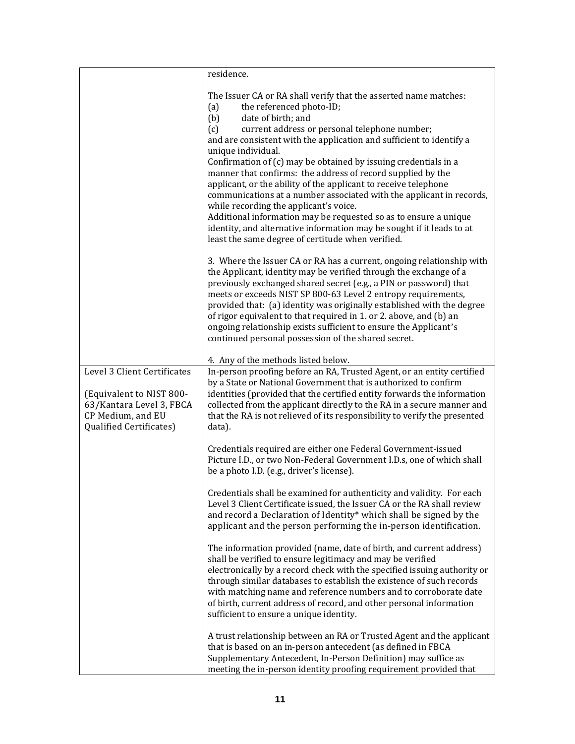| | |
|---|---|
| | residence.<br><br>The Issuer CA or RA shall verify that the asserted name matches:<br>(a) the referenced photo-ID;<br>(b) date of birth; and<br>(c) current address or personal telephone number;<br>and are consistent with the application and sufficient to identify a unique individual.<br>Confirmation of (c) may be obtained by issuing credentials in a manner that confirms: the address of record supplied by the applicant, or the ability of the applicant to receive telephone communications at a number associated with the applicant in records, while recording the applicant's voice.<br>Additional information may be requested so as to ensure a unique identity, and alternative information may be sought if it leads to at least the same degree of certitude when verified.<br><br>3. Where the Issuer CA or RA has a current, ongoing relationship with the Applicant, identity may be verified through the exchange of a previously exchanged shared secret (e.g., a PIN or password) that meets or exceeds NIST SP 800-63 Level 2 entropy requirements, provided that: (a) identity was originally established with the degree of rigor equivalent to that required in 1. or 2. above, and (b) an ongoing relationship exists sufficient to ensure the Applicant's continued personal possession of the shared secret.<br><br>4. Any of the methods listed below. |
| Level 3 Client Certificates<br><br>(Equivalent to NIST 800-63/Kantara Level 3, FBCA CP Medium, and EU Qualified Certificates) | In-person proofing before an RA, Trusted Agent, or an entity certified by a State or National Government that is authorized to confirm identities (provided that the certified entity forwards the information collected from the applicant directly to the RA in a secure manner and that the RA is not relieved of its responsibility to verify the presented data).<br><br>Credentials required are either one Federal Government-issued Picture I.D., or two Non-Federal Government I.D.s, one of which shall be a photo I.D. (e.g., driver's license).<br><br>Credentials shall be examined for authenticity and validity. For each Level 3 Client Certificate issued, the Issuer CA or the RA shall review and record a Declaration of Identity* which shall be signed by the applicant and the person performing the in-person identification.<br><br>The information provided (name, date of birth, and current address) shall be verified to ensure legitimacy and may be verified electronically by a record check with the specified issuing authority or through similar databases to establish the existence of such records with matching name and reference numbers and to corroborate date of birth, current address of record, and other personal information sufficient to ensure a unique identity.<br><br>A trust relationship between an RA or Trusted Agent and the applicant that is based on an in-person antecedent (as defined in FBCA Supplementary Antecedent, In-Person Definition) may suffice as meeting the in-person identity proofing requirement provided that |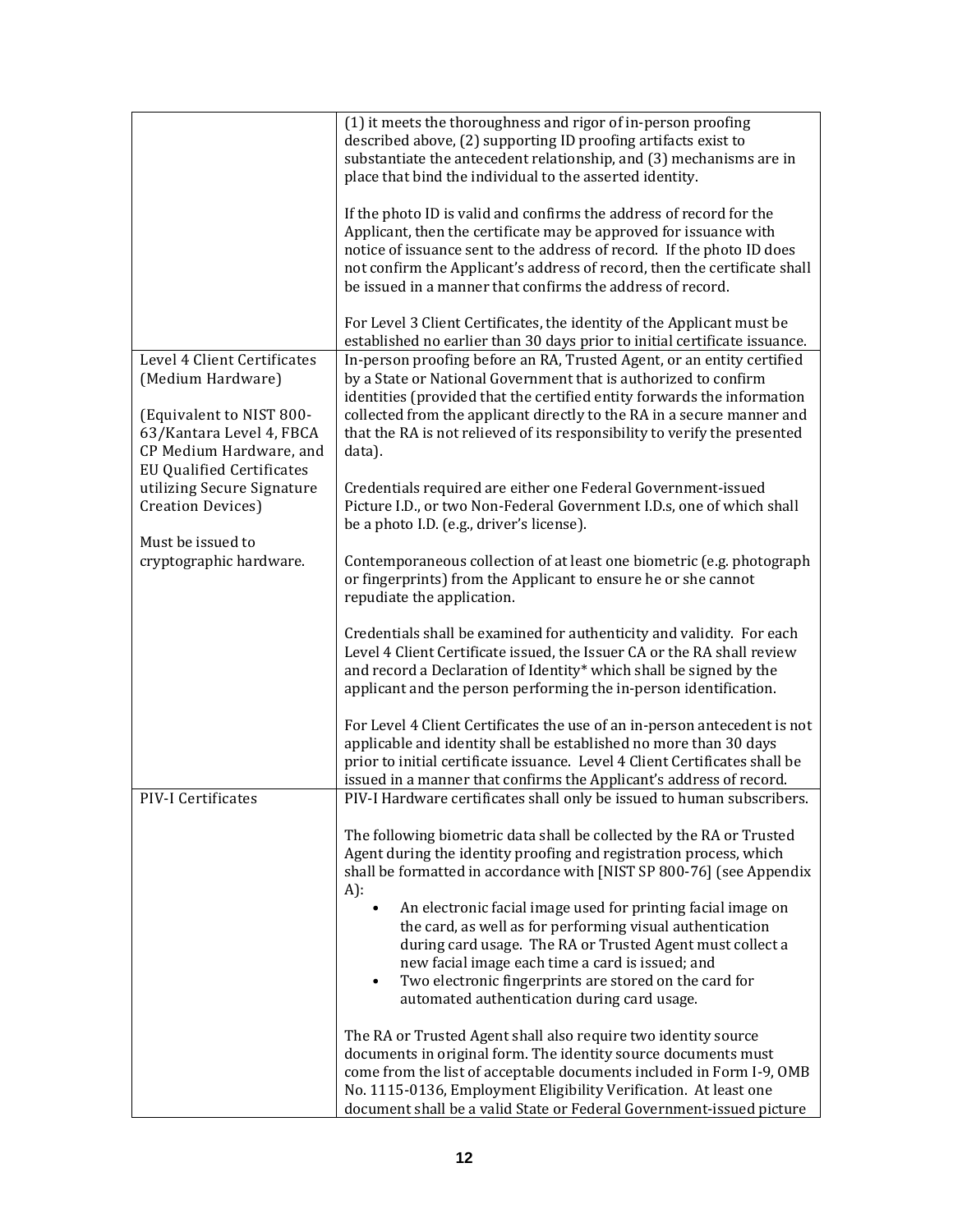| | |
|---|---|
| | (1) it meets the thoroughness and rigor of in-person proofing described above, (2) supporting ID proofing artifacts exist to substantiate the antecedent relationship, and (3) mechanisms are in place that bind the individual to the asserted identity.<br><br>If the photo ID is valid and confirms the address of record for the Applicant, then the certificate may be approved for issuance with notice of issuance sent to the address of record. If the photo ID does not confirm the Applicant's address of record, then the certificate shall be issued in a manner that confirms the address of record.<br><br>For Level 3 Client Certificates, the identity of the Applicant must be established no earlier than 30 days prior to initial certificate issuance. |
| Level 4 Client Certificates (Medium Hardware)<br><br>(Equivalent to NIST 800-63/Kantara Level 4, FBCA CP Medium Hardware, and EU Qualified Certificates utilizing Secure Signature Creation Devices)<br><br>Must be issued to cryptographic hardware. | In-person proofing before an RA, Trusted Agent, or an entity certified by a State or National Government that is authorized to confirm identities (provided that the certified entity forwards the information collected from the applicant directly to the RA in a secure manner and that the RA is not relieved of its responsibility to verify the presented data).<br><br>Credentials required are either one Federal Government-issued Picture I.D., or two Non-Federal Government I.D.s, one of which shall be a photo I.D. (e.g., driver's license).<br><br>Contemporaneous collection of at least one biometric (e.g. photograph or fingerprints) from the Applicant to ensure he or she cannot repudiate the application.<br><br>Credentials shall be examined for authenticity and validity. For each Level 4 Client Certificate issued, the Issuer CA or the RA shall review and record a Declaration of Identity* which shall be signed by the applicant and the person performing the in-person identification.<br><br>For Level 4 Client Certificates the use of an in-person antecedent is not applicable and identity shall be established no more than 30 days prior to initial certificate issuance. Level 4 Client Certificates shall be issued in a manner that confirms the Applicant's address of record. |
| PIV-I Certificates | PIV-I Hardware certificates shall only be issued to human subscribers.<br><br>The following biometric data shall be collected by the RA or Trusted Agent during the identity proofing and registration process, which shall be formatted in accordance with [NIST SP 800-76] (see Appendix A):<br>• An electronic facial image used for printing facial image on the card, as well as for performing visual authentication during card usage. The RA or Trusted Agent must collect a new facial image each time a card is issued; and<br>• Two electronic fingerprints are stored on the card for automated authentication during card usage.<br><br>The RA or Trusted Agent shall also require two identity source documents in original form. The identity source documents must come from the list of acceptable documents included in Form I-9, OMB No. 1115-0136, Employment Eligibility Verification. At least one document shall be a valid State or Federal Government-issued picture |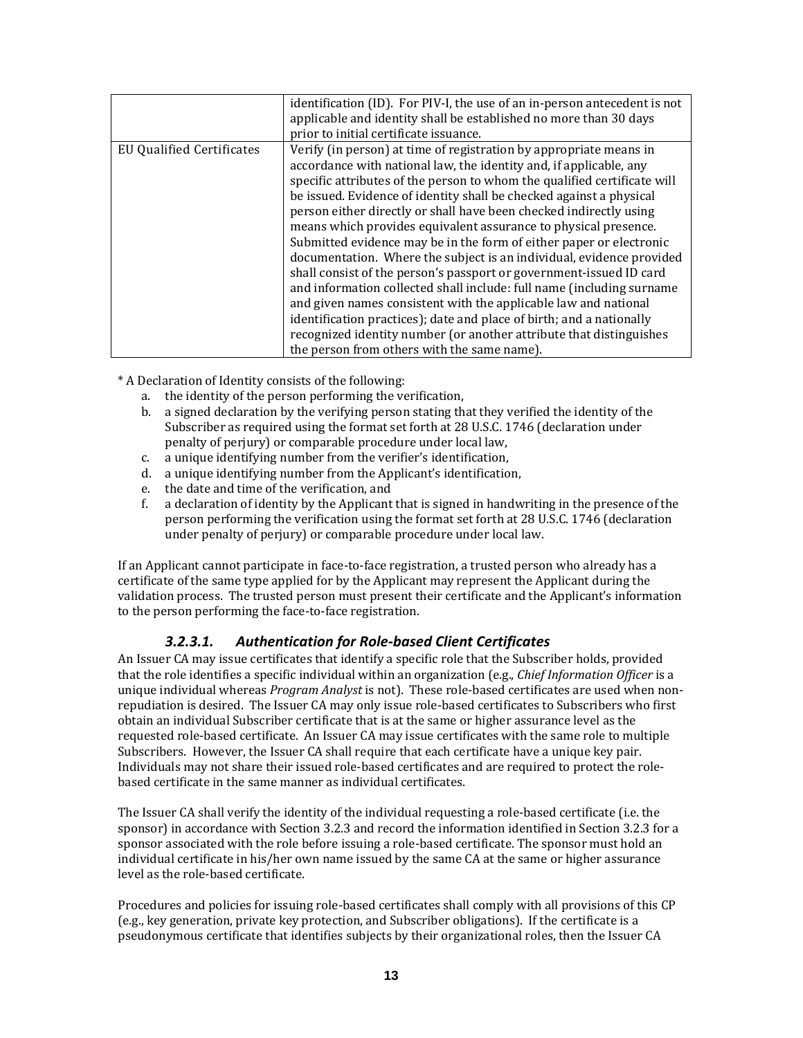| | |
|---|---|
| | identification (ID). For PIV-I, the use of an in-person antecedent is not applicable and identity shall be established no more than 30 days prior to initial certificate issuance. |
| EU Qualified Certificates | Verify (in person) at time of registration by appropriate means in accordance with national law, the identity and, if applicable, any specific attributes of the person to whom the qualified certificate will be issued. Evidence of identity shall be checked against a physical person either directly or shall have been checked indirectly using means which provides equivalent assurance to physical presence. Submitted evidence may be in the form of either paper or electronic documentation. Where the subject is an individual, evidence provided shall consist of the person's passport or government-issued ID card and information collected shall include: full name (including surname and given names consistent with the applicable law and national identification practices); date and place of birth; and a nationally recognized identity number (or another attribute that distinguishes the person from others with the same name). |

* A Declaration of Identity consists of the following:

a. the identity of the person performing the verification,
b. a signed declaration by the verifying person stating that they verified the identity of the Subscriber as required using the format set forth at 28 U.S.C. 1746 (declaration under penalty of perjury) or comparable procedure under local law,
c. a unique identifying number from the verifier's identification,
d. a unique identifying number from the Applicant's identification,
e. the date and time of the verification, and
f. a declaration of identity by the Applicant that is signed in handwriting in the presence of the person performing the verification using the format set forth at 28 U.S.C. 1746 (declaration under penalty of perjury) or comparable procedure under local law.

If an Applicant cannot participate in face-to-face registration, a trusted person who already has a certificate of the same type applied for by the Applicant may represent the Applicant during the validation process. The trusted person must present their certificate and the Applicant's information to the person performing the face-to-face registration.

#### *3.2.3.1. Authentication for Role-based Client Certificates*

An Issuer CA may issue certificates that identify a specific role that the Subscriber holds, provided that the role identifies a specific individual within an organization (e.g., *Chief Information Officer* is a unique individual whereas *Program Analyst* is not). These role-based certificates are used when non-repudiation is desired. The Issuer CA may only issue role-based certificates to Subscribers who first obtain an individual Subscriber certificate that is at the same or higher assurance level as the requested role-based certificate. An Issuer CA may issue certificates with the same role to multiple Subscribers. However, the Issuer CA shall require that each certificate have a unique key pair. Individuals may not share their issued role-based certificates and are required to protect the role-based certificate in the same manner as individual certificates.

The Issuer CA shall verify the identity of the individual requesting a role-based certificate (i.e. the sponsor) in accordance with Section 3.2.3 and record the information identified in Section 3.2.3 for a sponsor associated with the role before issuing a role-based certificate. The sponsor must hold an individual certificate in his/her own name issued by the same CA at the same or higher assurance level as the role-based certificate.

Procedures and policies for issuing role-based certificates shall comply with all provisions of this CP (e.g., key generation, private key protection, and Subscriber obligations). If the certificate is a pseudonymous certificate that identifies subjects by their organizational roles, then the Issuer CA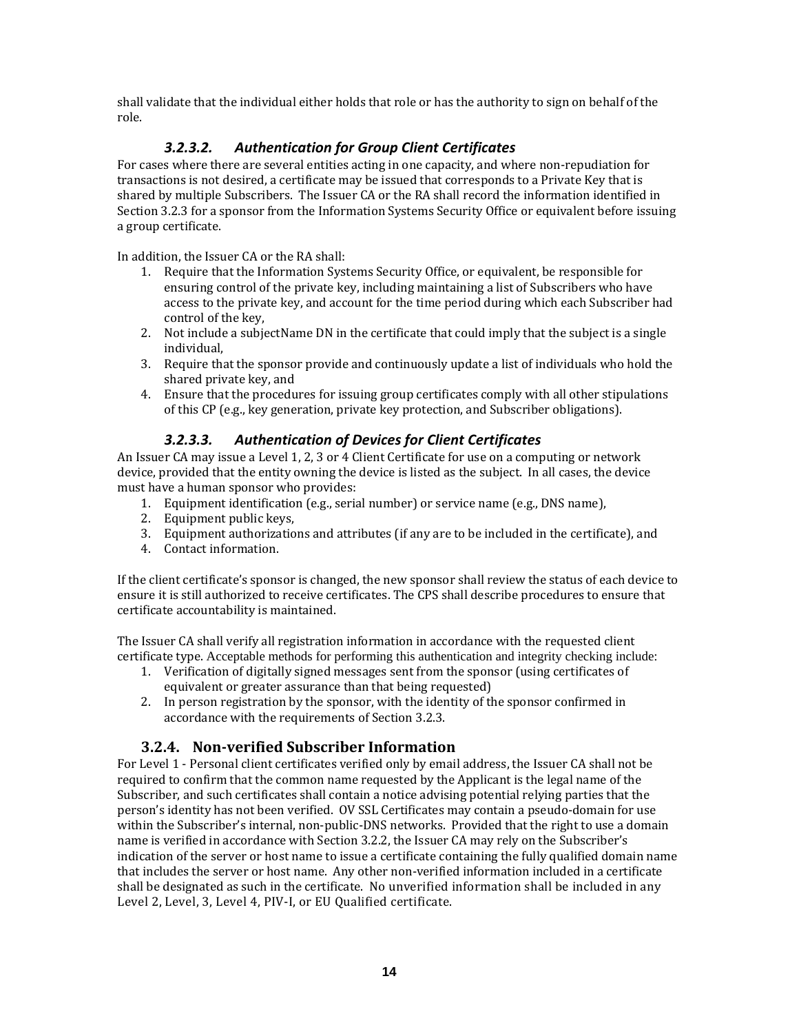shall validate that the individual either holds that role or has the authority to sign on behalf of the role.

#### *3.2.3.2. Authentication for Group Client Certificates*

For cases where there are several entities acting in one capacity, and where non-repudiation for transactions is not desired, a certificate may be issued that corresponds to a Private Key that is shared by multiple Subscribers. The Issuer CA or the RA shall record the information identified in Section 3.2.3 for a sponsor from the Information Systems Security Office or equivalent before issuing a group certificate.

In addition, the Issuer CA or the RA shall:

1. Require that the Information Systems Security Office, or equivalent, be responsible for ensuring control of the private key, including maintaining a list of Subscribers who have access to the private key, and account for the time period during which each Subscriber had control of the key,
2. Not include a subjectName DN in the certificate that could imply that the subject is a single individual,
3. Require that the sponsor provide and continuously update a list of individuals who hold the shared private key, and
4. Ensure that the procedures for issuing group certificates comply with all other stipulations of this CP (e.g., key generation, private key protection, and Subscriber obligations).

#### *3.2.3.3. Authentication of Devices for Client Certificates*

An Issuer CA may issue a Level 1, 2, 3 or 4 Client Certificate for use on a computing or network device, provided that the entity owning the device is listed as the subject. In all cases, the device must have a human sponsor who provides:

1. Equipment identification (e.g., serial number) or service name (e.g., DNS name),
2. Equipment public keys,
3. Equipment authorizations and attributes (if any are to be included in the certificate), and
4. Contact information.

If the client certificate's sponsor is changed, the new sponsor shall review the status of each device to ensure it is still authorized to receive certificates. The CPS shall describe procedures to ensure that certificate accountability is maintained.

The Issuer CA shall verify all registration information in accordance with the requested client certificate type. Acceptable methods for performing this authentication and integrity checking include:

1. Verification of digitally signed messages sent from the sponsor (using certificates of equivalent or greater assurance than that being requested)
2. In person registration by the sponsor, with the identity of the sponsor confirmed in accordance with the requirements of Section 3.2.3.

### 3.2.4. Non-verified Subscriber Information

For Level 1 - Personal client certificates verified only by email address, the Issuer CA shall not be required to confirm that the common name requested by the Applicant is the legal name of the Subscriber, and such certificates shall contain a notice advising potential relying parties that the person's identity has not been verified. OV SSL Certificates may contain a pseudo-domain for use within the Subscriber's internal, non-public-DNS networks. Provided that the right to use a domain name is verified in accordance with Section 3.2.2, the Issuer CA may rely on the Subscriber's indication of the server or host name to issue a certificate containing the fully qualified domain name that includes the server or host name. Any other non-verified information included in a certificate shall be designated as such in the certificate. No unverified information shall be included in any Level 2, Level, 3, Level 4, PIV-I, or EU Qualified certificate.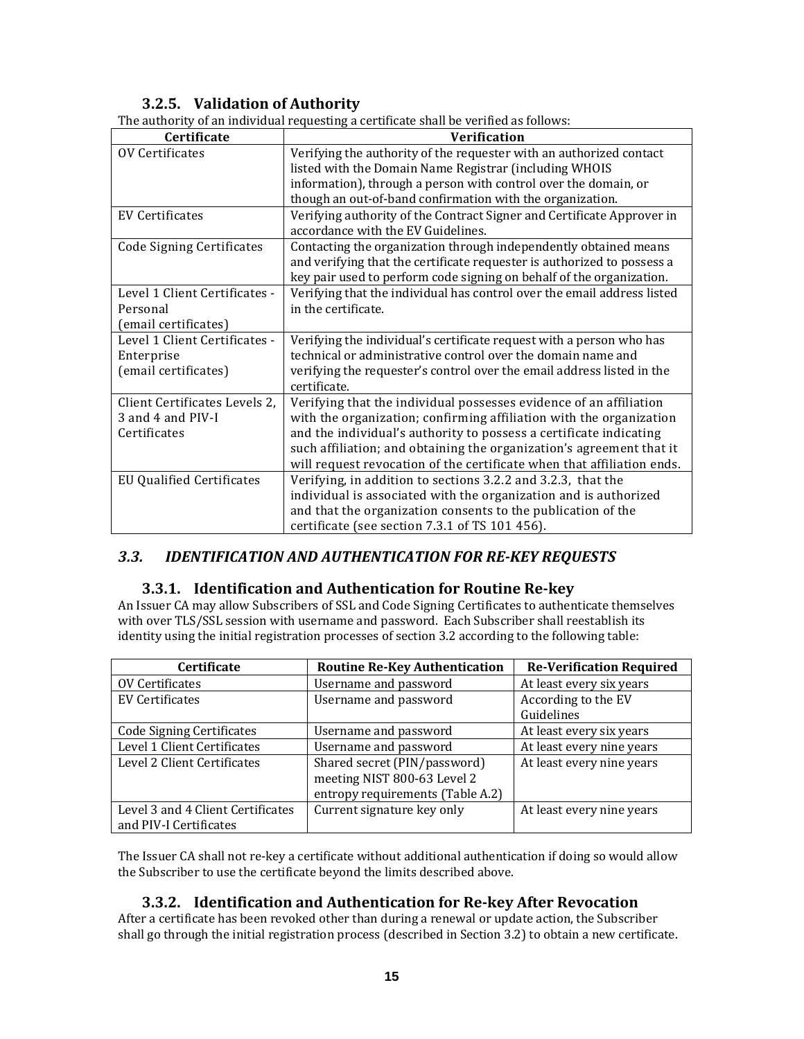### 3.2.5. Validation of Authority

The authority of an individual requesting a certificate shall be verified as follows:

| Certificate | Verification |
|---|---|
| OV Certificates | Verifying the authority of the requester with an authorized contact listed with the Domain Name Registrar (including WHOIS information), through a person with control over the domain, or though an out-of-band confirmation with the organization. |
| EV Certificates | Verifying authority of the Contract Signer and Certificate Approver in accordance with the EV Guidelines. |
| Code Signing Certificates | Contacting the organization through independently obtained means and verifying that the certificate requester is authorized to possess a key pair used to perform code signing on behalf of the organization. |
| Level 1 Client Certificates - Personal (email certificates) | Verifying that the individual has control over the email address listed in the certificate. |
| Level 1 Client Certificates - Enterprise (email certificates) | Verifying the individual's certificate request with a person who has technical or administrative control over the domain name and verifying the requester's control over the email address listed in the certificate. |
| Client Certificates Levels 2, 3 and 4 and PIV-I Certificates | Verifying that the individual possesses evidence of an affiliation with the organization; confirming affiliation with the organization and the individual's authority to possess a certificate indicating such affiliation; and obtaining the organization's agreement that it will request revocation of the certificate when that affiliation ends. |
| EU Qualified Certificates | Verifying, in addition to sections 3.2.2 and 3.2.3, that the individual is associated with the organization and is authorized and that the organization consents to the publication of the certificate (see section 7.3.1 of TS 101 456). |

## *3.3. IDENTIFICATION AND AUTHENTICATION FOR RE-KEY REQUESTS*

### 3.3.1. Identification and Authentication for Routine Re-key

An Issuer CA may allow Subscribers of SSL and Code Signing Certificates to authenticate themselves with over TLS/SSL session with username and password. Each Subscriber shall reestablish its identity using the initial registration processes of section 3.2 according to the following table:

| Certificate | Routine Re-Key Authentication | Re-Verification Required |
|---|---|---|
| OV Certificates | Username and password | At least every six years |
| EV Certificates | Username and password | According to the EV Guidelines |
| Code Signing Certificates | Username and password | At least every six years |
| Level 1 Client Certificates | Username and password | At least every nine years |
| Level 2 Client Certificates | Shared secret (PIN/password) meeting NIST 800-63 Level 2 entropy requirements (Table A.2) | At least every nine years |
| Level 3 and 4 Client Certificates and PIV-I Certificates | Current signature key only | At least every nine years |

The Issuer CA shall not re-key a certificate without additional authentication if doing so would allow the Subscriber to use the certificate beyond the limits described above.

### 3.3.2. Identification and Authentication for Re-key After Revocation

After a certificate has been revoked other than during a renewal or update action, the Subscriber shall go through the initial registration process (described in Section 3.2) to obtain a new certificate.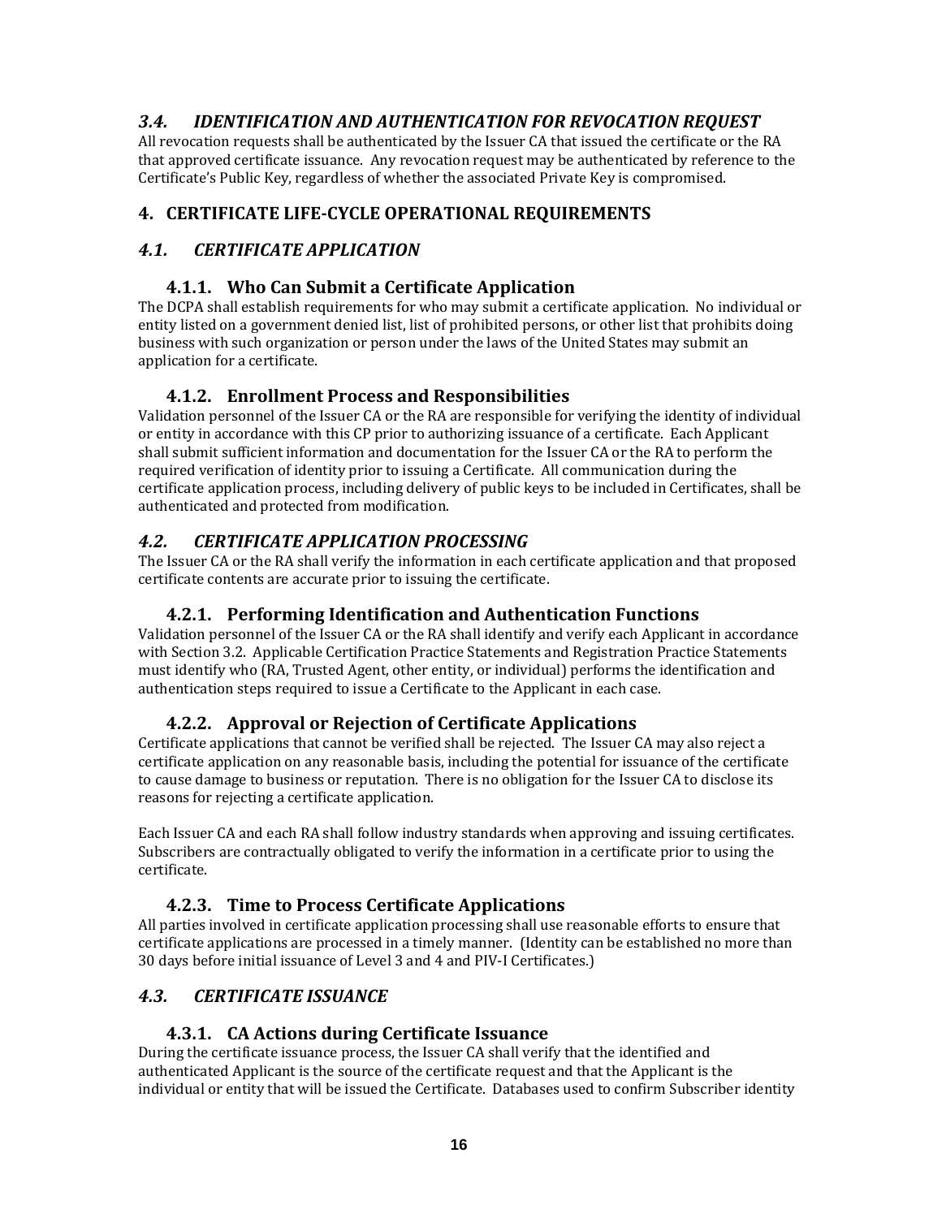### *3.4. IDENTIFICATION AND AUTHENTICATION FOR REVOCATION REQUEST*

All revocation requests shall be authenticated by the Issuer CA that issued the certificate or the RA that approved certificate issuance. Any revocation request may be authenticated by reference to the Certificate's Public Key, regardless of whether the associated Private Key is compromised.

## 4. CERTIFICATE LIFE-CYCLE OPERATIONAL REQUIREMENTS

### *4.1. CERTIFICATE APPLICATION*

#### 4.1.1. Who Can Submit a Certificate Application

The DCPA shall establish requirements for who may submit a certificate application. No individual or entity listed on a government denied list, list of prohibited persons, or other list that prohibits doing business with such organization or person under the laws of the United States may submit an application for a certificate.

#### 4.1.2. Enrollment Process and Responsibilities

Validation personnel of the Issuer CA or the RA are responsible for verifying the identity of individual or entity in accordance with this CP prior to authorizing issuance of a certificate. Each Applicant shall submit sufficient information and documentation for the Issuer CA or the RA to perform the required verification of identity prior to issuing a Certificate. All communication during the certificate application process, including delivery of public keys to be included in Certificates, shall be authenticated and protected from modification.

### *4.2. CERTIFICATE APPLICATION PROCESSING*

The Issuer CA or the RA shall verify the information in each certificate application and that proposed certificate contents are accurate prior to issuing the certificate.

#### 4.2.1. Performing Identification and Authentication Functions

Validation personnel of the Issuer CA or the RA shall identify and verify each Applicant in accordance with Section 3.2. Applicable Certification Practice Statements and Registration Practice Statements must identify who (RA, Trusted Agent, other entity, or individual) performs the identification and authentication steps required to issue a Certificate to the Applicant in each case.

#### 4.2.2. Approval or Rejection of Certificate Applications

Certificate applications that cannot be verified shall be rejected. The Issuer CA may also reject a certificate application on any reasonable basis, including the potential for issuance of the certificate to cause damage to business or reputation. There is no obligation for the Issuer CA to disclose its reasons for rejecting a certificate application.

Each Issuer CA and each RA shall follow industry standards when approving and issuing certificates. Subscribers are contractually obligated to verify the information in a certificate prior to using the certificate.

#### 4.2.3. Time to Process Certificate Applications

All parties involved in certificate application processing shall use reasonable efforts to ensure that certificate applications are processed in a timely manner. (Identity can be established no more than 30 days before initial issuance of Level 3 and 4 and PIV-I Certificates.)

### *4.3. CERTIFICATE ISSUANCE*

#### 4.3.1. CA Actions during Certificate Issuance

During the certificate issuance process, the Issuer CA shall verify that the identified and authenticated Applicant is the source of the certificate request and that the Applicant is the individual or entity that will be issued the Certificate. Databases used to confirm Subscriber identity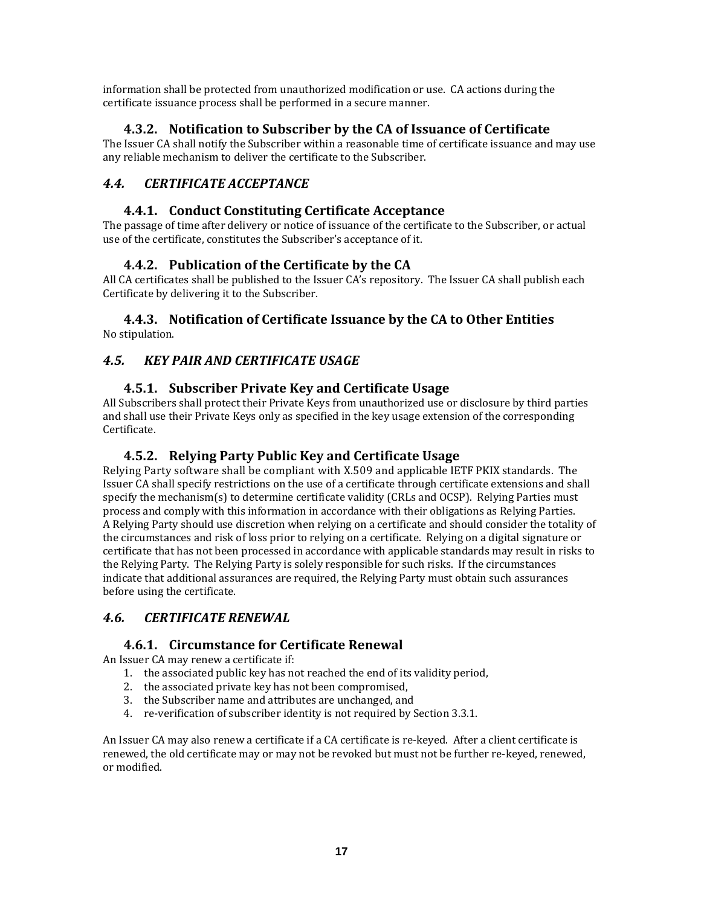information shall be protected from unauthorized modification or use. CA actions during the certificate issuance process shall be performed in a secure manner.

### 4.3.2. Notification to Subscriber by the CA of Issuance of Certificate

The Issuer CA shall notify the Subscriber within a reasonable time of certificate issuance and may use any reliable mechanism to deliver the certificate to the Subscriber.

## *4.4. CERTIFICATE ACCEPTANCE*

### 4.4.1. Conduct Constituting Certificate Acceptance

The passage of time after delivery or notice of issuance of the certificate to the Subscriber, or actual use of the certificate, constitutes the Subscriber's acceptance of it.

### 4.4.2. Publication of the Certificate by the CA

All CA certificates shall be published to the Issuer CA's repository. The Issuer CA shall publish each Certificate by delivering it to the Subscriber.

### 4.4.3. Notification of Certificate Issuance by the CA to Other Entities

No stipulation.

## *4.5. KEY PAIR AND CERTIFICATE USAGE*

### 4.5.1. Subscriber Private Key and Certificate Usage

All Subscribers shall protect their Private Keys from unauthorized use or disclosure by third parties and shall use their Private Keys only as specified in the key usage extension of the corresponding Certificate.

### 4.5.2. Relying Party Public Key and Certificate Usage

Relying Party software shall be compliant with X.509 and applicable IETF PKIX standards. The Issuer CA shall specify restrictions on the use of a certificate through certificate extensions and shall specify the mechanism(s) to determine certificate validity (CRLs and OCSP). Relying Parties must process and comply with this information in accordance with their obligations as Relying Parties. A Relying Party should use discretion when relying on a certificate and should consider the totality of the circumstances and risk of loss prior to relying on a certificate. Relying on a digital signature or certificate that has not been processed in accordance with applicable standards may result in risks to the Relying Party. The Relying Party is solely responsible for such risks. If the circumstances indicate that additional assurances are required, the Relying Party must obtain such assurances before using the certificate.

## *4.6. CERTIFICATE RENEWAL*

### 4.6.1. Circumstance for Certificate Renewal

An Issuer CA may renew a certificate if:

1. the associated public key has not reached the end of its validity period,
2. the associated private key has not been compromised,
3. the Subscriber name and attributes are unchanged, and
4. re-verification of subscriber identity is not required by Section 3.3.1.

An Issuer CA may also renew a certificate if a CA certificate is re-keyed. After a client certificate is renewed, the old certificate may or may not be revoked but must not be further re-keyed, renewed, or modified.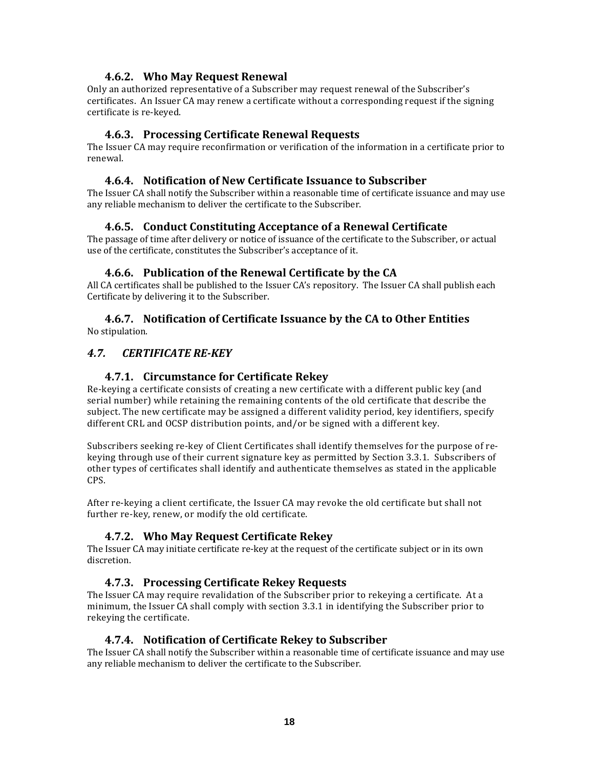### 4.6.2. Who May Request Renewal

Only an authorized representative of a Subscriber may request renewal of the Subscriber's certificates. An Issuer CA may renew a certificate without a corresponding request if the signing certificate is re-keyed.

### 4.6.3. Processing Certificate Renewal Requests

The Issuer CA may require reconfirmation or verification of the information in a certificate prior to renewal.

### 4.6.4. Notification of New Certificate Issuance to Subscriber

The Issuer CA shall notify the Subscriber within a reasonable time of certificate issuance and may use any reliable mechanism to deliver the certificate to the Subscriber.

### 4.6.5. Conduct Constituting Acceptance of a Renewal Certificate

The passage of time after delivery or notice of issuance of the certificate to the Subscriber, or actual use of the certificate, constitutes the Subscriber's acceptance of it.

### 4.6.6. Publication of the Renewal Certificate by the CA

All CA certificates shall be published to the Issuer CA's repository. The Issuer CA shall publish each Certificate by delivering it to the Subscriber.

### 4.6.7. Notification of Certificate Issuance by the CA to Other Entities

No stipulation.

## *4.7. CERTIFICATE RE-KEY*

### 4.7.1. Circumstance for Certificate Rekey

Re-keying a certificate consists of creating a new certificate with a different public key (and serial number) while retaining the remaining contents of the old certificate that describe the subject. The new certificate may be assigned a different validity period, key identifiers, specify different CRL and OCSP distribution points, and/or be signed with a different key.

Subscribers seeking re-key of Client Certificates shall identify themselves for the purpose of re-keying through use of their current signature key as permitted by Section 3.3.1. Subscribers of other types of certificates shall identify and authenticate themselves as stated in the applicable CPS.

After re-keying a client certificate, the Issuer CA may revoke the old certificate but shall not further re-key, renew, or modify the old certificate.

### 4.7.2. Who May Request Certificate Rekey

The Issuer CA may initiate certificate re-key at the request of the certificate subject or in its own discretion.

### 4.7.3. Processing Certificate Rekey Requests

The Issuer CA may require revalidation of the Subscriber prior to rekeying a certificate. At a minimum, the Issuer CA shall comply with section 3.3.1 in identifying the Subscriber prior to rekeying the certificate.

### 4.7.4. Notification of Certificate Rekey to Subscriber

The Issuer CA shall notify the Subscriber within a reasonable time of certificate issuance and may use any reliable mechanism to deliver the certificate to the Subscriber.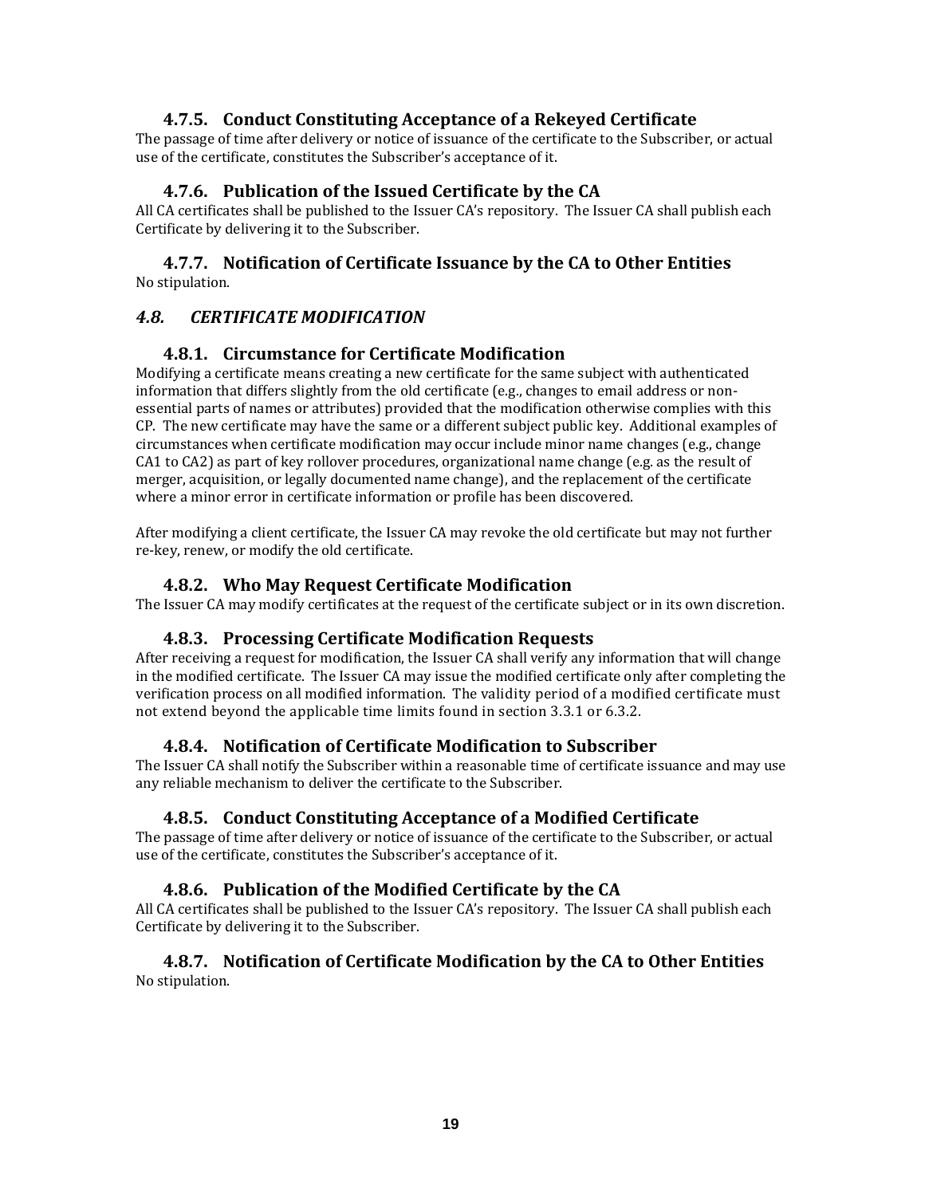### 4.7.5. Conduct Constituting Acceptance of a Rekeyed Certificate

The passage of time after delivery or notice of issuance of the certificate to the Subscriber, or actual use of the certificate, constitutes the Subscriber's acceptance of it.

### 4.7.6. Publication of the Issued Certificate by the CA

All CA certificates shall be published to the Issuer CA's repository. The Issuer CA shall publish each Certificate by delivering it to the Subscriber.

### 4.7.7. Notification of Certificate Issuance by the CA to Other Entities

No stipulation.

## *4.8. CERTIFICATE MODIFICATION*

### 4.8.1. Circumstance for Certificate Modification

Modifying a certificate means creating a new certificate for the same subject with authenticated information that differs slightly from the old certificate (e.g., changes to email address or non-essential parts of names or attributes) provided that the modification otherwise complies with this CP. The new certificate may have the same or a different subject public key. Additional examples of circumstances when certificate modification may occur include minor name changes (e.g., change CA1 to CA2) as part of key rollover procedures, organizational name change (e.g. as the result of merger, acquisition, or legally documented name change), and the replacement of the certificate where a minor error in certificate information or profile has been discovered.

After modifying a client certificate, the Issuer CA may revoke the old certificate but may not further re-key, renew, or modify the old certificate.

### 4.8.2. Who May Request Certificate Modification

The Issuer CA may modify certificates at the request of the certificate subject or in its own discretion.

### 4.8.3. Processing Certificate Modification Requests

After receiving a request for modification, the Issuer CA shall verify any information that will change in the modified certificate. The Issuer CA may issue the modified certificate only after completing the verification process on all modified information. The validity period of a modified certificate must not extend beyond the applicable time limits found in section 3.3.1 or 6.3.2.

### 4.8.4. Notification of Certificate Modification to Subscriber

The Issuer CA shall notify the Subscriber within a reasonable time of certificate issuance and may use any reliable mechanism to deliver the certificate to the Subscriber.

### 4.8.5. Conduct Constituting Acceptance of a Modified Certificate

The passage of time after delivery or notice of issuance of the certificate to the Subscriber, or actual use of the certificate, constitutes the Subscriber's acceptance of it.

### 4.8.6. Publication of the Modified Certificate by the CA

All CA certificates shall be published to the Issuer CA's repository. The Issuer CA shall publish each Certificate by delivering it to the Subscriber.

### 4.8.7. Notification of Certificate Modification by the CA to Other Entities

No stipulation.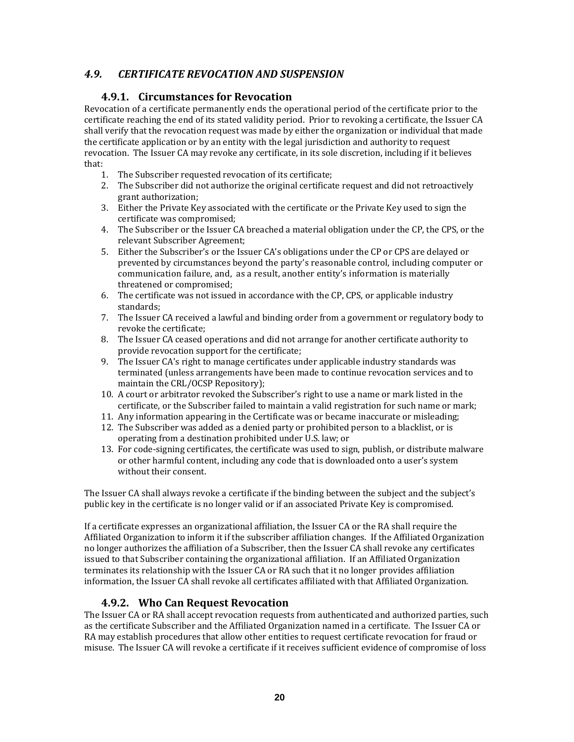## *4.9. CERTIFICATE REVOCATION AND SUSPENSION*

### 4.9.1. Circumstances for Revocation

Revocation of a certificate permanently ends the operational period of the certificate prior to the certificate reaching the end of its stated validity period. Prior to revoking a certificate, the Issuer CA shall verify that the revocation request was made by either the organization or individual that made the certificate application or by an entity with the legal jurisdiction and authority to request revocation. The Issuer CA may revoke any certificate, in its sole discretion, including if it believes that:

1. The Subscriber requested revocation of its certificate;
2. The Subscriber did not authorize the original certificate request and did not retroactively grant authorization;
3. Either the Private Key associated with the certificate or the Private Key used to sign the certificate was compromised;
4. The Subscriber or the Issuer CA breached a material obligation under the CP, the CPS, or the relevant Subscriber Agreement;
5. Either the Subscriber's or the Issuer CA's obligations under the CP or CPS are delayed or prevented by circumstances beyond the party's reasonable control, including computer or communication failure, and, as a result, another entity's information is materially threatened or compromised;
6. The certificate was not issued in accordance with the CP, CPS, or applicable industry standards;
7. The Issuer CA received a lawful and binding order from a government or regulatory body to revoke the certificate;
8. The Issuer CA ceased operations and did not arrange for another certificate authority to provide revocation support for the certificate;
9. The Issuer CA's right to manage certificates under applicable industry standards was terminated (unless arrangements have been made to continue revocation services and to maintain the CRL/OCSP Repository);
10. A court or arbitrator revoked the Subscriber's right to use a name or mark listed in the certificate, or the Subscriber failed to maintain a valid registration for such name or mark;
11. Any information appearing in the Certificate was or became inaccurate or misleading;
12. The Subscriber was added as a denied party or prohibited person to a blacklist, or is operating from a destination prohibited under U.S. law; or
13. For code-signing certificates, the certificate was used to sign, publish, or distribute malware or other harmful content, including any code that is downloaded onto a user's system without their consent.

The Issuer CA shall always revoke a certificate if the binding between the subject and the subject's public key in the certificate is no longer valid or if an associated Private Key is compromised.

If a certificate expresses an organizational affiliation, the Issuer CA or the RA shall require the Affiliated Organization to inform it if the subscriber affiliation changes. If the Affiliated Organization no longer authorizes the affiliation of a Subscriber, then the Issuer CA shall revoke any certificates issued to that Subscriber containing the organizational affiliation. If an Affiliated Organization terminates its relationship with the Issuer CA or RA such that it no longer provides affiliation information, the Issuer CA shall revoke all certificates affiliated with that Affiliated Organization.

### 4.9.2. Who Can Request Revocation

The Issuer CA or RA shall accept revocation requests from authenticated and authorized parties, such as the certificate Subscriber and the Affiliated Organization named in a certificate. The Issuer CA or RA may establish procedures that allow other entities to request certificate revocation for fraud or misuse. The Issuer CA will revoke a certificate if it receives sufficient evidence of compromise of loss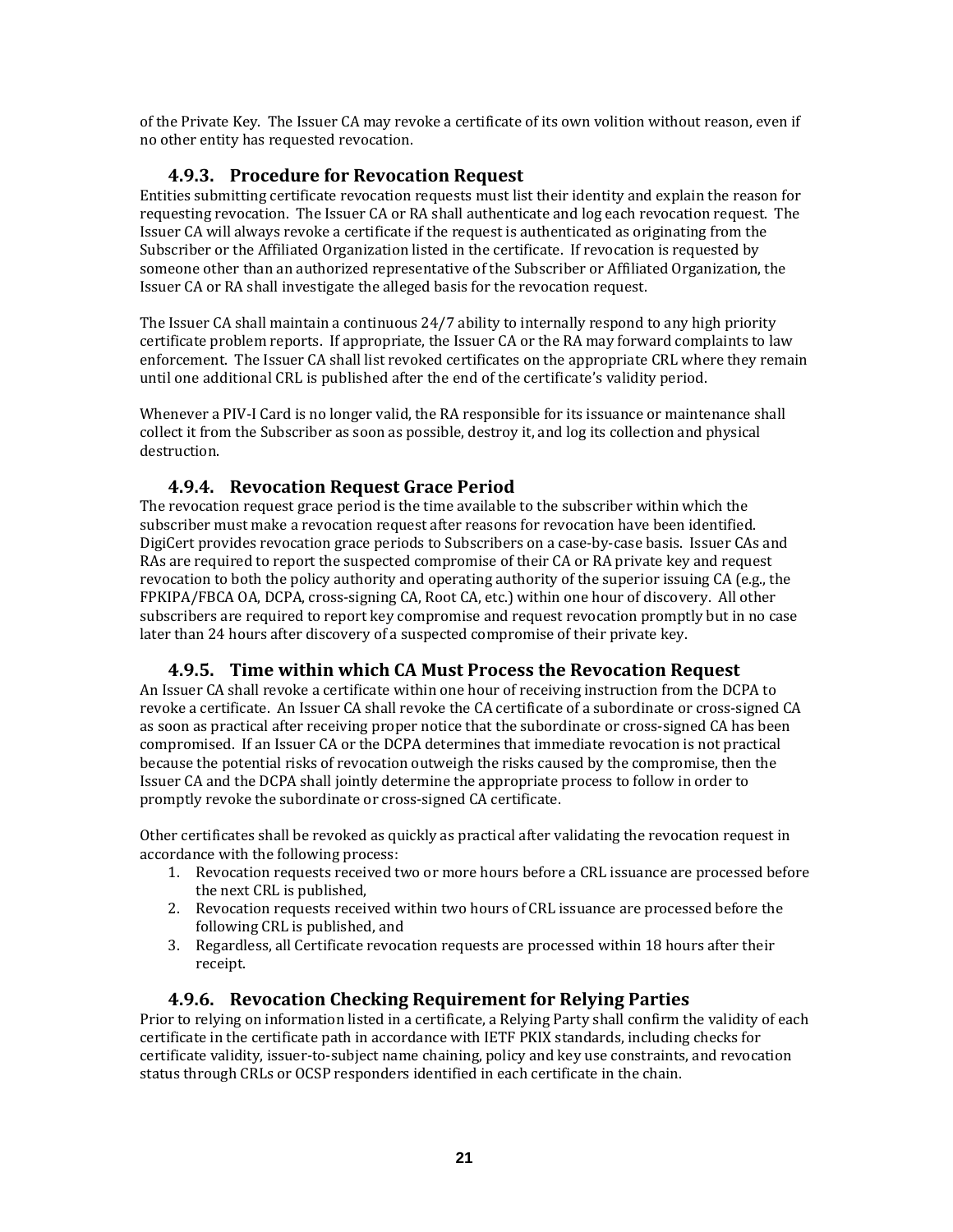of the Private Key. The Issuer CA may revoke a certificate of its own volition without reason, even if no other entity has requested revocation.

### 4.9.3. Procedure for Revocation Request

Entities submitting certificate revocation requests must list their identity and explain the reason for requesting revocation. The Issuer CA or RA shall authenticate and log each revocation request. The Issuer CA will always revoke a certificate if the request is authenticated as originating from the Subscriber or the Affiliated Organization listed in the certificate. If revocation is requested by someone other than an authorized representative of the Subscriber or Affiliated Organization, the Issuer CA or RA shall investigate the alleged basis for the revocation request.

The Issuer CA shall maintain a continuous 24/7 ability to internally respond to any high priority certificate problem reports. If appropriate, the Issuer CA or the RA may forward complaints to law enforcement. The Issuer CA shall list revoked certificates on the appropriate CRL where they remain until one additional CRL is published after the end of the certificate's validity period.

Whenever a PIV-I Card is no longer valid, the RA responsible for its issuance or maintenance shall collect it from the Subscriber as soon as possible, destroy it, and log its collection and physical destruction.

### 4.9.4. Revocation Request Grace Period

The revocation request grace period is the time available to the subscriber within which the subscriber must make a revocation request after reasons for revocation have been identified. DigiCert provides revocation grace periods to Subscribers on a case-by-case basis. Issuer CAs and RAs are required to report the suspected compromise of their CA or RA private key and request revocation to both the policy authority and operating authority of the superior issuing CA (e.g., the FPKIPA/FBCA OA, DCPA, cross-signing CA, Root CA, etc.) within one hour of discovery. All other subscribers are required to report key compromise and request revocation promptly but in no case later than 24 hours after discovery of a suspected compromise of their private key.

### 4.9.5. Time within which CA Must Process the Revocation Request

An Issuer CA shall revoke a certificate within one hour of receiving instruction from the DCPA to revoke a certificate. An Issuer CA shall revoke the CA certificate of a subordinate or cross-signed CA as soon as practical after receiving proper notice that the subordinate or cross-signed CA has been compromised. If an Issuer CA or the DCPA determines that immediate revocation is not practical because the potential risks of revocation outweigh the risks caused by the compromise, then the Issuer CA and the DCPA shall jointly determine the appropriate process to follow in order to promptly revoke the subordinate or cross-signed CA certificate.

Other certificates shall be revoked as quickly as practical after validating the revocation request in accordance with the following process:

1. Revocation requests received two or more hours before a CRL issuance are processed before the next CRL is published,
2. Revocation requests received within two hours of CRL issuance are processed before the following CRL is published, and
3. Regardless, all Certificate revocation requests are processed within 18 hours after their receipt.

### 4.9.6. Revocation Checking Requirement for Relying Parties

Prior to relying on information listed in a certificate, a Relying Party shall confirm the validity of each certificate in the certificate path in accordance with IETF PKIX standards, including checks for certificate validity, issuer-to-subject name chaining, policy and key use constraints, and revocation status through CRLs or OCSP responders identified in each certificate in the chain.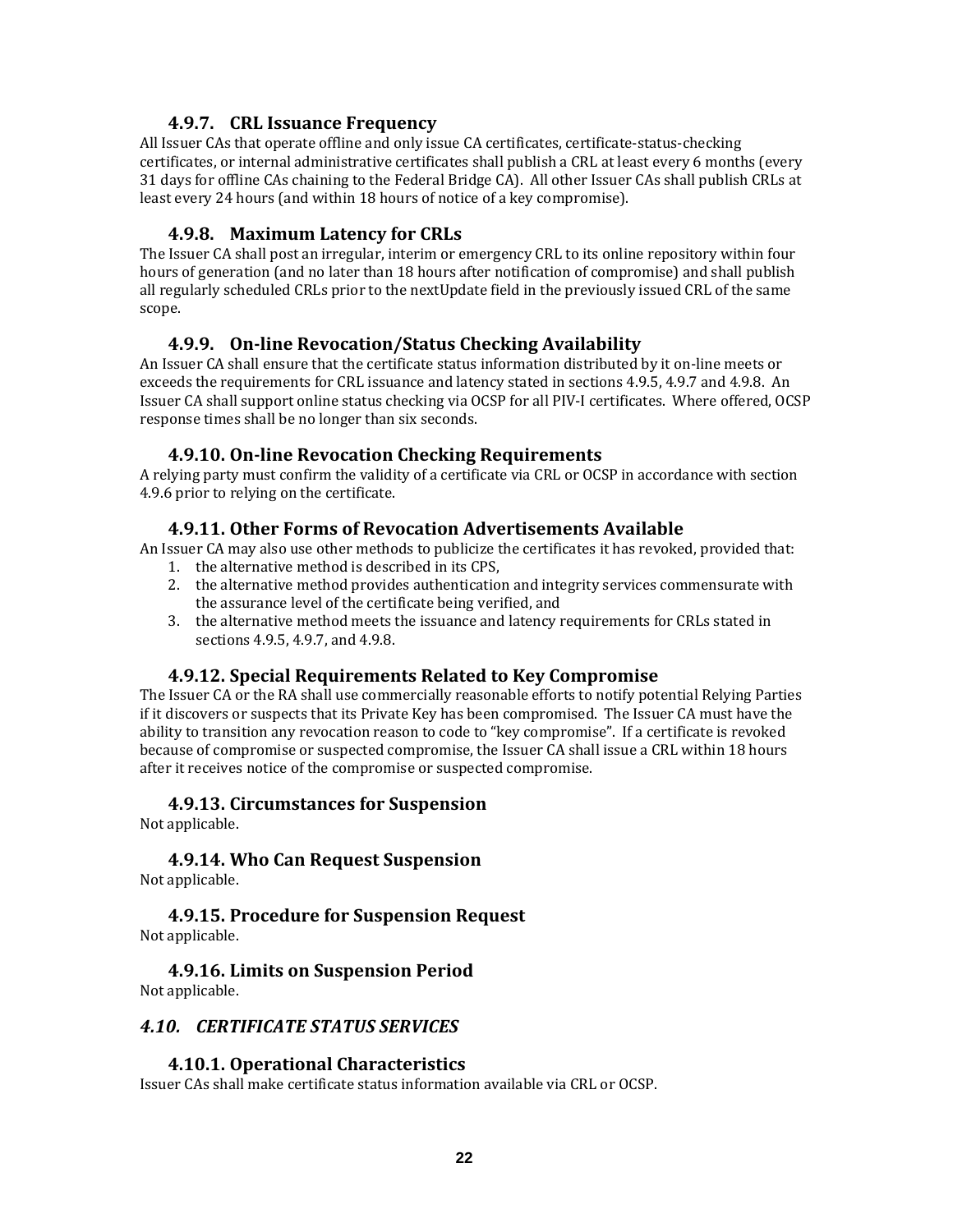### 4.9.7. CRL Issuance Frequency

All Issuer CAs that operate offline and only issue CA certificates, certificate-status-checking certificates, or internal administrative certificates shall publish a CRL at least every 6 months (every 31 days for offline CAs chaining to the Federal Bridge CA). All other Issuer CAs shall publish CRLs at least every 24 hours (and within 18 hours of notice of a key compromise).

### 4.9.8. Maximum Latency for CRLs

The Issuer CA shall post an irregular, interim or emergency CRL to its online repository within four hours of generation (and no later than 18 hours after notification of compromise) and shall publish all regularly scheduled CRLs prior to the nextUpdate field in the previously issued CRL of the same scope.

### 4.9.9. On-line Revocation/Status Checking Availability

An Issuer CA shall ensure that the certificate status information distributed by it on-line meets or exceeds the requirements for CRL issuance and latency stated in sections 4.9.5, 4.9.7 and 4.9.8. An Issuer CA shall support online status checking via OCSP for all PIV-I certificates. Where offered, OCSP response times shall be no longer than six seconds.

### 4.9.10. On-line Revocation Checking Requirements

A relying party must confirm the validity of a certificate via CRL or OCSP in accordance with section 4.9.6 prior to relying on the certificate.

### 4.9.11. Other Forms of Revocation Advertisements Available

An Issuer CA may also use other methods to publicize the certificates it has revoked, provided that:

1. the alternative method is described in its CPS,
2. the alternative method provides authentication and integrity services commensurate with the assurance level of the certificate being verified, and
3. the alternative method meets the issuance and latency requirements for CRLs stated in sections 4.9.5, 4.9.7, and 4.9.8.

### 4.9.12. Special Requirements Related to Key Compromise

The Issuer CA or the RA shall use commercially reasonable efforts to notify potential Relying Parties if it discovers or suspects that its Private Key has been compromised. The Issuer CA must have the ability to transition any revocation reason to code to "key compromise". If a certificate is revoked because of compromise or suspected compromise, the Issuer CA shall issue a CRL within 18 hours after it receives notice of the compromise or suspected compromise.

### 4.9.13. Circumstances for Suspension

Not applicable.

### 4.9.14. Who Can Request Suspension

Not applicable.

### 4.9.15. Procedure for Suspension Request

Not applicable.

### 4.9.16. Limits on Suspension Period

Not applicable.

## *4.10. CERTIFICATE STATUS SERVICES*

### 4.10.1. Operational Characteristics

Issuer CAs shall make certificate status information available via CRL or OCSP.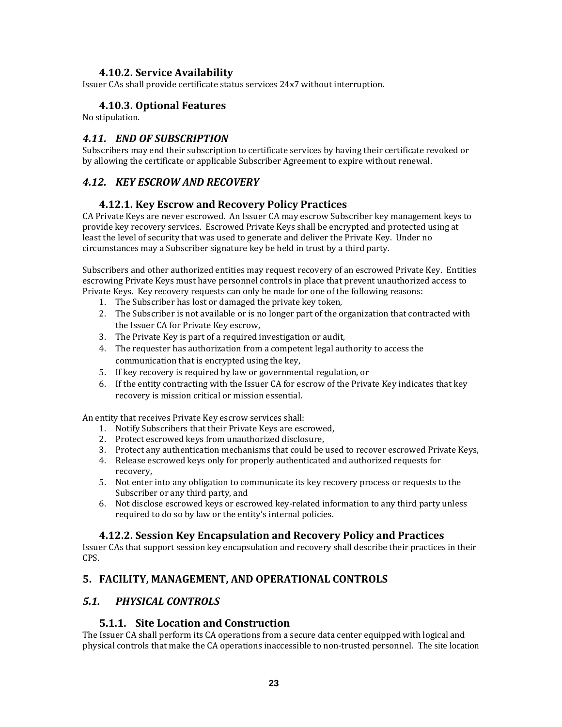### 4.10.2. Service Availability

Issuer CAs shall provide certificate status services 24x7 without interruption.

### 4.10.3. Optional Features

No stipulation.

## *4.11. END OF SUBSCRIPTION*

Subscribers may end their subscription to certificate services by having their certificate revoked or by allowing the certificate or applicable Subscriber Agreement to expire without renewal.

## *4.12. KEY ESCROW AND RECOVERY*

### 4.12.1. Key Escrow and Recovery Policy Practices

CA Private Keys are never escrowed. An Issuer CA may escrow Subscriber key management keys to provide key recovery services. Escrowed Private Keys shall be encrypted and protected using at least the level of security that was used to generate and deliver the Private Key. Under no circumstances may a Subscriber signature key be held in trust by a third party.

Subscribers and other authorized entities may request recovery of an escrowed Private Key. Entities escrowing Private Keys must have personnel controls in place that prevent unauthorized access to Private Keys. Key recovery requests can only be made for one of the following reasons:

1. The Subscriber has lost or damaged the private key token,
2. The Subscriber is not available or is no longer part of the organization that contracted with the Issuer CA for Private Key escrow,
3. The Private Key is part of a required investigation or audit,
4. The requester has authorization from a competent legal authority to access the communication that is encrypted using the key,
5. If key recovery is required by law or governmental regulation, or
6. If the entity contracting with the Issuer CA for escrow of the Private Key indicates that key recovery is mission critical or mission essential.

An entity that receives Private Key escrow services shall:

1. Notify Subscribers that their Private Keys are escrowed,
2. Protect escrowed keys from unauthorized disclosure,
3. Protect any authentication mechanisms that could be used to recover escrowed Private Keys,
4. Release escrowed keys only for properly authenticated and authorized requests for recovery,
5. Not enter into any obligation to communicate its key recovery process or requests to the Subscriber or any third party, and
6. Not disclose escrowed keys or escrowed key-related information to any third party unless required to do so by law or the entity's internal policies.

### 4.12.2. Session Key Encapsulation and Recovery Policy and Practices

Issuer CAs that support session key encapsulation and recovery shall describe their practices in their CPS.

# 5. FACILITY, MANAGEMENT, AND OPERATIONAL CONTROLS

## *5.1. PHYSICAL CONTROLS*

### 5.1.1. Site Location and Construction

The Issuer CA shall perform its CA operations from a secure data center equipped with logical and physical controls that make the CA operations inaccessible to non-trusted personnel. The site location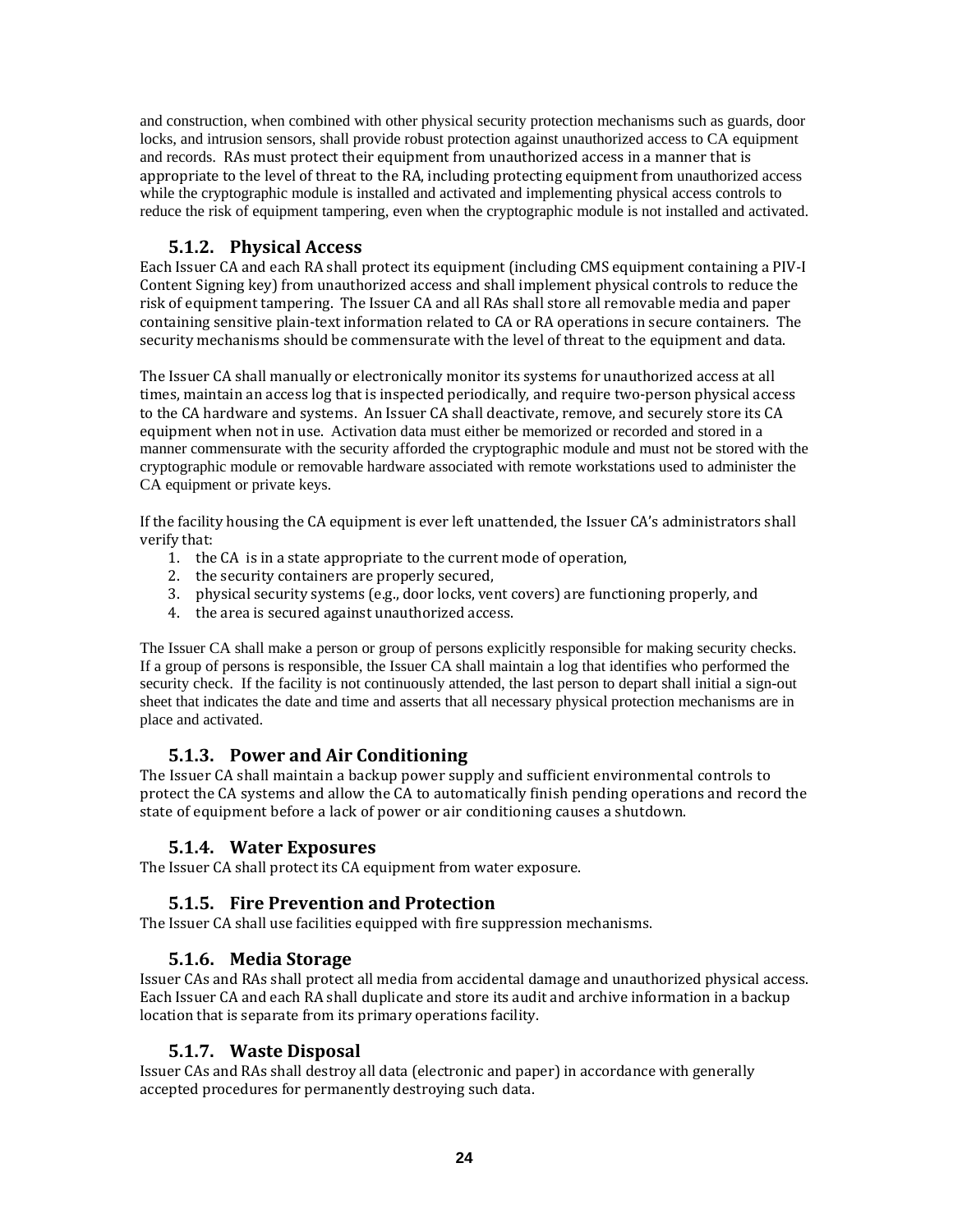and construction, when combined with other physical security protection mechanisms such as guards, door locks, and intrusion sensors, shall provide robust protection against unauthorized access to CA equipment and records. RAs must protect their equipment from unauthorized access in a manner that is appropriate to the level of threat to the RA, including protecting equipment from unauthorized access while the cryptographic module is installed and activated and implementing physical access controls to reduce the risk of equipment tampering, even when the cryptographic module is not installed and activated.

### 5.1.2. Physical Access

Each Issuer CA and each RA shall protect its equipment (including CMS equipment containing a PIV-I Content Signing key) from unauthorized access and shall implement physical controls to reduce the risk of equipment tampering. The Issuer CA and all RAs shall store all removable media and paper containing sensitive plain-text information related to CA or RA operations in secure containers. The security mechanisms should be commensurate with the level of threat to the equipment and data.

The Issuer CA shall manually or electronically monitor its systems for unauthorized access at all times, maintain an access log that is inspected periodically, and require two-person physical access to the CA hardware and systems. An Issuer CA shall deactivate, remove, and securely store its CA equipment when not in use. Activation data must either be memorized or recorded and stored in a manner commensurate with the security afforded the cryptographic module and must not be stored with the cryptographic module or removable hardware associated with remote workstations used to administer the CA equipment or private keys.

If the facility housing the CA equipment is ever left unattended, the Issuer CA's administrators shall verify that:

1. the CA is in a state appropriate to the current mode of operation,
2. the security containers are properly secured,
3. physical security systems (e.g., door locks, vent covers) are functioning properly, and
4. the area is secured against unauthorized access.

The Issuer CA shall make a person or group of persons explicitly responsible for making security checks. If a group of persons is responsible, the Issuer CA shall maintain a log that identifies who performed the security check. If the facility is not continuously attended, the last person to depart shall initial a sign-out sheet that indicates the date and time and asserts that all necessary physical protection mechanisms are in place and activated.

### 5.1.3. Power and Air Conditioning

The Issuer CA shall maintain a backup power supply and sufficient environmental controls to protect the CA systems and allow the CA to automatically finish pending operations and record the state of equipment before a lack of power or air conditioning causes a shutdown.

### 5.1.4. Water Exposures

The Issuer CA shall protect its CA equipment from water exposure.

### 5.1.5. Fire Prevention and Protection

The Issuer CA shall use facilities equipped with fire suppression mechanisms.

### 5.1.6. Media Storage

Issuer CAs and RAs shall protect all media from accidental damage and unauthorized physical access. Each Issuer CA and each RA shall duplicate and store its audit and archive information in a backup location that is separate from its primary operations facility.

### 5.1.7. Waste Disposal

Issuer CAs and RAs shall destroy all data (electronic and paper) in accordance with generally accepted procedures for permanently destroying such data.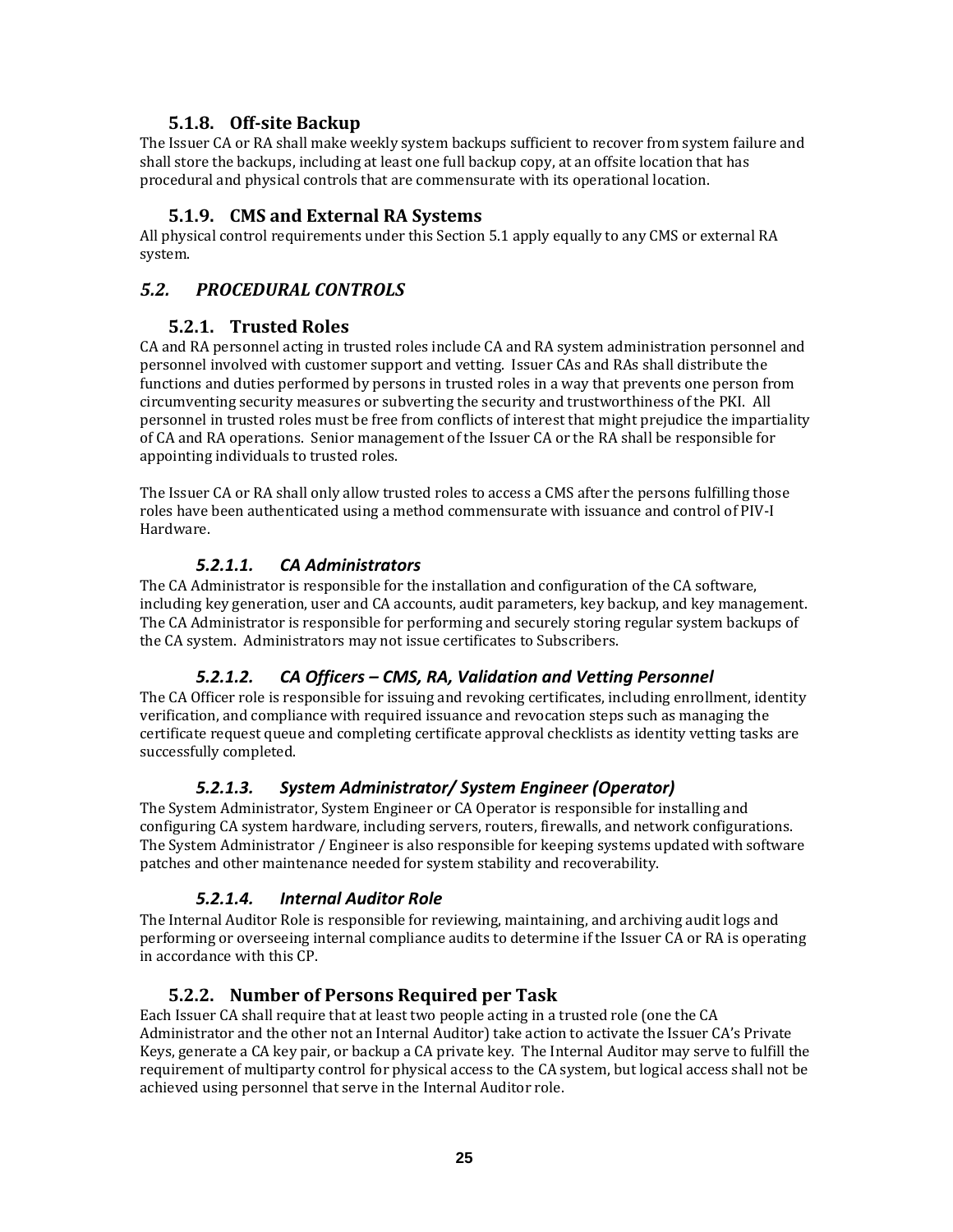### 5.1.8. Off-site Backup

The Issuer CA or RA shall make weekly system backups sufficient to recover from system failure and shall store the backups, including at least one full backup copy, at an offsite location that has procedural and physical controls that are commensurate with its operational location.

### 5.1.9. CMS and External RA Systems

All physical control requirements under this Section 5.1 apply equally to any CMS or external RA system.

## *5.2. PROCEDURAL CONTROLS*

### 5.2.1. Trusted Roles

CA and RA personnel acting in trusted roles include CA and RA system administration personnel and personnel involved with customer support and vetting. Issuer CAs and RAs shall distribute the functions and duties performed by persons in trusted roles in a way that prevents one person from circumventing security measures or subverting the security and trustworthiness of the PKI. All personnel in trusted roles must be free from conflicts of interest that might prejudice the impartiality of CA and RA operations. Senior management of the Issuer CA or the RA shall be responsible for appointing individuals to trusted roles.

The Issuer CA or RA shall only allow trusted roles to access a CMS after the persons fulfilling those roles have been authenticated using a method commensurate with issuance and control of PIV-I Hardware.

#### *5.2.1.1. CA Administrators*

The CA Administrator is responsible for the installation and configuration of the CA software, including key generation, user and CA accounts, audit parameters, key backup, and key management. The CA Administrator is responsible for performing and securely storing regular system backups of the CA system. Administrators may not issue certificates to Subscribers.

#### *5.2.1.2. CA Officers – CMS, RA, Validation and Vetting Personnel*

The CA Officer role is responsible for issuing and revoking certificates, including enrollment, identity verification, and compliance with required issuance and revocation steps such as managing the certificate request queue and completing certificate approval checklists as identity vetting tasks are successfully completed.

#### *5.2.1.3. System Administrator/ System Engineer (Operator)*

The System Administrator, System Engineer or CA Operator is responsible for installing and configuring CA system hardware, including servers, routers, firewalls, and network configurations. The System Administrator / Engineer is also responsible for keeping systems updated with software patches and other maintenance needed for system stability and recoverability.

#### *5.2.1.4. Internal Auditor Role*

The Internal Auditor Role is responsible for reviewing, maintaining, and archiving audit logs and performing or overseeing internal compliance audits to determine if the Issuer CA or RA is operating in accordance with this CP.

### 5.2.2. Number of Persons Required per Task

Each Issuer CA shall require that at least two people acting in a trusted role (one the CA Administrator and the other not an Internal Auditor) take action to activate the Issuer CA's Private Keys, generate a CA key pair, or backup a CA private key. The Internal Auditor may serve to fulfill the requirement of multiparty control for physical access to the CA system, but logical access shall not be achieved using personnel that serve in the Internal Auditor role.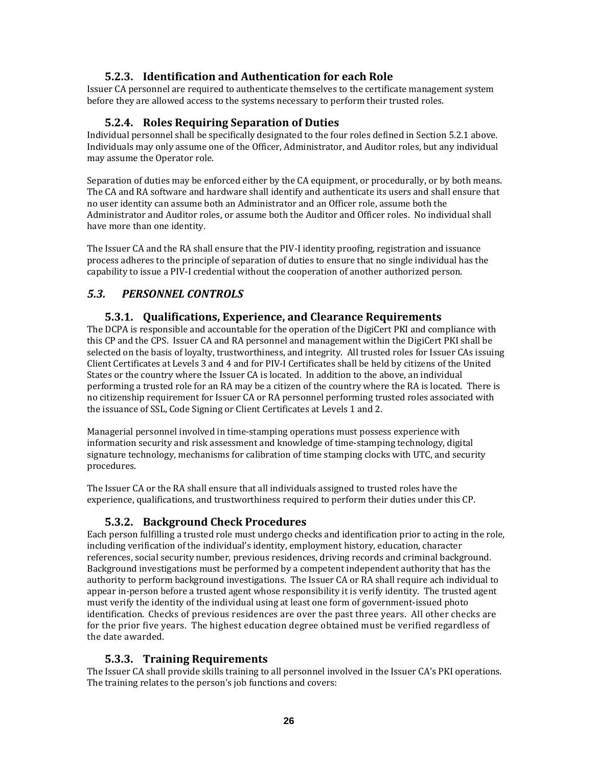### 5.2.3. Identification and Authentication for each Role

Issuer CA personnel are required to authenticate themselves to the certificate management system before they are allowed access to the systems necessary to perform their trusted roles.

### 5.2.4. Roles Requiring Separation of Duties

Individual personnel shall be specifically designated to the four roles defined in Section 5.2.1 above. Individuals may only assume one of the Officer, Administrator, and Auditor roles, but any individual may assume the Operator role.

Separation of duties may be enforced either by the CA equipment, or procedurally, or by both means. The CA and RA software and hardware shall identify and authenticate its users and shall ensure that no user identity can assume both an Administrator and an Officer role, assume both the Administrator and Auditor roles, or assume both the Auditor and Officer roles. No individual shall have more than one identity.

The Issuer CA and the RA shall ensure that the PIV-I identity proofing, registration and issuance process adheres to the principle of separation of duties to ensure that no single individual has the capability to issue a PIV-I credential without the cooperation of another authorized person.

## *5.3. PERSONNEL CONTROLS*

### 5.3.1. Qualifications, Experience, and Clearance Requirements

The DCPA is responsible and accountable for the operation of the DigiCert PKI and compliance with this CP and the CPS. Issuer CA and RA personnel and management within the DigiCert PKI shall be selected on the basis of loyalty, trustworthiness, and integrity. All trusted roles for Issuer CAs issuing Client Certificates at Levels 3 and 4 and for PIV-I Certificates shall be held by citizens of the United States or the country where the Issuer CA is located. In addition to the above, an individual performing a trusted role for an RA may be a citizen of the country where the RA is located. There is no citizenship requirement for Issuer CA or RA personnel performing trusted roles associated with the issuance of SSL, Code Signing or Client Certificates at Levels 1 and 2.

Managerial personnel involved in time-stamping operations must possess experience with information security and risk assessment and knowledge of time-stamping technology, digital signature technology, mechanisms for calibration of time stamping clocks with UTC, and security procedures.

The Issuer CA or the RA shall ensure that all individuals assigned to trusted roles have the experience, qualifications, and trustworthiness required to perform their duties under this CP.

### 5.3.2. Background Check Procedures

Each person fulfilling a trusted role must undergo checks and identification prior to acting in the role, including verification of the individual's identity, employment history, education, character references, social security number, previous residences, driving records and criminal background. Background investigations must be performed by a competent independent authority that has the authority to perform background investigations. The Issuer CA or RA shall require ach individual to appear in-person before a trusted agent whose responsibility it is verify identity. The trusted agent must verify the identity of the individual using at least one form of government-issued photo identification. Checks of previous residences are over the past three years. All other checks are for the prior five years. The highest education degree obtained must be verified regardless of the date awarded.

### 5.3.3. Training Requirements

The Issuer CA shall provide skills training to all personnel involved in the Issuer CA's PKI operations. The training relates to the person's job functions and covers: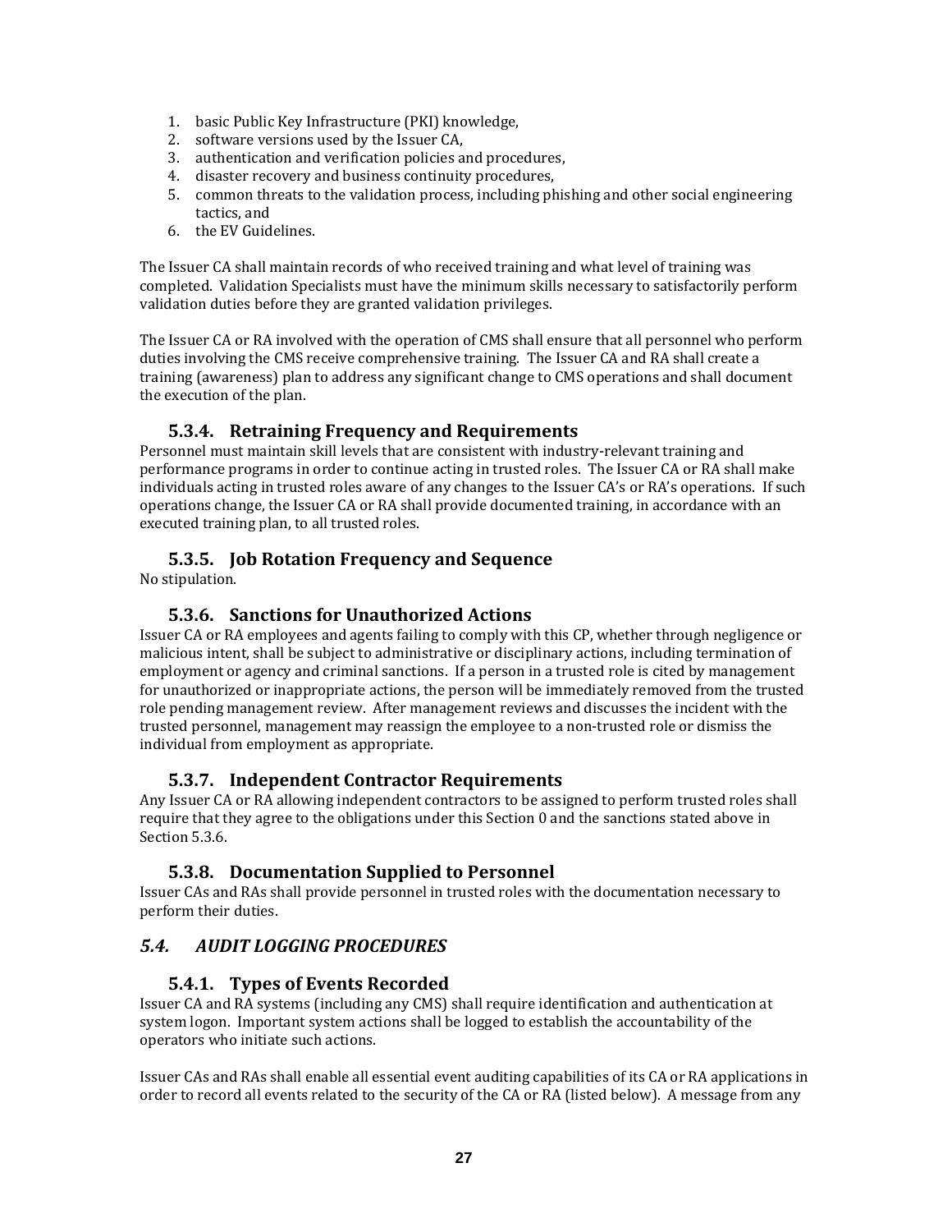1. basic Public Key Infrastructure (PKI) knowledge,
2. software versions used by the Issuer CA,
3. authentication and verification policies and procedures,
4. disaster recovery and business continuity procedures,
5. common threats to the validation process, including phishing and other social engineering tactics, and
6. the EV Guidelines.

The Issuer CA shall maintain records of who received training and what level of training was completed. Validation Specialists must have the minimum skills necessary to satisfactorily perform validation duties before they are granted validation privileges.

The Issuer CA or RA involved with the operation of CMS shall ensure that all personnel who perform duties involving the CMS receive comprehensive training. The Issuer CA and RA shall create a training (awareness) plan to address any significant change to CMS operations and shall document the execution of the plan.

### 5.3.4. Retraining Frequency and Requirements

Personnel must maintain skill levels that are consistent with industry-relevant training and performance programs in order to continue acting in trusted roles. The Issuer CA or RA shall make individuals acting in trusted roles aware of any changes to the Issuer CA's or RA's operations. If such operations change, the Issuer CA or RA shall provide documented training, in accordance with an executed training plan, to all trusted roles.

### 5.3.5. Job Rotation Frequency and Sequence

No stipulation.

### 5.3.6. Sanctions for Unauthorized Actions

Issuer CA or RA employees and agents failing to comply with this CP, whether through negligence or malicious intent, shall be subject to administrative or disciplinary actions, including termination of employment or agency and criminal sanctions. If a person in a trusted role is cited by management for unauthorized or inappropriate actions, the person will be immediately removed from the trusted role pending management review. After management reviews and discusses the incident with the trusted personnel, management may reassign the employee to a non-trusted role or dismiss the individual from employment as appropriate.

### 5.3.7. Independent Contractor Requirements

Any Issuer CA or RA allowing independent contractors to be assigned to perform trusted roles shall require that they agree to the obligations under this Section 0 and the sanctions stated above in Section 5.3.6.

### 5.3.8. Documentation Supplied to Personnel

Issuer CAs and RAs shall provide personnel in trusted roles with the documentation necessary to perform their duties.

## *5.4. AUDIT LOGGING PROCEDURES*

### 5.4.1. Types of Events Recorded

Issuer CA and RA systems (including any CMS) shall require identification and authentication at system logon. Important system actions shall be logged to establish the accountability of the operators who initiate such actions.

Issuer CAs and RAs shall enable all essential event auditing capabilities of its CA or RA applications in order to record all events related to the security of the CA or RA (listed below). A message from any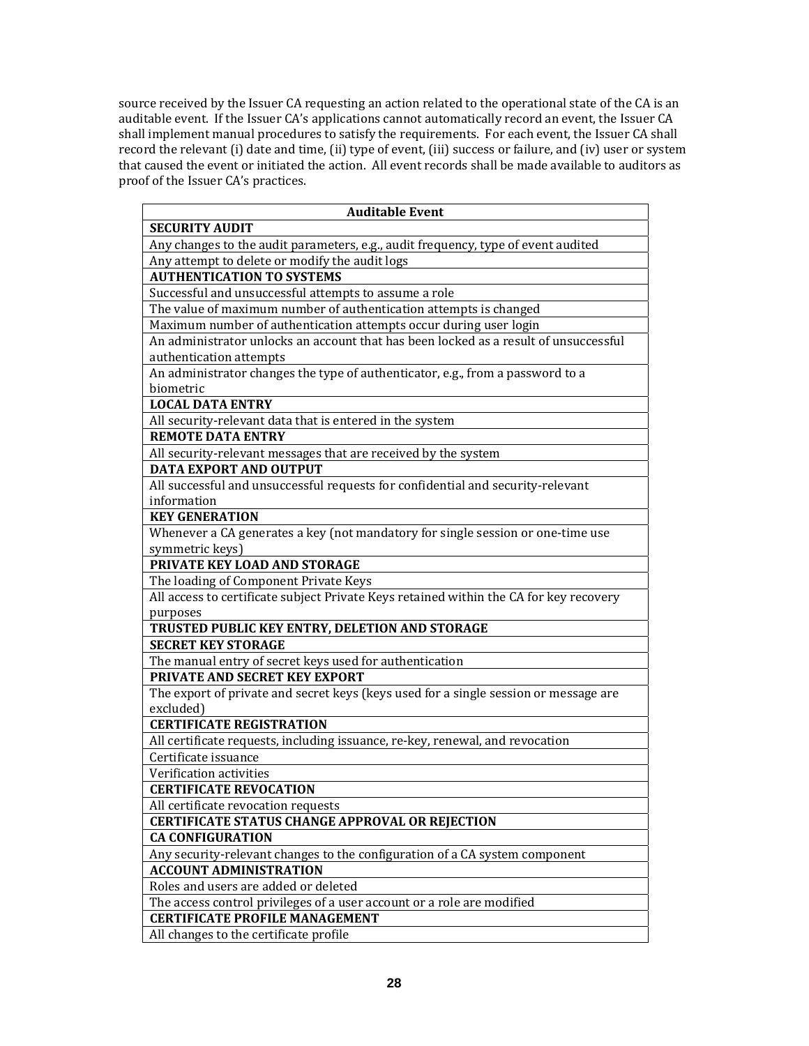source received by the Issuer CA requesting an action related to the operational state of the CA is an auditable event. If the Issuer CA's applications cannot automatically record an event, the Issuer CA shall implement manual procedures to satisfy the requirements. For each event, the Issuer CA shall record the relevant (i) date and time, (ii) type of event, (iii) success or failure, and (iv) user or system that caused the event or initiated the action. All event records shall be made available to auditors as proof of the Issuer CA's practices.

| Auditable Event |
|---|
| **SECURITY AUDIT** |
| Any changes to the audit parameters, e.g., audit frequency, type of event audited |
| Any attempt to delete or modify the audit logs |
| **AUTHENTICATION TO SYSTEMS** |
| Successful and unsuccessful attempts to assume a role |
| The value of maximum number of authentication attempts is changed |
| Maximum number of authentication attempts occur during user login |
| An administrator unlocks an account that has been locked as a result of unsuccessful authentication attempts |
| An administrator changes the type of authenticator, e.g., from a password to a biometric |
| **LOCAL DATA ENTRY** |
| All security-relevant data that is entered in the system |
| **REMOTE DATA ENTRY** |
| All security-relevant messages that are received by the system |
| **DATA EXPORT AND OUTPUT** |
| All successful and unsuccessful requests for confidential and security-relevant information |
| **KEY GENERATION** |
| Whenever a CA generates a key (not mandatory for single session or one-time use symmetric keys) |
| **PRIVATE KEY LOAD AND STORAGE** |
| The loading of Component Private Keys |
| All access to certificate subject Private Keys retained within the CA for key recovery purposes |
| **TRUSTED PUBLIC KEY ENTRY, DELETION AND STORAGE** |
| **SECRET KEY STORAGE** |
| The manual entry of secret keys used for authentication |
| **PRIVATE AND SECRET KEY EXPORT** |
| The export of private and secret keys (keys used for a single session or message are excluded) |
| **CERTIFICATE REGISTRATION** |
| All certificate requests, including issuance, re-key, renewal, and revocation |
| Certificate issuance |
| Verification activities |
| **CERTIFICATE REVOCATION** |
| All certificate revocation requests |
| **CERTIFICATE STATUS CHANGE APPROVAL OR REJECTION** |
| **CA CONFIGURATION** |
| Any security-relevant changes to the configuration of a CA system component |
| **ACCOUNT ADMINISTRATION** |
| Roles and users are added or deleted |
| The access control privileges of a user account or a role are modified |
| **CERTIFICATE PROFILE MANAGEMENT** |
| All changes to the certificate profile |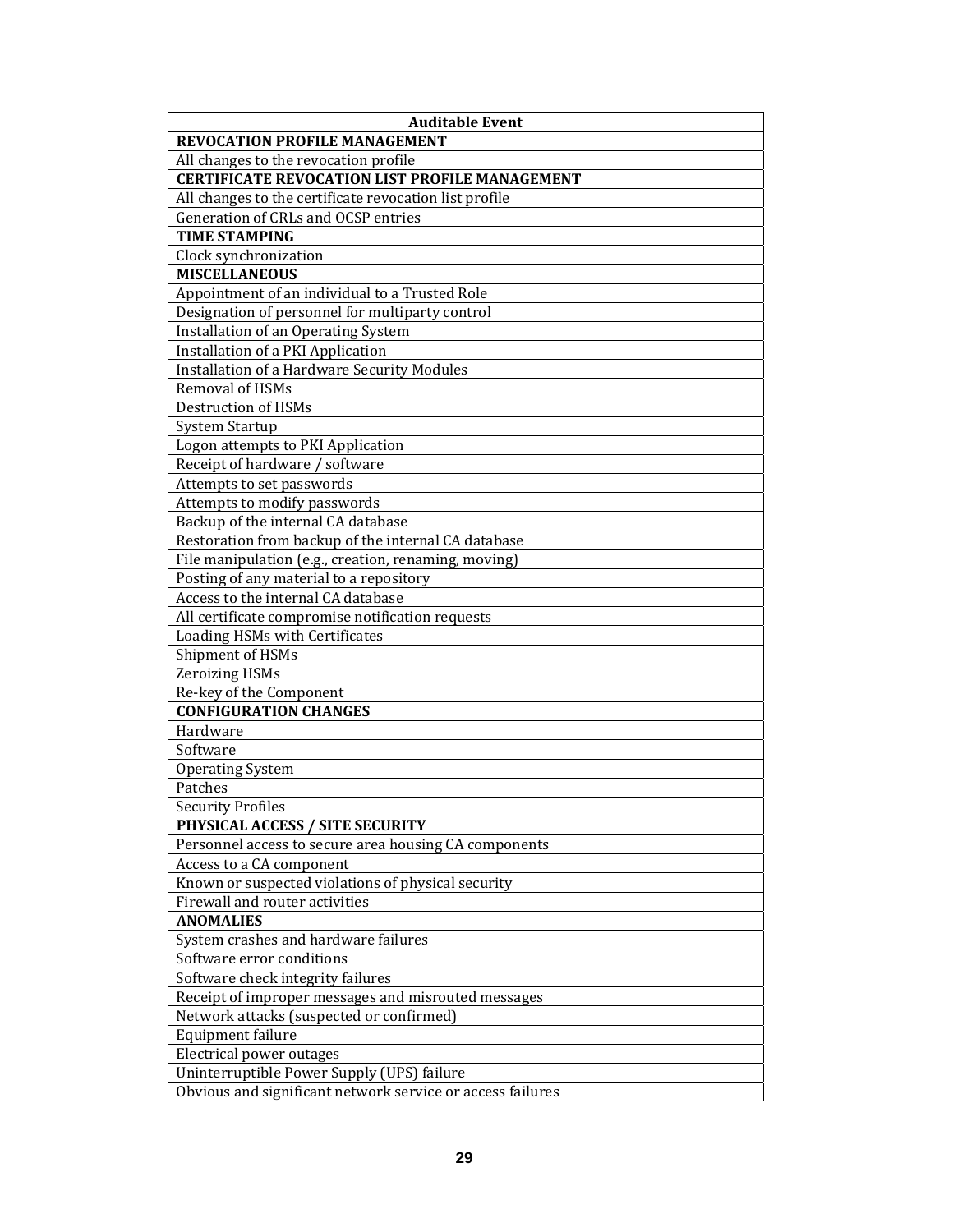| Auditable Event |
|---|
| **REVOCATION PROFILE MANAGEMENT** |
| All changes to the revocation profile |
| **CERTIFICATE REVOCATION LIST PROFILE MANAGEMENT** |
| All changes to the certificate revocation list profile |
| Generation of CRLs and OCSP entries |
| **TIME STAMPING** |
| Clock synchronization |
| **MISCELLANEOUS** |
| Appointment of an individual to a Trusted Role |
| Designation of personnel for multiparty control |
| Installation of an Operating System |
| Installation of a PKI Application |
| Installation of a Hardware Security Modules |
| Removal of HSMs |
| Destruction of HSMs |
| System Startup |
| Logon attempts to PKI Application |
| Receipt of hardware / software |
| Attempts to set passwords |
| Attempts to modify passwords |
| Backup of the internal CA database |
| Restoration from backup of the internal CA database |
| File manipulation (e.g., creation, renaming, moving) |
| Posting of any material to a repository |
| Access to the internal CA database |
| All certificate compromise notification requests |
| Loading HSMs with Certificates |
| Shipment of HSMs |
| Zeroizing HSMs |
| Re-key of the Component |
| **CONFIGURATION CHANGES** |
| Hardware |
| Software |
| Operating System |
| Patches |
| Security Profiles |
| **PHYSICAL ACCESS / SITE SECURITY** |
| Personnel access to secure area housing CA components |
| Access to a CA component |
| Known or suspected violations of physical security |
| Firewall and router activities |
| **ANOMALIES** |
| System crashes and hardware failures |
| Software error conditions |
| Software check integrity failures |
| Receipt of improper messages and misrouted messages |
| Network attacks (suspected or confirmed) |
| Equipment failure |
| Electrical power outages |
| Uninterruptible Power Supply (UPS) failure |
| Obvious and significant network service or access failures |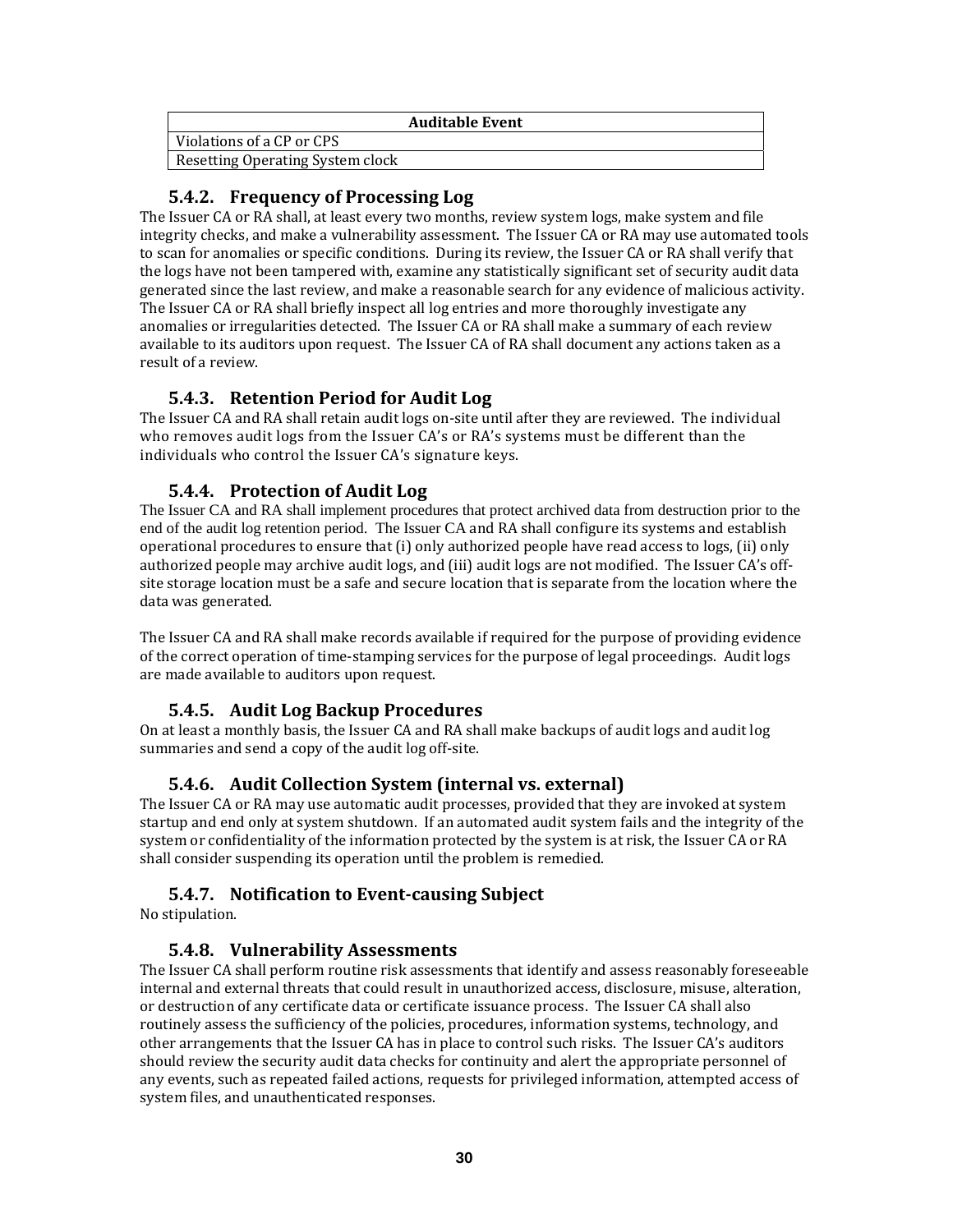| Auditable Event |
| --- |
| Violations of a CP or CPS |
| Resetting Operating System clock |

### 5.4.2. Frequency of Processing Log

The Issuer CA or RA shall, at least every two months, review system logs, make system and file integrity checks, and make a vulnerability assessment. The Issuer CA or RA may use automated tools to scan for anomalies or specific conditions. During its review, the Issuer CA or RA shall verify that the logs have not been tampered with, examine any statistically significant set of security audit data generated since the last review, and make a reasonable search for any evidence of malicious activity. The Issuer CA or RA shall briefly inspect all log entries and more thoroughly investigate any anomalies or irregularities detected. The Issuer CA or RA shall make a summary of each review available to its auditors upon request. The Issuer CA of RA shall document any actions taken as a result of a review.

### 5.4.3. Retention Period for Audit Log

The Issuer CA and RA shall retain audit logs on-site until after they are reviewed. The individual who removes audit logs from the Issuer CA's or RA's systems must be different than the individuals who control the Issuer CA's signature keys.

### 5.4.4. Protection of Audit Log

The Issuer CA and RA shall implement procedures that protect archived data from destruction prior to the end of the audit log retention period. The Issuer CA and RA shall configure its systems and establish operational procedures to ensure that (i) only authorized people have read access to logs, (ii) only authorized people may archive audit logs, and (iii) audit logs are not modified. The Issuer CA's off-site storage location must be a safe and secure location that is separate from the location where the data was generated.

The Issuer CA and RA shall make records available if required for the purpose of providing evidence of the correct operation of time-stamping services for the purpose of legal proceedings. Audit logs are made available to auditors upon request.

### 5.4.5. Audit Log Backup Procedures

On at least a monthly basis, the Issuer CA and RA shall make backups of audit logs and audit log summaries and send a copy of the audit log off-site.

### 5.4.6. Audit Collection System (internal vs. external)

The Issuer CA or RA may use automatic audit processes, provided that they are invoked at system startup and end only at system shutdown. If an automated audit system fails and the integrity of the system or confidentiality of the information protected by the system is at risk, the Issuer CA or RA shall consider suspending its operation until the problem is remedied.

### 5.4.7. Notification to Event-causing Subject

No stipulation.

### 5.4.8. Vulnerability Assessments

The Issuer CA shall perform routine risk assessments that identify and assess reasonably foreseeable internal and external threats that could result in unauthorized access, disclosure, misuse, alteration, or destruction of any certificate data or certificate issuance process. The Issuer CA shall also routinely assess the sufficiency of the policies, procedures, information systems, technology, and other arrangements that the Issuer CA has in place to control such risks. The Issuer CA's auditors should review the security audit data checks for continuity and alert the appropriate personnel of any events, such as repeated failed actions, requests for privileged information, attempted access of system files, and unauthenticated responses.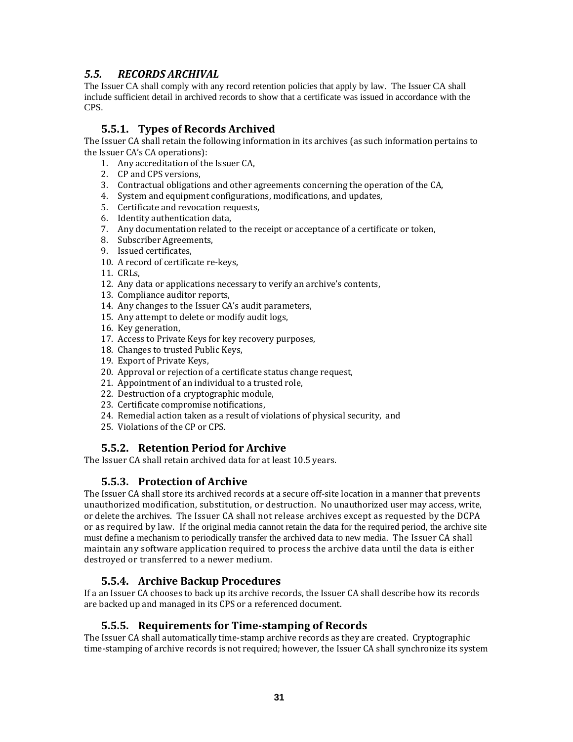## *5.5. RECORDS ARCHIVAL*

The Issuer CA shall comply with any record retention policies that apply by law. The Issuer CA shall include sufficient detail in archived records to show that a certificate was issued in accordance with the CPS.

### 5.5.1. Types of Records Archived

The Issuer CA shall retain the following information in its archives (as such information pertains to the Issuer CA's CA operations):

1. Any accreditation of the Issuer CA,
2. CP and CPS versions,
3. Contractual obligations and other agreements concerning the operation of the CA,
4. System and equipment configurations, modifications, and updates,
5. Certificate and revocation requests,
6. Identity authentication data,
7. Any documentation related to the receipt or acceptance of a certificate or token,
8. Subscriber Agreements,
9. Issued certificates,
10. A record of certificate re-keys,
11. CRLs,
12. Any data or applications necessary to verify an archive's contents,
13. Compliance auditor reports,
14. Any changes to the Issuer CA's audit parameters,
15. Any attempt to delete or modify audit logs,
16. Key generation,
17. Access to Private Keys for key recovery purposes,
18. Changes to trusted Public Keys,
19. Export of Private Keys,
20. Approval or rejection of a certificate status change request,
21. Appointment of an individual to a trusted role,
22. Destruction of a cryptographic module,
23. Certificate compromise notifications,
24. Remedial action taken as a result of violations of physical security, and
25. Violations of the CP or CPS.

### 5.5.2. Retention Period for Archive

The Issuer CA shall retain archived data for at least 10.5 years.

### 5.5.3. Protection of Archive

The Issuer CA shall store its archived records at a secure off-site location in a manner that prevents unauthorized modification, substitution, or destruction. No unauthorized user may access, write, or delete the archives. The Issuer CA shall not release archives except as requested by the DCPA or as required by law. If the original media cannot retain the data for the required period, the archive site must define a mechanism to periodically transfer the archived data to new media. The Issuer CA shall maintain any software application required to process the archive data until the data is either destroyed or transferred to a newer medium.

### 5.5.4. Archive Backup Procedures

If a an Issuer CA chooses to back up its archive records, the Issuer CA shall describe how its records are backed up and managed in its CPS or a referenced document.

### 5.5.5. Requirements for Time-stamping of Records

The Issuer CA shall automatically time-stamp archive records as they are created. Cryptographic time-stamping of archive records is not required; however, the Issuer CA shall synchronize its system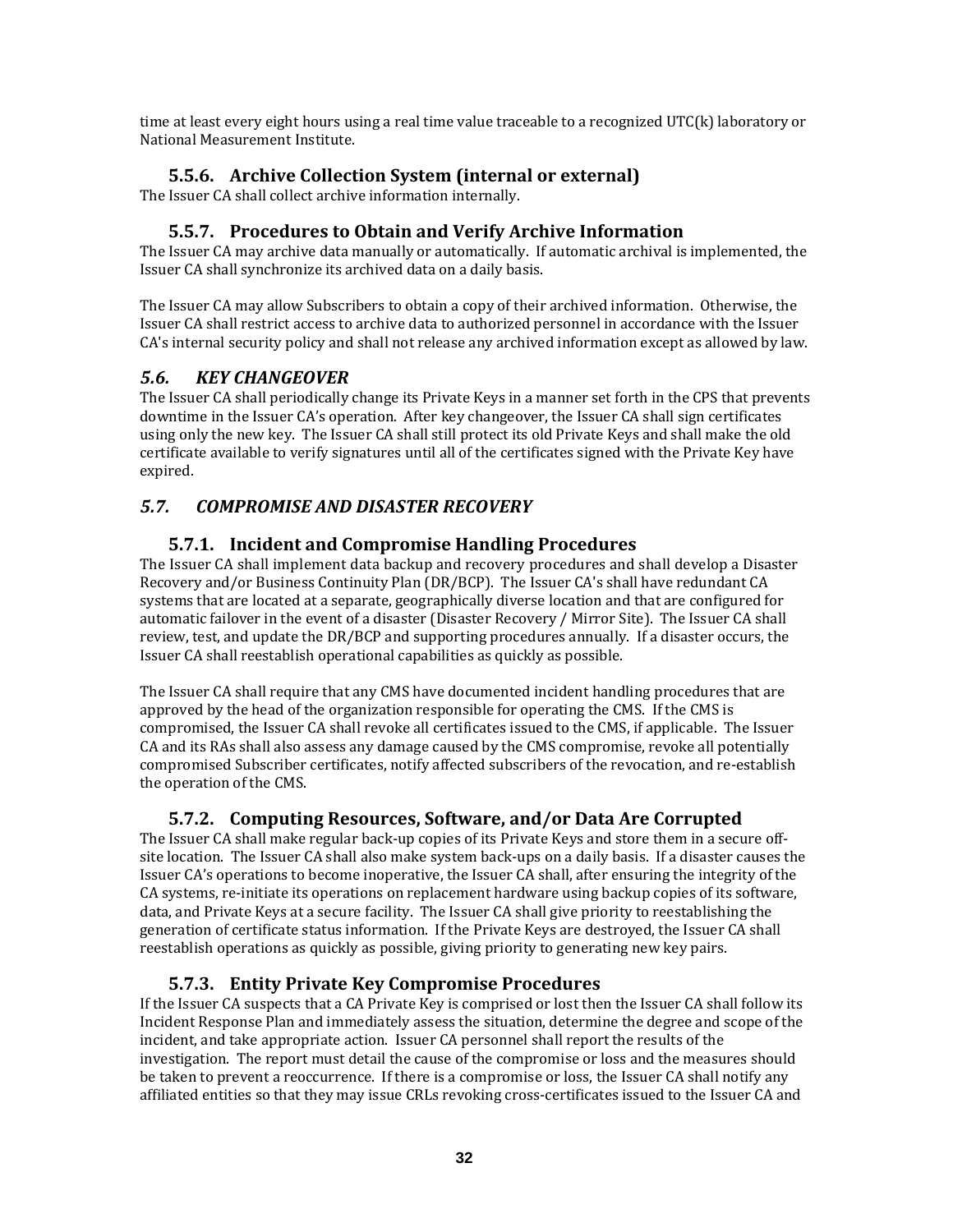time at least every eight hours using a real time value traceable to a recognized UTC(k) laboratory or National Measurement Institute.

### 5.5.6. Archive Collection System (internal or external)

The Issuer CA shall collect archive information internally.

### 5.5.7. Procedures to Obtain and Verify Archive Information

The Issuer CA may archive data manually or automatically. If automatic archival is implemented, the Issuer CA shall synchronize its archived data on a daily basis.

The Issuer CA may allow Subscribers to obtain a copy of their archived information. Otherwise, the Issuer CA shall restrict access to archive data to authorized personnel in accordance with the Issuer CA's internal security policy and shall not release any archived information except as allowed by law.

## *5.6. KEY CHANGEOVER*

The Issuer CA shall periodically change its Private Keys in a manner set forth in the CPS that prevents downtime in the Issuer CA's operation. After key changeover, the Issuer CA shall sign certificates using only the new key. The Issuer CA shall still protect its old Private Keys and shall make the old certificate available to verify signatures until all of the certificates signed with the Private Key have expired.

## *5.7. COMPROMISE AND DISASTER RECOVERY*

### 5.7.1. Incident and Compromise Handling Procedures

The Issuer CA shall implement data backup and recovery procedures and shall develop a Disaster Recovery and/or Business Continuity Plan (DR/BCP). The Issuer CA's shall have redundant CA systems that are located at a separate, geographically diverse location and that are configured for automatic failover in the event of a disaster (Disaster Recovery / Mirror Site). The Issuer CA shall review, test, and update the DR/BCP and supporting procedures annually. If a disaster occurs, the Issuer CA shall reestablish operational capabilities as quickly as possible.

The Issuer CA shall require that any CMS have documented incident handling procedures that are approved by the head of the organization responsible for operating the CMS. If the CMS is compromised, the Issuer CA shall revoke all certificates issued to the CMS, if applicable. The Issuer CA and its RAs shall also assess any damage caused by the CMS compromise, revoke all potentially compromised Subscriber certificates, notify affected subscribers of the revocation, and re-establish the operation of the CMS.

### 5.7.2. Computing Resources, Software, and/or Data Are Corrupted

The Issuer CA shall make regular back-up copies of its Private Keys and store them in a secure off-site location. The Issuer CA shall also make system back-ups on a daily basis. If a disaster causes the Issuer CA's operations to become inoperative, the Issuer CA shall, after ensuring the integrity of the CA systems, re-initiate its operations on replacement hardware using backup copies of its software, data, and Private Keys at a secure facility. The Issuer CA shall give priority to reestablishing the generation of certificate status information. If the Private Keys are destroyed, the Issuer CA shall reestablish operations as quickly as possible, giving priority to generating new key pairs.

### 5.7.3. Entity Private Key Compromise Procedures

If the Issuer CA suspects that a CA Private Key is comprised or lost then the Issuer CA shall follow its Incident Response Plan and immediately assess the situation, determine the degree and scope of the incident, and take appropriate action. Issuer CA personnel shall report the results of the investigation. The report must detail the cause of the compromise or loss and the measures should be taken to prevent a reoccurrence. If there is a compromise or loss, the Issuer CA shall notify any affiliated entities so that they may issue CRLs revoking cross-certificates issued to the Issuer CA and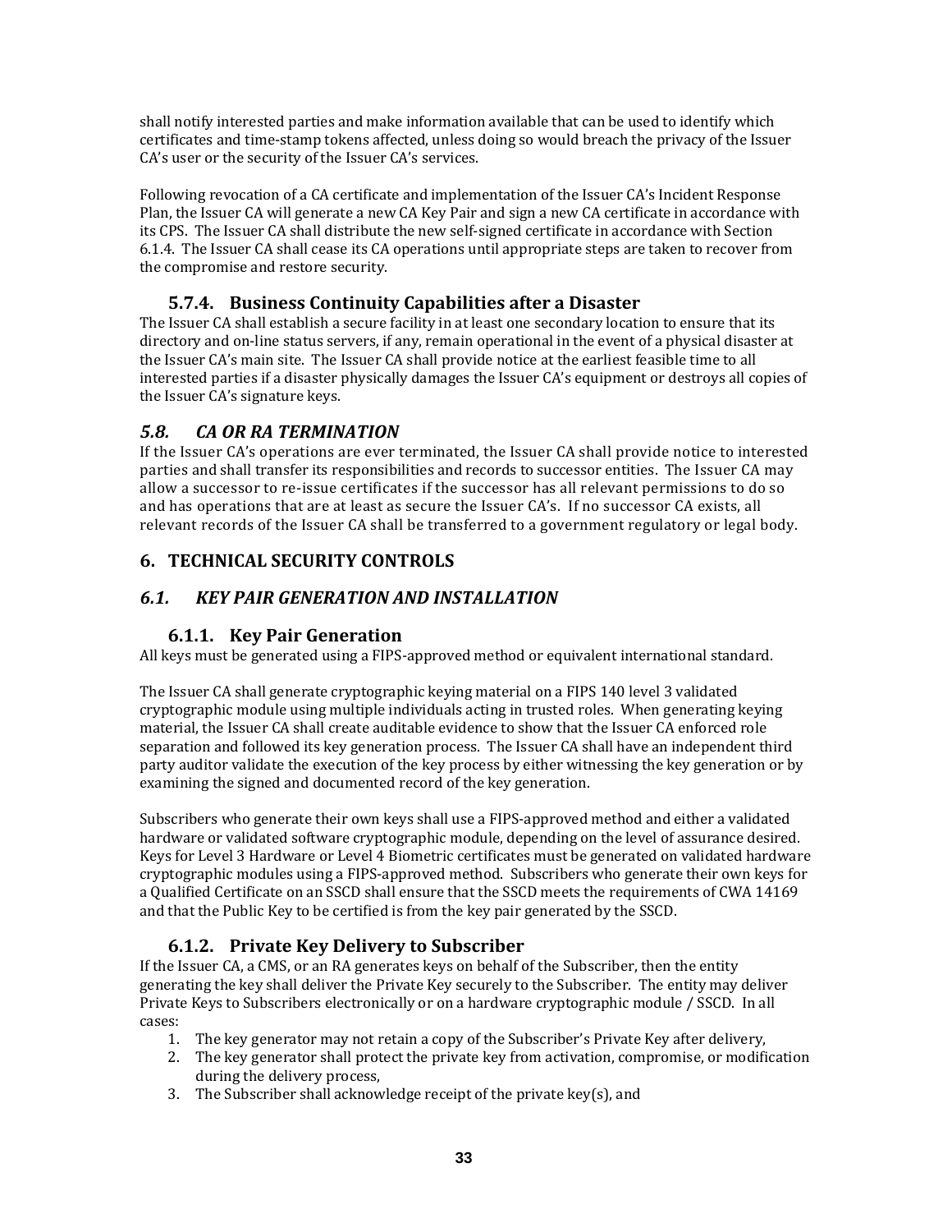shall notify interested parties and make information available that can be used to identify which certificates and time-stamp tokens affected, unless doing so would breach the privacy of the Issuer CA's user or the security of the Issuer CA's services.

Following revocation of a CA certificate and implementation of the Issuer CA's Incident Response Plan, the Issuer CA will generate a new CA Key Pair and sign a new CA certificate in accordance with its CPS. The Issuer CA shall distribute the new self-signed certificate in accordance with Section 6.1.4. The Issuer CA shall cease its CA operations until appropriate steps are taken to recover from the compromise and restore security.

### 5.7.4. Business Continuity Capabilities after a Disaster

The Issuer CA shall establish a secure facility in at least one secondary location to ensure that its directory and on-line status servers, if any, remain operational in the event of a physical disaster at the Issuer CA's main site. The Issuer CA shall provide notice at the earliest feasible time to all interested parties if a disaster physically damages the Issuer CA's equipment or destroys all copies of the Issuer CA's signature keys.

## *5.8. CA OR RA TERMINATION*

If the Issuer CA's operations are ever terminated, the Issuer CA shall provide notice to interested parties and shall transfer its responsibilities and records to successor entities. The Issuer CA may allow a successor to re-issue certificates if the successor has all relevant permissions to do so and has operations that are at least as secure the Issuer CA's. If no successor CA exists, all relevant records of the Issuer CA shall be transferred to a government regulatory or legal body.

# 6. TECHNICAL SECURITY CONTROLS

## *6.1. KEY PAIR GENERATION AND INSTALLATION*

### 6.1.1. Key Pair Generation

All keys must be generated using a FIPS-approved method or equivalent international standard.

The Issuer CA shall generate cryptographic keying material on a FIPS 140 level 3 validated cryptographic module using multiple individuals acting in trusted roles. When generating keying material, the Issuer CA shall create auditable evidence to show that the Issuer CA enforced role separation and followed its key generation process. The Issuer CA shall have an independent third party auditor validate the execution of the key process by either witnessing the key generation or by examining the signed and documented record of the key generation.

Subscribers who generate their own keys shall use a FIPS-approved method and either a validated hardware or validated software cryptographic module, depending on the level of assurance desired. Keys for Level 3 Hardware or Level 4 Biometric certificates must be generated on validated hardware cryptographic modules using a FIPS-approved method. Subscribers who generate their own keys for a Qualified Certificate on an SSCD shall ensure that the SSCD meets the requirements of CWA 14169 and that the Public Key to be certified is from the key pair generated by the SSCD.

### 6.1.2. Private Key Delivery to Subscriber

If the Issuer CA, a CMS, or an RA generates keys on behalf of the Subscriber, then the entity generating the key shall deliver the Private Key securely to the Subscriber. The entity may deliver Private Keys to Subscribers electronically or on a hardware cryptographic module / SSCD. In all cases:

1. The key generator may not retain a copy of the Subscriber's Private Key after delivery,
2. The key generator shall protect the private key from activation, compromise, or modification during the delivery process,
3. The Subscriber shall acknowledge receipt of the private key(s), and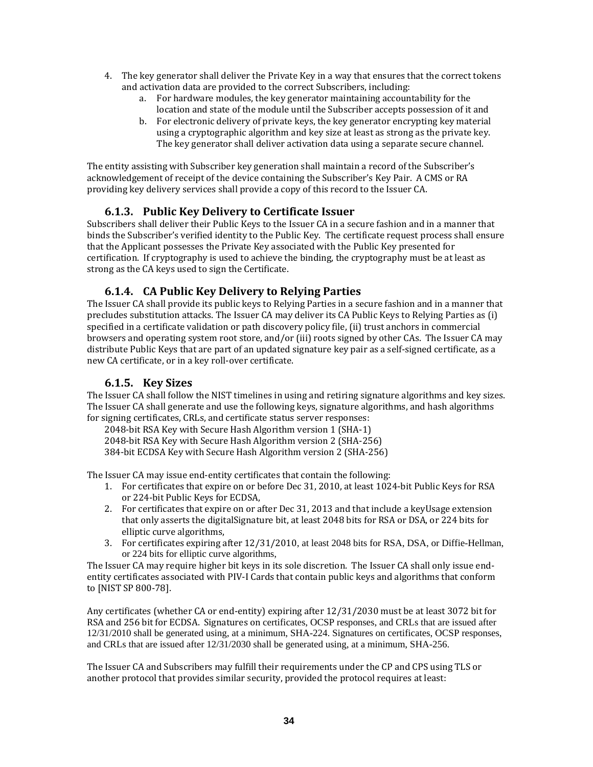4. The key generator shall deliver the Private Key in a way that ensures that the correct tokens and activation data are provided to the correct Subscribers, including:
    a. For hardware modules, the key generator maintaining accountability for the location and state of the module until the Subscriber accepts possession of it and
    b. For electronic delivery of private keys, the key generator encrypting key material using a cryptographic algorithm and key size at least as strong as the private key. The key generator shall deliver activation data using a separate secure channel.

The entity assisting with Subscriber key generation shall maintain a record of the Subscriber's acknowledgement of receipt of the device containing the Subscriber's Key Pair. A CMS or RA providing key delivery services shall provide a copy of this record to the Issuer CA.

### 6.1.3. Public Key Delivery to Certificate Issuer

Subscribers shall deliver their Public Keys to the Issuer CA in a secure fashion and in a manner that binds the Subscriber's verified identity to the Public Key. The certificate request process shall ensure that the Applicant possesses the Private Key associated with the Public Key presented for certification. If cryptography is used to achieve the binding, the cryptography must be at least as strong as the CA keys used to sign the Certificate.

### 6.1.4. CA Public Key Delivery to Relying Parties

The Issuer CA shall provide its public keys to Relying Parties in a secure fashion and in a manner that precludes substitution attacks. The Issuer CA may deliver its CA Public Keys to Relying Parties as (i) specified in a certificate validation or path discovery policy file, (ii) trust anchors in commercial browsers and operating system root store, and/or (iii) roots signed by other CAs. The Issuer CA may distribute Public Keys that are part of an updated signature key pair as a self-signed certificate, as a new CA certificate, or in a key roll-over certificate.

### 6.1.5. Key Sizes

The Issuer CA shall follow the NIST timelines in using and retiring signature algorithms and key sizes. The Issuer CA shall generate and use the following keys, signature algorithms, and hash algorithms for signing certificates, CRLs, and certificate status server responses:

2048-bit RSA Key with Secure Hash Algorithm version 1 (SHA-1)
2048-bit RSA Key with Secure Hash Algorithm version 2 (SHA-256)
384-bit ECDSA Key with Secure Hash Algorithm version 2 (SHA-256)

The Issuer CA may issue end-entity certificates that contain the following:

1. For certificates that expire on or before Dec 31, 2010, at least 1024-bit Public Keys for RSA or 224-bit Public Keys for ECDSA,
2. For certificates that expire on or after Dec 31, 2013 and that include a keyUsage extension that only asserts the digitalSignature bit, at least 2048 bits for RSA or DSA, or 224 bits for elliptic curve algorithms,
3. For certificates expiring after 12/31/2010, at least 2048 bits for RSA, DSA, or Diffie-Hellman, or 224 bits for elliptic curve algorithms,

The Issuer CA may require higher bit keys in its sole discretion. The Issuer CA shall only issue end-entity certificates associated with PIV-I Cards that contain public keys and algorithms that conform to [NIST SP 800-78].

Any certificates (whether CA or end-entity) expiring after 12/31/2030 must be at least 3072 bit for RSA and 256 bit for ECDSA. Signatures on certificates, OCSP responses, and CRLs that are issued after 12/31/2010 shall be generated using, at a minimum, SHA-224. Signatures on certificates, OCSP responses, and CRLs that are issued after 12/31/2030 shall be generated using, at a minimum, SHA-256.

The Issuer CA and Subscribers may fulfill their requirements under the CP and CPS using TLS or another protocol that provides similar security, provided the protocol requires at least: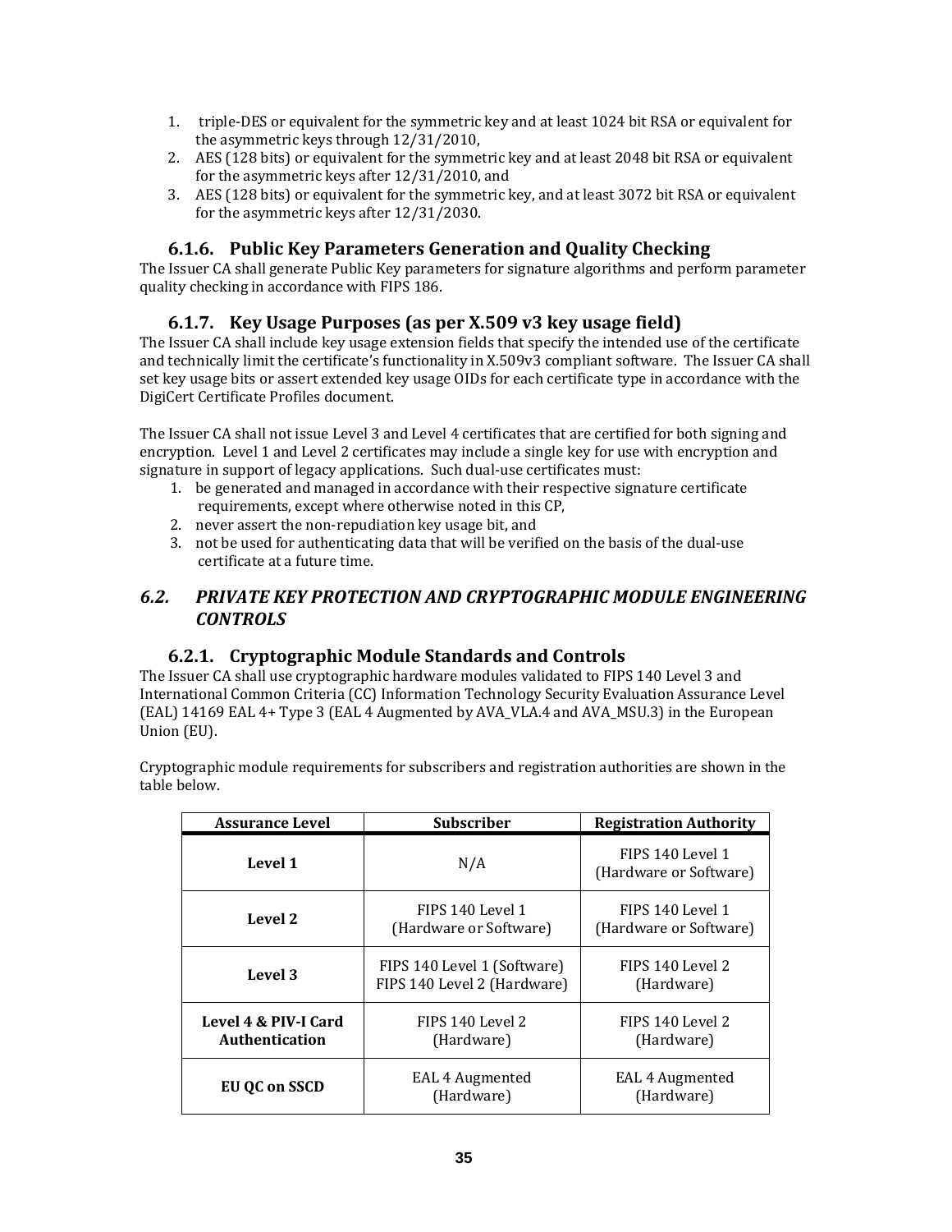1. triple-DES or equivalent for the symmetric key and at least 1024 bit RSA or equivalent for the asymmetric keys through 12/31/2010,
2. AES (128 bits) or equivalent for the symmetric key and at least 2048 bit RSA or equivalent for the asymmetric keys after 12/31/2010, and
3. AES (128 bits) or equivalent for the symmetric key, and at least 3072 bit RSA or equivalent for the asymmetric keys after 12/31/2030.

### 6.1.6. Public Key Parameters Generation and Quality Checking

The Issuer CA shall generate Public Key parameters for signature algorithms and perform parameter quality checking in accordance with FIPS 186.

### 6.1.7. Key Usage Purposes (as per X.509 v3 key usage field)

The Issuer CA shall include key usage extension fields that specify the intended use of the certificate and technically limit the certificate's functionality in X.509v3 compliant software. The Issuer CA shall set key usage bits or assert extended key usage OIDs for each certificate type in accordance with the DigiCert Certificate Profiles document.

The Issuer CA shall not issue Level 3 and Level 4 certificates that are certified for both signing and encryption. Level 1 and Level 2 certificates may include a single key for use with encryption and signature in support of legacy applications. Such dual-use certificates must:

1. be generated and managed in accordance with their respective signature certificate requirements, except where otherwise noted in this CP,
2. never assert the non-repudiation key usage bit, and
3. not be used for authenticating data that will be verified on the basis of the dual-use certificate at a future time.

## *6.2. PRIVATE KEY PROTECTION AND CRYPTOGRAPHIC MODULE ENGINEERING CONTROLS*

### 6.2.1. Cryptographic Module Standards and Controls

The Issuer CA shall use cryptographic hardware modules validated to FIPS 140 Level 3 and International Common Criteria (CC) Information Technology Security Evaluation Assurance Level (EAL) 14169 EAL 4+ Type 3 (EAL 4 Augmented by AVA_VLA.4 and AVA_MSU.3) in the European Union (EU).

Cryptographic module requirements for subscribers and registration authorities are shown in the table below.

| Assurance Level | Subscriber | Registration Authority |
|---|---|---|
| **Level 1** | N/A | FIPS 140 Level 1 (Hardware or Software) |
| **Level 2** | FIPS 140 Level 1 (Hardware or Software) | FIPS 140 Level 1 (Hardware or Software) |
| **Level 3** | FIPS 140 Level 1 (Software) FIPS 140 Level 2 (Hardware) | FIPS 140 Level 2 (Hardware) |
| **Level 4 & PIV-I Card Authentication** | FIPS 140 Level 2 (Hardware) | FIPS 140 Level 2 (Hardware) |
| **EU QC on SSCD** | EAL 4 Augmented (Hardware) | EAL 4 Augmented (Hardware) |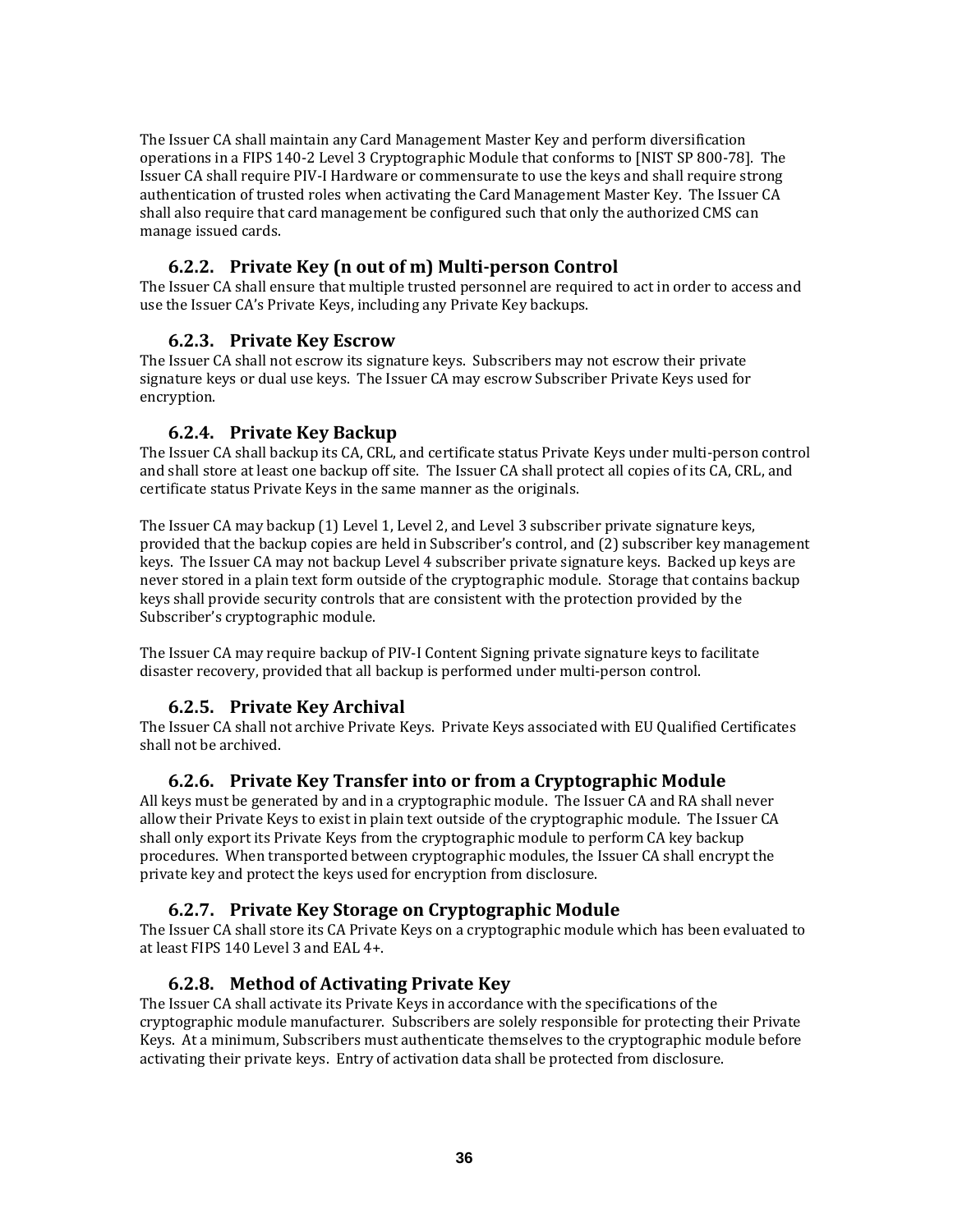The Issuer CA shall maintain any Card Management Master Key and perform diversification operations in a FIPS 140-2 Level 3 Cryptographic Module that conforms to [NIST SP 800-78]. The Issuer CA shall require PIV-I Hardware or commensurate to use the keys and shall require strong authentication of trusted roles when activating the Card Management Master Key. The Issuer CA shall also require that card management be configured such that only the authorized CMS can manage issued cards.

### 6.2.2. Private Key (n out of m) Multi-person Control

The Issuer CA shall ensure that multiple trusted personnel are required to act in order to access and use the Issuer CA's Private Keys, including any Private Key backups.

### 6.2.3. Private Key Escrow

The Issuer CA shall not escrow its signature keys. Subscribers may not escrow their private signature keys or dual use keys. The Issuer CA may escrow Subscriber Private Keys used for encryption.

### 6.2.4. Private Key Backup

The Issuer CA shall backup its CA, CRL, and certificate status Private Keys under multi-person control and shall store at least one backup off site. The Issuer CA shall protect all copies of its CA, CRL, and certificate status Private Keys in the same manner as the originals.

The Issuer CA may backup (1) Level 1, Level 2, and Level 3 subscriber private signature keys, provided that the backup copies are held in Subscriber's control, and (2) subscriber key management keys. The Issuer CA may not backup Level 4 subscriber private signature keys. Backed up keys are never stored in a plain text form outside of the cryptographic module. Storage that contains backup keys shall provide security controls that are consistent with the protection provided by the Subscriber's cryptographic module.

The Issuer CA may require backup of PIV-I Content Signing private signature keys to facilitate disaster recovery, provided that all backup is performed under multi-person control.

### 6.2.5. Private Key Archival

The Issuer CA shall not archive Private Keys. Private Keys associated with EU Qualified Certificates shall not be archived.

### 6.2.6. Private Key Transfer into or from a Cryptographic Module

All keys must be generated by and in a cryptographic module. The Issuer CA and RA shall never allow their Private Keys to exist in plain text outside of the cryptographic module. The Issuer CA shall only export its Private Keys from the cryptographic module to perform CA key backup procedures. When transported between cryptographic modules, the Issuer CA shall encrypt the private key and protect the keys used for encryption from disclosure.

### 6.2.7. Private Key Storage on Cryptographic Module

The Issuer CA shall store its CA Private Keys on a cryptographic module which has been evaluated to at least FIPS 140 Level 3 and EAL 4+.

### 6.2.8. Method of Activating Private Key

The Issuer CA shall activate its Private Keys in accordance with the specifications of the cryptographic module manufacturer. Subscribers are solely responsible for protecting their Private Keys. At a minimum, Subscribers must authenticate themselves to the cryptographic module before activating their private keys. Entry of activation data shall be protected from disclosure.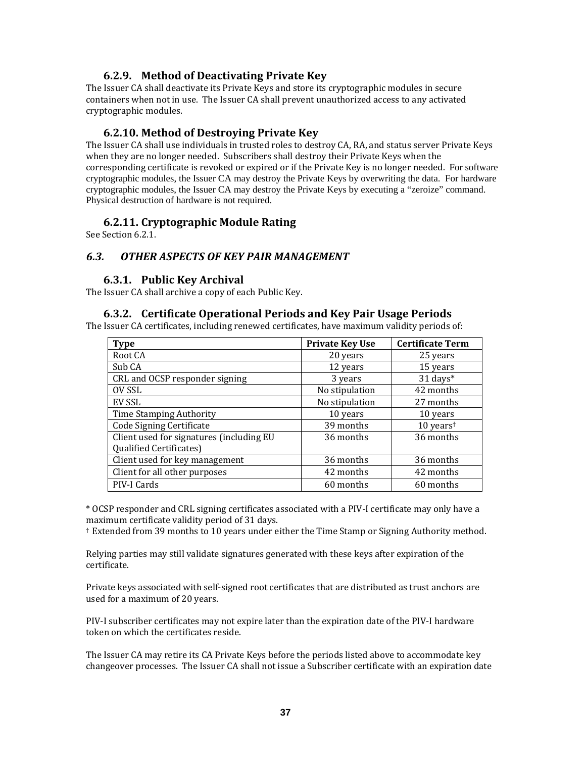### 6.2.9. Method of Deactivating Private Key

The Issuer CA shall deactivate its Private Keys and store its cryptographic modules in secure containers when not in use. The Issuer CA shall prevent unauthorized access to any activated cryptographic modules.

### 6.2.10. Method of Destroying Private Key

The Issuer CA shall use individuals in trusted roles to destroy CA, RA, and status server Private Keys when they are no longer needed. Subscribers shall destroy their Private Keys when the corresponding certificate is revoked or expired or if the Private Key is no longer needed. For software cryptographic modules, the Issuer CA may destroy the Private Keys by overwriting the data. For hardware cryptographic modules, the Issuer CA may destroy the Private Keys by executing a "zeroize" command. Physical destruction of hardware is not required.

### 6.2.11. Cryptographic Module Rating

See Section 6.2.1.

## *6.3. OTHER ASPECTS OF KEY PAIR MANAGEMENT*

### 6.3.1. Public Key Archival

The Issuer CA shall archive a copy of each Public Key.

### 6.3.2. Certificate Operational Periods and Key Pair Usage Periods

The Issuer CA certificates, including renewed certificates, have maximum validity periods of:

| Type | Private Key Use | Certificate Term |
|---|---|---|
| Root CA | 20 years | 25 years |
| Sub CA | 12 years | 15 years |
| CRL and OCSP responder signing | 3 years | 31 days* |
| OV SSL | No stipulation | 42 months |
| EV SSL | No stipulation | 27 months |
| Time Stamping Authority | 10 years | 10 years |
| Code Signing Certificate | 39 months | 10 years† |
| Client used for signatures (including EU Qualified Certificates) | 36 months | 36 months |
| Client used for key management | 36 months | 36 months |
| Client for all other purposes | 42 months | 42 months |
| PIV-I Cards | 60 months | 60 months |

\* OCSP responder and CRL signing certificates associated with a PIV-I certificate may only have a maximum certificate validity period of 31 days.
† Extended from 39 months to 10 years under either the Time Stamp or Signing Authority method.

Relying parties may still validate signatures generated with these keys after expiration of the certificate.

Private keys associated with self-signed root certificates that are distributed as trust anchors are used for a maximum of 20 years.

PIV-I subscriber certificates may not expire later than the expiration date of the PIV-I hardware token on which the certificates reside.

The Issuer CA may retire its CA Private Keys before the periods listed above to accommodate key changeover processes. The Issuer CA shall not issue a Subscriber certificate with an expiration date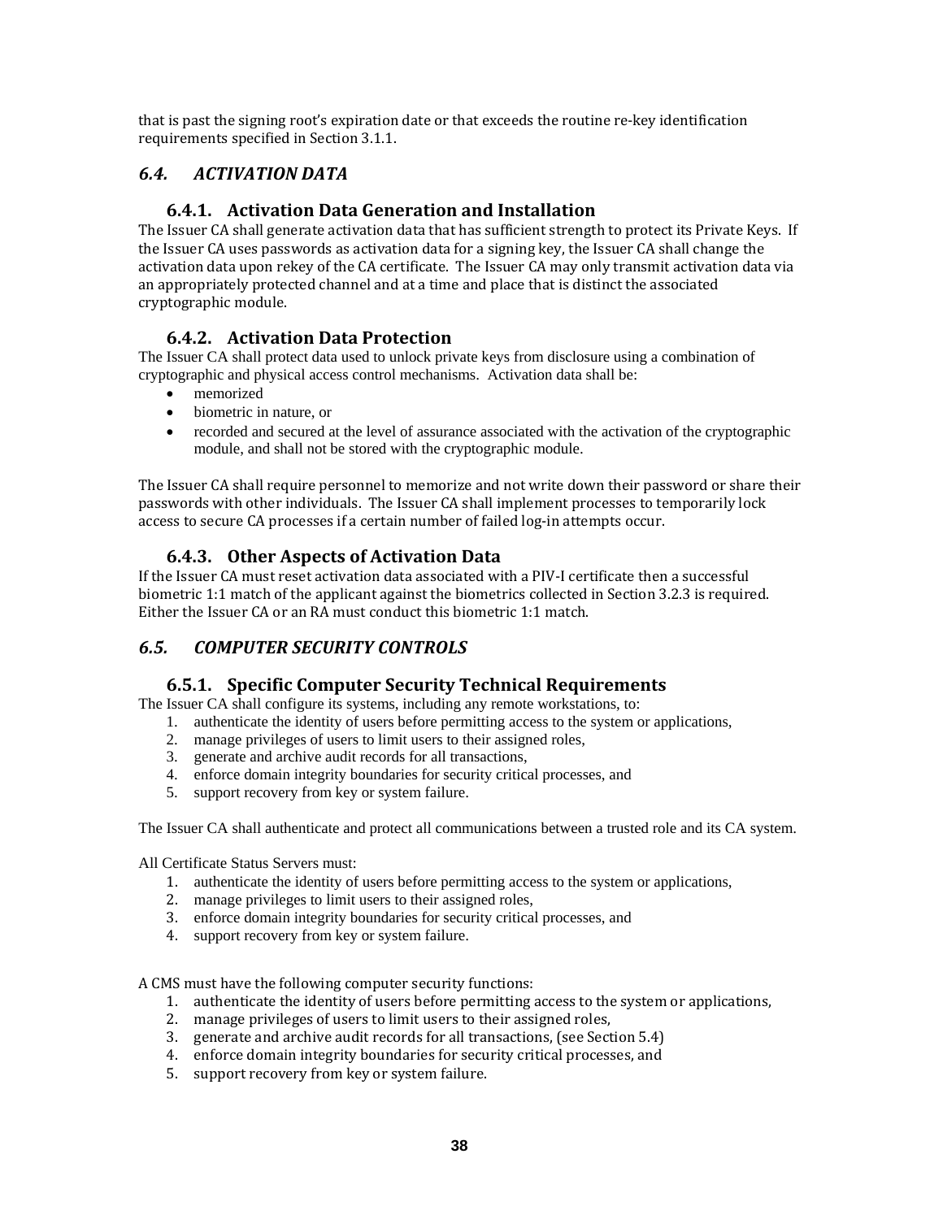that is past the signing root's expiration date or that exceeds the routine re-key identification requirements specified in Section 3.1.1.

## *6.4. ACTIVATION DATA*

### 6.4.1. Activation Data Generation and Installation

The Issuer CA shall generate activation data that has sufficient strength to protect its Private Keys. If the Issuer CA uses passwords as activation data for a signing key, the Issuer CA shall change the activation data upon rekey of the CA certificate. The Issuer CA may only transmit activation data via an appropriately protected channel and at a time and place that is distinct the associated cryptographic module.

### 6.4.2. Activation Data Protection

The Issuer CA shall protect data used to unlock private keys from disclosure using a combination of cryptographic and physical access control mechanisms. Activation data shall be:

- memorized
- biometric in nature, or
- recorded and secured at the level of assurance associated with the activation of the cryptographic module, and shall not be stored with the cryptographic module.

The Issuer CA shall require personnel to memorize and not write down their password or share their passwords with other individuals. The Issuer CA shall implement processes to temporarily lock access to secure CA processes if a certain number of failed log-in attempts occur.

### 6.4.3. Other Aspects of Activation Data

If the Issuer CA must reset activation data associated with a PIV-I certificate then a successful biometric 1:1 match of the applicant against the biometrics collected in Section 3.2.3 is required. Either the Issuer CA or an RA must conduct this biometric 1:1 match.

## *6.5. COMPUTER SECURITY CONTROLS*

### 6.5.1. Specific Computer Security Technical Requirements

The Issuer CA shall configure its systems, including any remote workstations, to:

1. authenticate the identity of users before permitting access to the system or applications,
2. manage privileges of users to limit users to their assigned roles,
3. generate and archive audit records for all transactions,
4. enforce domain integrity boundaries for security critical processes, and
5. support recovery from key or system failure.

The Issuer CA shall authenticate and protect all communications between a trusted role and its CA system.

All Certificate Status Servers must:

1. authenticate the identity of users before permitting access to the system or applications,
2. manage privileges to limit users to their assigned roles,
3. enforce domain integrity boundaries for security critical processes, and
4. support recovery from key or system failure.

A CMS must have the following computer security functions:

1. authenticate the identity of users before permitting access to the system or applications,
2. manage privileges of users to limit users to their assigned roles,
3. generate and archive audit records for all transactions, (see Section 5.4)
4. enforce domain integrity boundaries for security critical processes, and
5. support recovery from key or system failure.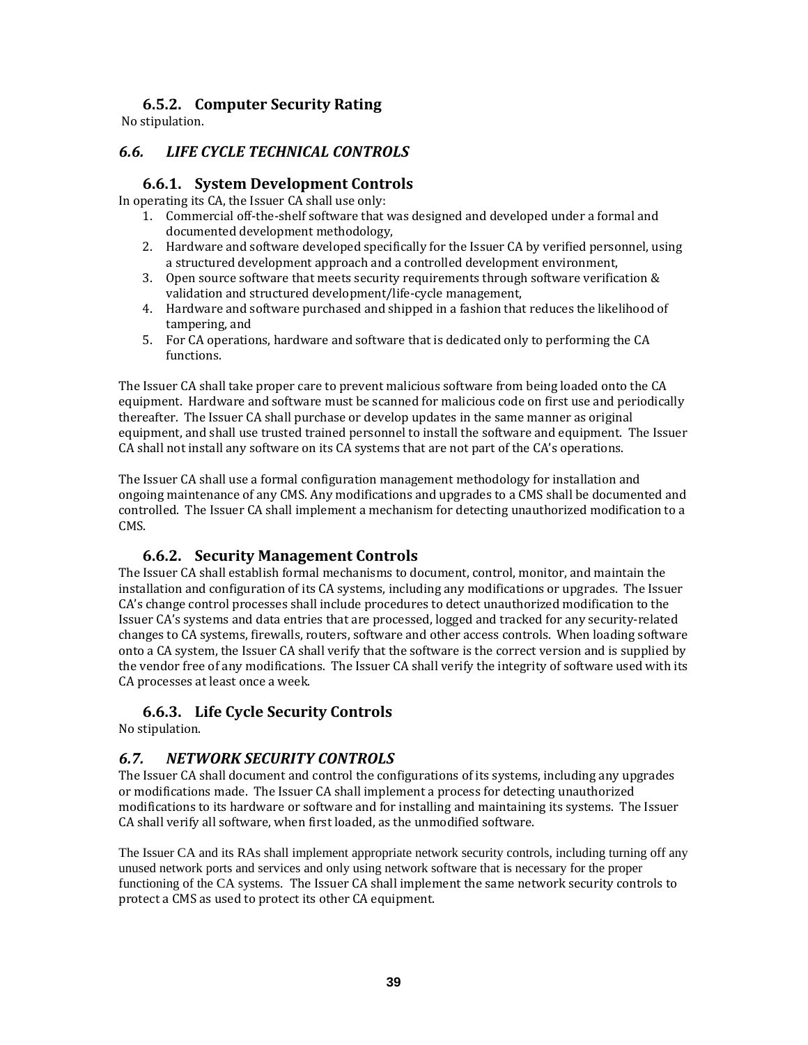### 6.5.2. Computer Security Rating

No stipulation.

## *6.6. LIFE CYCLE TECHNICAL CONTROLS*

### 6.6.1. System Development Controls

In operating its CA, the Issuer CA shall use only:

1. Commercial off-the-shelf software that was designed and developed under a formal and documented development methodology,
2. Hardware and software developed specifically for the Issuer CA by verified personnel, using a structured development approach and a controlled development environment,
3. Open source software that meets security requirements through software verification & validation and structured development/life-cycle management,
4. Hardware and software purchased and shipped in a fashion that reduces the likelihood of tampering, and
5. For CA operations, hardware and software that is dedicated only to performing the CA functions.

The Issuer CA shall take proper care to prevent malicious software from being loaded onto the CA equipment. Hardware and software must be scanned for malicious code on first use and periodically thereafter. The Issuer CA shall purchase or develop updates in the same manner as original equipment, and shall use trusted trained personnel to install the software and equipment. The Issuer CA shall not install any software on its CA systems that are not part of the CA's operations.

The Issuer CA shall use a formal configuration management methodology for installation and ongoing maintenance of any CMS. Any modifications and upgrades to a CMS shall be documented and controlled. The Issuer CA shall implement a mechanism for detecting unauthorized modification to a CMS.

### 6.6.2. Security Management Controls

The Issuer CA shall establish formal mechanisms to document, control, monitor, and maintain the installation and configuration of its CA systems, including any modifications or upgrades. The Issuer CA's change control processes shall include procedures to detect unauthorized modification to the Issuer CA's systems and data entries that are processed, logged and tracked for any security-related changes to CA systems, firewalls, routers, software and other access controls. When loading software onto a CA system, the Issuer CA shall verify that the software is the correct version and is supplied by the vendor free of any modifications. The Issuer CA shall verify the integrity of software used with its CA processes at least once a week.

### 6.6.3. Life Cycle Security Controls

No stipulation.

## *6.7. NETWORK SECURITY CONTROLS*

The Issuer CA shall document and control the configurations of its systems, including any upgrades or modifications made. The Issuer CA shall implement a process for detecting unauthorized modifications to its hardware or software and for installing and maintaining its systems. The Issuer CA shall verify all software, when first loaded, as the unmodified software.

The Issuer CA and its RAs shall implement appropriate network security controls, including turning off any unused network ports and services and only using network software that is necessary for the proper functioning of the CA systems. The Issuer CA shall implement the same network security controls to protect a CMS as used to protect its other CA equipment.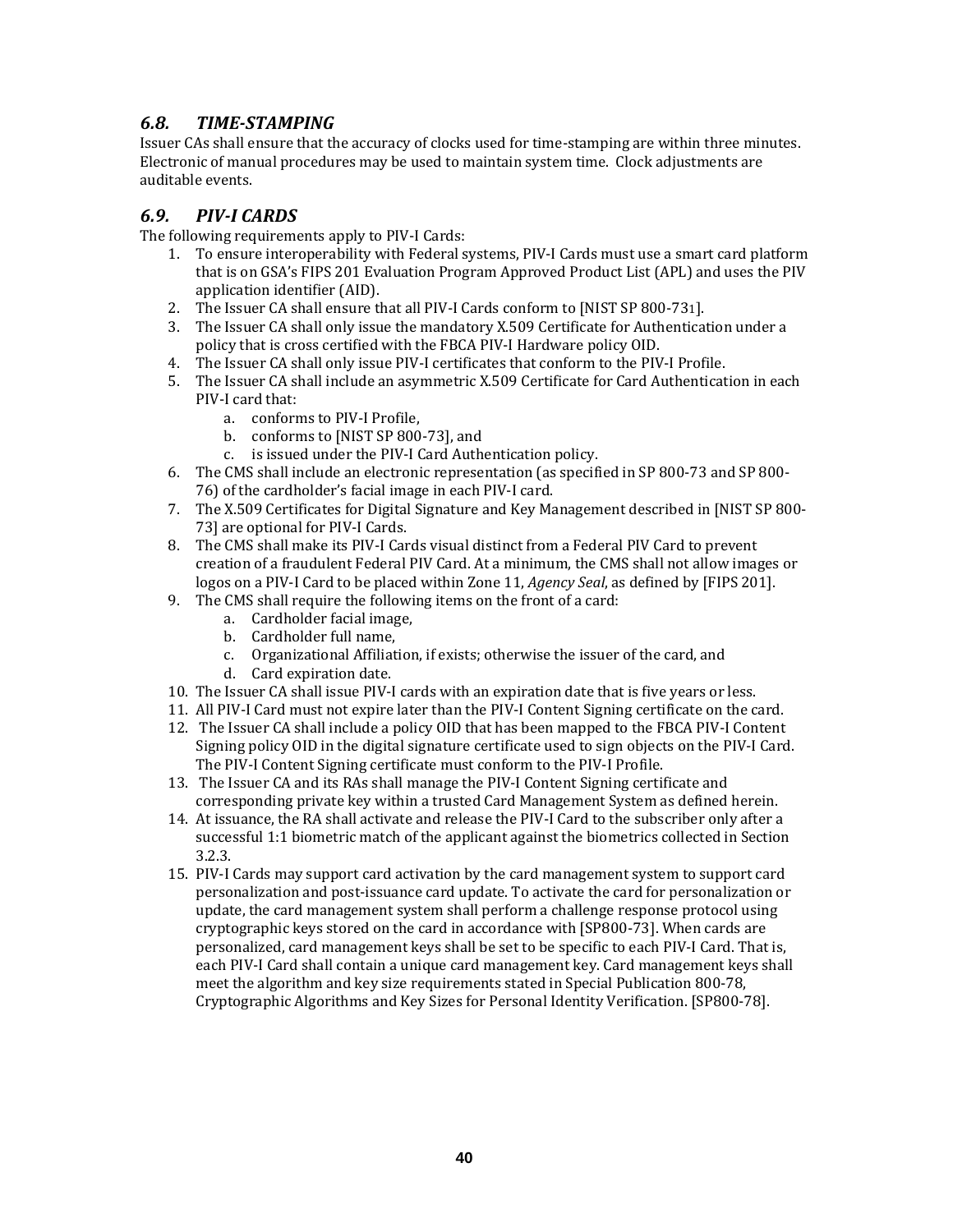### *6.8. TIME-STAMPING*

Issuer CAs shall ensure that the accuracy of clocks used for time-stamping are within three minutes. Electronic of manual procedures may be used to maintain system time. Clock adjustments are auditable events.

### *6.9. PIV-I CARDS*

The following requirements apply to PIV-I Cards:

1. To ensure interoperability with Federal systems, PIV-I Cards must use a smart card platform that is on GSA's FIPS 201 Evaluation Program Approved Product List (APL) and uses the PIV application identifier (AID).
2. The Issuer CA shall ensure that all PIV-I Cards conform to [NIST SP 800-731].
3. The Issuer CA shall only issue the mandatory X.509 Certificate for Authentication under a policy that is cross certified with the FBCA PIV-I Hardware policy OID.
4. The Issuer CA shall only issue PIV-I certificates that conform to the PIV-I Profile.
5. The Issuer CA shall include an asymmetric X.509 Certificate for Card Authentication in each PIV-I card that:
   a. conforms to PIV-I Profile,
   b. conforms to [NIST SP 800-73], and
   c. is issued under the PIV-I Card Authentication policy.
6. The CMS shall include an electronic representation (as specified in SP 800-73 and SP 800-76) of the cardholder's facial image in each PIV-I card.
7. The X.509 Certificates for Digital Signature and Key Management described in [NIST SP 800-73] are optional for PIV-I Cards.
8. The CMS shall make its PIV-I Cards visual distinct from a Federal PIV Card to prevent creation of a fraudulent Federal PIV Card. At a minimum, the CMS shall not allow images or logos on a PIV-I Card to be placed within Zone 11, *Agency Seal*, as defined by [FIPS 201].
9. The CMS shall require the following items on the front of a card:
   a. Cardholder facial image,
   b. Cardholder full name,
   c. Organizational Affiliation, if exists; otherwise the issuer of the card, and
   d. Card expiration date.
10. The Issuer CA shall issue PIV-I cards with an expiration date that is five years or less.
11. All PIV-I Card must not expire later than the PIV-I Content Signing certificate on the card.
12. The Issuer CA shall include a policy OID that has been mapped to the FBCA PIV-I Content Signing policy OID in the digital signature certificate used to sign objects on the PIV-I Card. The PIV-I Content Signing certificate must conform to the PIV-I Profile.
13. The Issuer CA and its RAs shall manage the PIV-I Content Signing certificate and corresponding private key within a trusted Card Management System as defined herein.
14. At issuance, the RA shall activate and release the PIV-I Card to the subscriber only after a successful 1:1 biometric match of the applicant against the biometrics collected in Section 3.2.3.
15. PIV-I Cards may support card activation by the card management system to support card personalization and post-issuance card update. To activate the card for personalization or update, the card management system shall perform a challenge response protocol using cryptographic keys stored on the card in accordance with [SP800-73]. When cards are personalized, card management keys shall be set to be specific to each PIV-I Card. That is, each PIV-I Card shall contain a unique card management key. Card management keys shall meet the algorithm and key size requirements stated in Special Publication 800-78, Cryptographic Algorithms and Key Sizes for Personal Identity Verification. [SP800-78].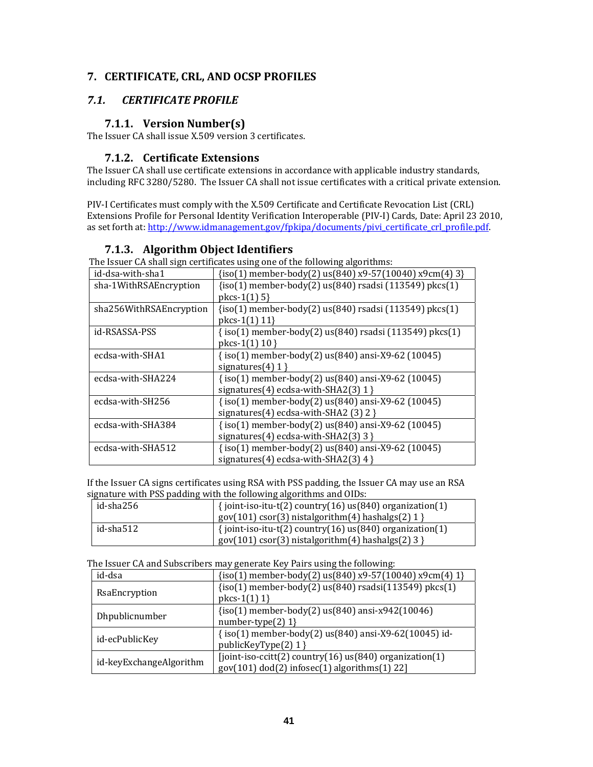# 7. CERTIFICATE, CRL, AND OCSP PROFILES

## *7.1. CERTIFICATE PROFILE*

### 7.1.1. Version Number(s)

The Issuer CA shall issue X.509 version 3 certificates.

### 7.1.2. Certificate Extensions

The Issuer CA shall use certificate extensions in accordance with applicable industry standards, including RFC 3280/5280. The Issuer CA shall not issue certificates with a critical private extension.

PIV-I Certificates must comply with the X.509 Certificate and Certificate Revocation List (CRL) Extensions Profile for Personal Identity Verification Interoperable (PIV-I) Cards, Date: April 23 2010, as set forth at: [http://www.idmanagement.gov/fpkipa/documents/pivi_certificate_crl_profile.pdf](http://www.idmanagement.gov/fpkipa/documents/pivi_certificate_crl_profile.pdf).

### 7.1.3. Algorithm Object Identifiers

The Issuer CA shall sign certificates using one of the following algorithms:

| | |
|---|---|
| id-dsa-with-sha1 | {iso(1) member-body(2) us(840) x9-57(10040) x9cm(4) 3} |
| sha-1WithRSAEncryption | {iso(1) member-body(2) us(840) rsadsi (113549) pkcs(1) pkcs-1(1) 5} |
| sha256WithRSAEncryption | {iso(1) member-body(2) us(840) rsadsi (113549) pkcs(1) pkcs-1(1) 11} |
| id-RSASSA-PSS | { iso(1) member-body(2) us(840) rsadsi (113549) pkcs(1) pkcs-1(1) 10 } |
| ecdsa-with-SHA1 | { iso(1) member-body(2) us(840) ansi-X9-62 (10045) signatures(4) 1 } |
| ecdsa-with-SHA224 | { iso(1) member-body(2) us(840) ansi-X9-62 (10045) signatures(4) ecdsa-with-SHA2(3) 1 } |
| ecdsa-with-SH256 | { iso(1) member-body(2) us(840) ansi-X9-62 (10045) signatures(4) ecdsa-with-SHA2 (3) 2 } |
| ecdsa-with-SHA384 | { iso(1) member-body(2) us(840) ansi-X9-62 (10045) signatures(4) ecdsa-with-SHA2(3) 3 } |
| ecdsa-with-SHA512 | { iso(1) member-body(2) us(840) ansi-X9-62 (10045) signatures(4) ecdsa-with-SHA2(3) 4 } |

If the Issuer CA signs certificates using RSA with PSS padding, the Issuer CA may use an RSA signature with PSS padding with the following algorithms and OIDs:

| | |
|---|---|
| id-sha256 | { joint-iso-itu-t(2) country(16) us(840) organization(1) gov(101) csor(3) nistalgorithm(4) hashalgs(2) 1 } |
| id-sha512 | { joint-iso-itu-t(2) country(16) us(840) organization(1) gov(101) csor(3) nistalgorithm(4) hashalgs(2) 3 } |

The Issuer CA and Subscribers may generate Key Pairs using the following:

| | |
|---|---|
| id-dsa | {iso(1) member-body(2) us(840) x9-57(10040) x9cm(4) 1} |
| RsaEncryption | {iso(1) member-body(2) us(840) rsadsi(113549) pkcs(1) pkcs-1(1) 1} |
| Dhpublicnumber | {iso(1) member-body(2) us(840) ansi-x942(10046) number-type(2) 1} |
| id-ecPublicKey | { iso(1) member-body(2) us(840) ansi-X9-62(10045) id-publicKeyType(2) 1 } |
| id-keyExchangeAlgorithm | [joint-iso-ccitt(2) country(16) us(840) organization(1) gov(101) dod(2) infosec(1) algorithms(1) 22] |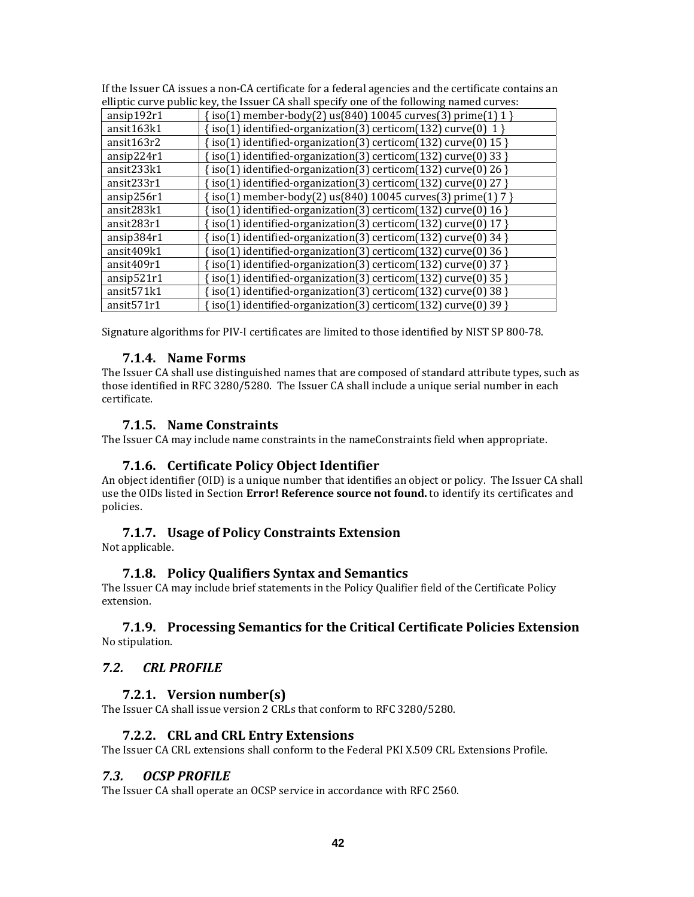If the Issuer CA issues a non-CA certificate for a federal agencies and the certificate contains an elliptic curve public key, the Issuer CA shall specify one of the following named curves:

| | |
|---|---|
| ansip192r1 | { iso(1) member-body(2) us(840) 10045 curves(3) prime(1) 1 } |
| ansit163k1 | { iso(1) identified-organization(3) certicom(132) curve(0) 1 } |
| ansit163r2 | { iso(1) identified-organization(3) certicom(132) curve(0) 15 } |
| ansip224r1 | { iso(1) identified-organization(3) certicom(132) curve(0) 33 } |
| ansit233k1 | { iso(1) identified-organization(3) certicom(132) curve(0) 26 } |
| ansit233r1 | { iso(1) identified-organization(3) certicom(132) curve(0) 27 } |
| ansip256r1 | { iso(1) member-body(2) us(840) 10045 curves(3) prime(1) 7 } |
| ansit283k1 | { iso(1) identified-organization(3) certicom(132) curve(0) 16 } |
| ansit283r1 | { iso(1) identified-organization(3) certicom(132) curve(0) 17 } |
| ansip384r1 | { iso(1) identified-organization(3) certicom(132) curve(0) 34 } |
| ansit409k1 | { iso(1) identified-organization(3) certicom(132) curve(0) 36 } |
| ansit409r1 | { iso(1) identified-organization(3) certicom(132) curve(0) 37 } |
| ansip521r1 | { iso(1) identified-organization(3) certicom(132) curve(0) 35 } |
| ansit571k1 | { iso(1) identified-organization(3) certicom(132) curve(0) 38 } |
| ansit571r1 | { iso(1) identified-organization(3) certicom(132) curve(0) 39 } |

Signature algorithms for PIV-I certificates are limited to those identified by NIST SP 800-78.

### 7.1.4. Name Forms

The Issuer CA shall use distinguished names that are composed of standard attribute types, such as those identified in RFC 3280/5280. The Issuer CA shall include a unique serial number in each certificate.

### 7.1.5. Name Constraints

The Issuer CA may include name constraints in the nameConstraints field when appropriate.

### 7.1.6. Certificate Policy Object Identifier

An object identifier (OID) is a unique number that identifies an object or policy. The Issuer CA shall use the OIDs listed in Section **Error! Reference source not found.** to identify its certificates and policies.

### 7.1.7. Usage of Policy Constraints Extension

Not applicable.

### 7.1.8. Policy Qualifiers Syntax and Semantics

The Issuer CA may include brief statements in the Policy Qualifier field of the Certificate Policy extension.

### 7.1.9. Processing Semantics for the Critical Certificate Policies Extension

No stipulation.

## *7.2. CRL PROFILE*

### 7.2.1. Version number(s)

The Issuer CA shall issue version 2 CRLs that conform to RFC 3280/5280.

### 7.2.2. CRL and CRL Entry Extensions

The Issuer CA CRL extensions shall conform to the Federal PKI X.509 CRL Extensions Profile.

## *7.3. OCSP PROFILE*

The Issuer CA shall operate an OCSP service in accordance with RFC 2560.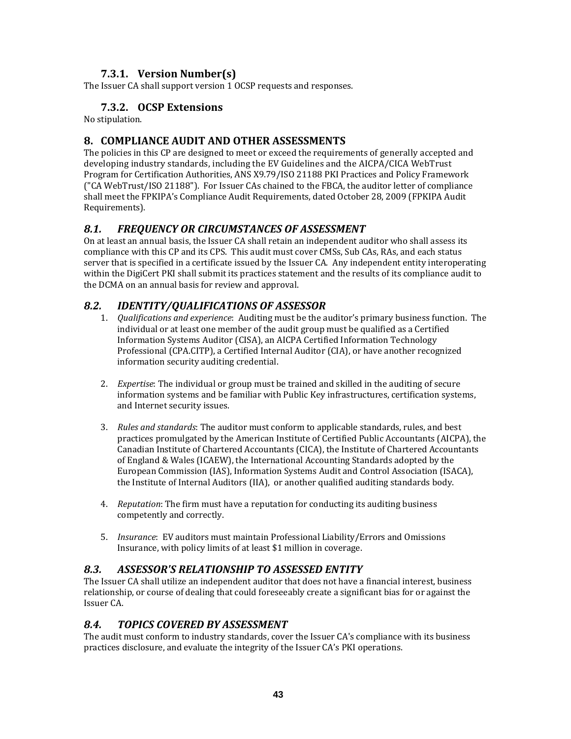### 7.3.1. Version Number(s)

The Issuer CA shall support version 1 OCSP requests and responses.

### 7.3.2. OCSP Extensions

No stipulation.

## 8. COMPLIANCE AUDIT AND OTHER ASSESSMENTS

The policies in this CP are designed to meet or exceed the requirements of generally accepted and developing industry standards, including the EV Guidelines and the AICPA/CICA WebTrust Program for Certification Authorities, ANS X9.79/ISO 21188 PKI Practices and Policy Framework ("CA WebTrust/ISO 21188"). For Issuer CAs chained to the FBCA, the auditor letter of compliance shall meet the FPKIPA's Compliance Audit Requirements, dated October 28, 2009 (FPKIPA Audit Requirements).

## *8.1. FREQUENCY OR CIRCUMSTANCES OF ASSESSMENT*

On at least an annual basis, the Issuer CA shall retain an independent auditor who shall assess its compliance with this CP and its CPS. This audit must cover CMSs, Sub CAs, RAs, and each status server that is specified in a certificate issued by the Issuer CA. Any independent entity interoperating within the DigiCert PKI shall submit its practices statement and the results of its compliance audit to the DCMA on an annual basis for review and approval.

## *8.2. IDENTITY/QUALIFICATIONS OF ASSESSOR*

1. *Qualifications and experience*: Auditing must be the auditor's primary business function. The individual or at least one member of the audit group must be qualified as a Certified Information Systems Auditor (CISA), an AICPA Certified Information Technology Professional (CPA.CITP), a Certified Internal Auditor (CIA), or have another recognized information security auditing credential.

2. *Expertise*: The individual or group must be trained and skilled in the auditing of secure information systems and be familiar with Public Key infrastructures, certification systems, and Internet security issues.

3. *Rules and standards*: The auditor must conform to applicable standards, rules, and best practices promulgated by the American Institute of Certified Public Accountants (AICPA), the Canadian Institute of Chartered Accountants (CICA), the Institute of Chartered Accountants of England & Wales (ICAEW), the International Accounting Standards adopted by the European Commission (IAS), Information Systems Audit and Control Association (ISACA), the Institute of Internal Auditors (IIA), or another qualified auditing standards body.

4. *Reputation*: The firm must have a reputation for conducting its auditing business competently and correctly.

5. *Insurance*: EV auditors must maintain Professional Liability/Errors and Omissions Insurance, with policy limits of at least $1 million in coverage.

## *8.3. ASSESSOR'S RELATIONSHIP TO ASSESSED ENTITY*

The Issuer CA shall utilize an independent auditor that does not have a financial interest, business relationship, or course of dealing that could foreseeably create a significant bias for or against the Issuer CA.

## *8.4. TOPICS COVERED BY ASSESSMENT*

The audit must conform to industry standards, cover the Issuer CA's compliance with its business practices disclosure, and evaluate the integrity of the Issuer CA's PKI operations.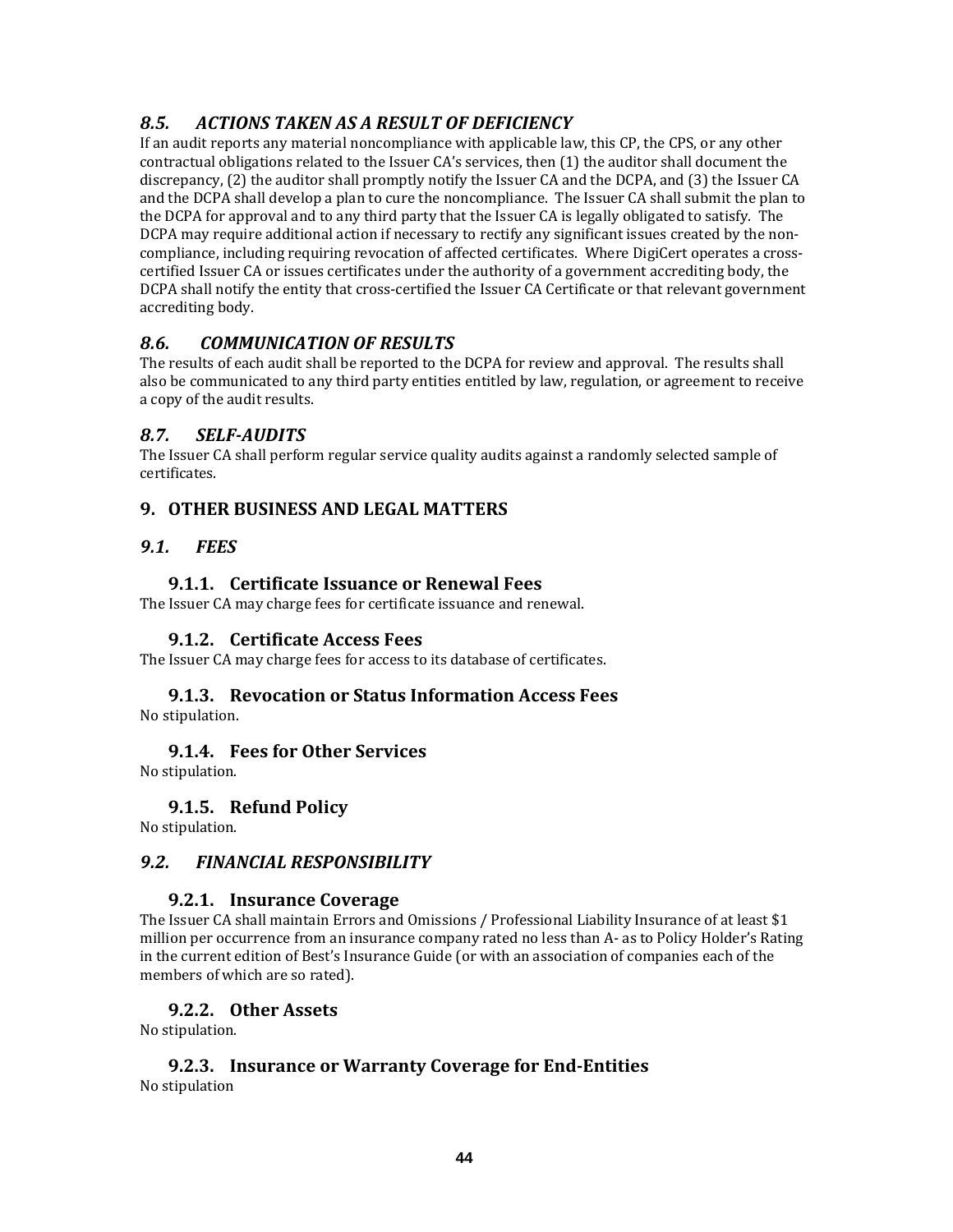### *8.5. ACTIONS TAKEN AS A RESULT OF DEFICIENCY*

If an audit reports any material noncompliance with applicable law, this CP, the CPS, or any other contractual obligations related to the Issuer CA's services, then (1) the auditor shall document the discrepancy, (2) the auditor shall promptly notify the Issuer CA and the DCPA, and (3) the Issuer CA and the DCPA shall develop a plan to cure the noncompliance. The Issuer CA shall submit the plan to the DCPA for approval and to any third party that the Issuer CA is legally obligated to satisfy. The DCPA may require additional action if necessary to rectify any significant issues created by the non-compliance, including requiring revocation of affected certificates. Where DigiCert operates a cross-certified Issuer CA or issues certificates under the authority of a government accrediting body, the DCPA shall notify the entity that cross-certified the Issuer CA Certificate or that relevant government accrediting body.

### *8.6. COMMUNICATION OF RESULTS*

The results of each audit shall be reported to the DCPA for review and approval. The results shall also be communicated to any third party entities entitled by law, regulation, or agreement to receive a copy of the audit results.

### *8.7. SELF-AUDITS*

The Issuer CA shall perform regular service quality audits against a randomly selected sample of certificates.

## 9. OTHER BUSINESS AND LEGAL MATTERS

### *9.1. FEES*

#### 9.1.1. Certificate Issuance or Renewal Fees

The Issuer CA may charge fees for certificate issuance and renewal.

#### 9.1.2. Certificate Access Fees

The Issuer CA may charge fees for access to its database of certificates.

#### 9.1.3. Revocation or Status Information Access Fees

No stipulation.

#### 9.1.4. Fees for Other Services

No stipulation.

#### 9.1.5. Refund Policy

No stipulation.

### *9.2. FINANCIAL RESPONSIBILITY*

#### 9.2.1. Insurance Coverage

The Issuer CA shall maintain Errors and Omissions / Professional Liability Insurance of at least $1 million per occurrence from an insurance company rated no less than A- as to Policy Holder's Rating in the current edition of Best's Insurance Guide (or with an association of companies each of the members of which are so rated).

#### 9.2.2. Other Assets

No stipulation.

#### 9.2.3. Insurance or Warranty Coverage for End-Entities

No stipulation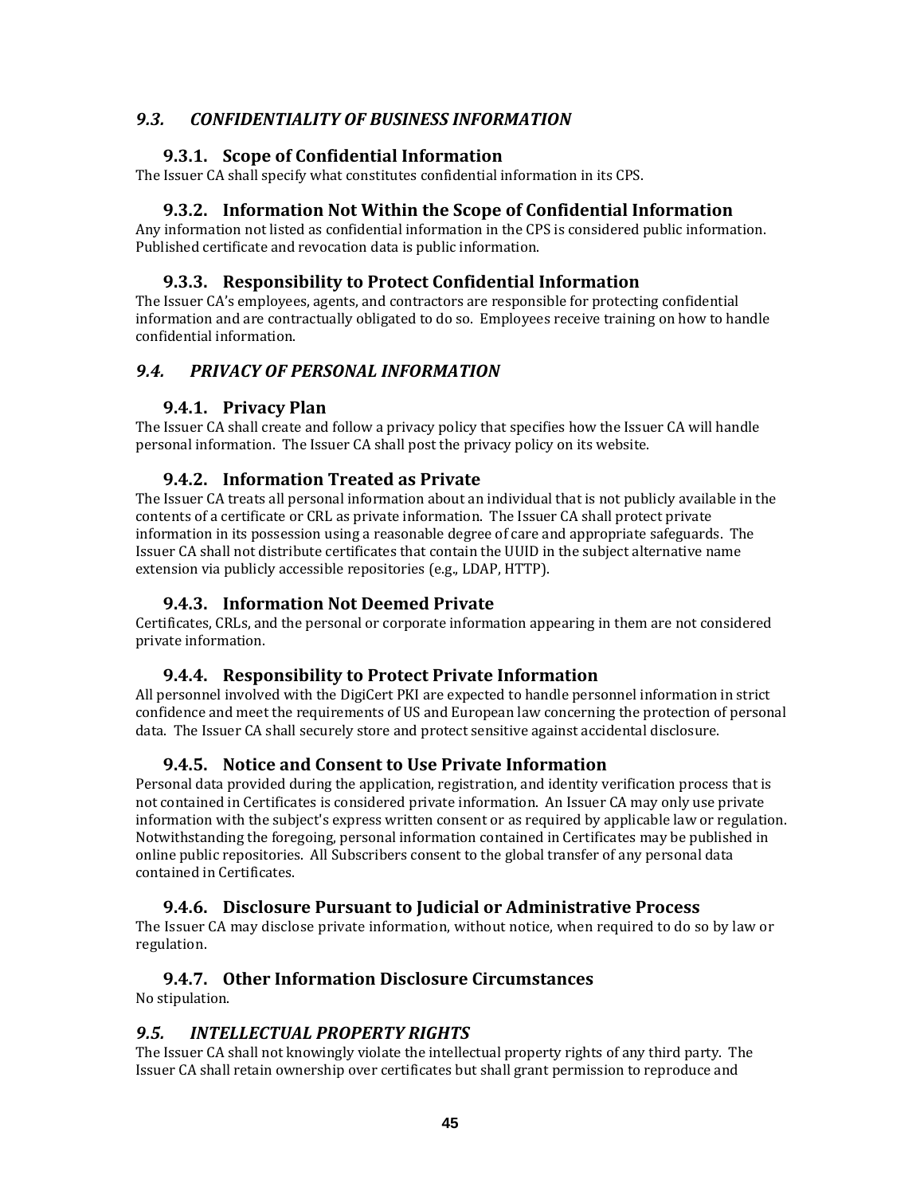## *9.3. CONFIDENTIALITY OF BUSINESS INFORMATION*

### 9.3.1. Scope of Confidential Information

The Issuer CA shall specify what constitutes confidential information in its CPS.

### 9.3.2. Information Not Within the Scope of Confidential Information

Any information not listed as confidential information in the CPS is considered public information. Published certificate and revocation data is public information.

### 9.3.3. Responsibility to Protect Confidential Information

The Issuer CA's employees, agents, and contractors are responsible for protecting confidential information and are contractually obligated to do so. Employees receive training on how to handle confidential information.

## *9.4. PRIVACY OF PERSONAL INFORMATION*

### 9.4.1. Privacy Plan

The Issuer CA shall create and follow a privacy policy that specifies how the Issuer CA will handle personal information. The Issuer CA shall post the privacy policy on its website.

### 9.4.2. Information Treated as Private

The Issuer CA treats all personal information about an individual that is not publicly available in the contents of a certificate or CRL as private information. The Issuer CA shall protect private information in its possession using a reasonable degree of care and appropriate safeguards. The Issuer CA shall not distribute certificates that contain the UUID in the subject alternative name extension via publicly accessible repositories (e.g., LDAP, HTTP).

### 9.4.3. Information Not Deemed Private

Certificates, CRLs, and the personal or corporate information appearing in them are not considered private information.

### 9.4.4. Responsibility to Protect Private Information

All personnel involved with the DigiCert PKI are expected to handle personnel information in strict confidence and meet the requirements of US and European law concerning the protection of personal data. The Issuer CA shall securely store and protect sensitive against accidental disclosure.

### 9.4.5. Notice and Consent to Use Private Information

Personal data provided during the application, registration, and identity verification process that is not contained in Certificates is considered private information. An Issuer CA may only use private information with the subject's express written consent or as required by applicable law or regulation. Notwithstanding the foregoing, personal information contained in Certificates may be published in online public repositories. All Subscribers consent to the global transfer of any personal data contained in Certificates.

### 9.4.6. Disclosure Pursuant to Judicial or Administrative Process

The Issuer CA may disclose private information, without notice, when required to do so by law or regulation.

### 9.4.7. Other Information Disclosure Circumstances

No stipulation.

## *9.5. INTELLECTUAL PROPERTY RIGHTS*

The Issuer CA shall not knowingly violate the intellectual property rights of any third party. The Issuer CA shall retain ownership over certificates but shall grant permission to reproduce and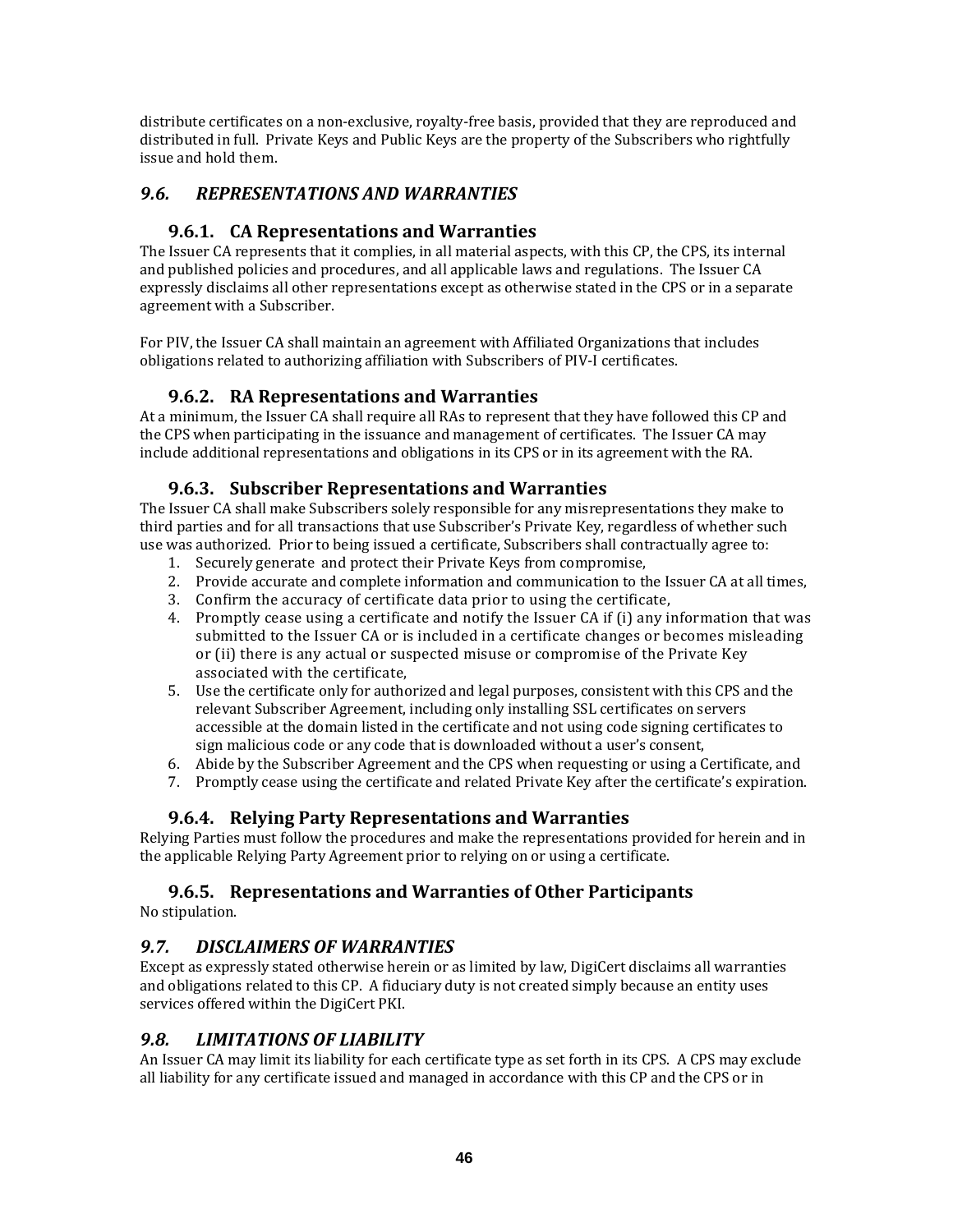distribute certificates on a non-exclusive, royalty-free basis, provided that they are reproduced and distributed in full. Private Keys and Public Keys are the property of the Subscribers who rightfully issue and hold them.

## *9.6. REPRESENTATIONS AND WARRANTIES*

### 9.6.1. CA Representations and Warranties

The Issuer CA represents that it complies, in all material aspects, with this CP, the CPS, its internal and published policies and procedures, and all applicable laws and regulations. The Issuer CA expressly disclaims all other representations except as otherwise stated in the CPS or in a separate agreement with a Subscriber.

For PIV, the Issuer CA shall maintain an agreement with Affiliated Organizations that includes obligations related to authorizing affiliation with Subscribers of PIV-I certificates.

### 9.6.2. RA Representations and Warranties

At a minimum, the Issuer CA shall require all RAs to represent that they have followed this CP and the CPS when participating in the issuance and management of certificates. The Issuer CA may include additional representations and obligations in its CPS or in its agreement with the RA.

### 9.6.3. Subscriber Representations and Warranties

The Issuer CA shall make Subscribers solely responsible for any misrepresentations they make to third parties and for all transactions that use Subscriber's Private Key, regardless of whether such use was authorized. Prior to being issued a certificate, Subscribers shall contractually agree to:

1. Securely generate and protect their Private Keys from compromise,
2. Provide accurate and complete information and communication to the Issuer CA at all times,
3. Confirm the accuracy of certificate data prior to using the certificate,
4. Promptly cease using a certificate and notify the Issuer CA if (i) any information that was submitted to the Issuer CA or is included in a certificate changes or becomes misleading or (ii) there is any actual or suspected misuse or compromise of the Private Key associated with the certificate,
5. Use the certificate only for authorized and legal purposes, consistent with this CPS and the relevant Subscriber Agreement, including only installing SSL certificates on servers accessible at the domain listed in the certificate and not using code signing certificates to sign malicious code or any code that is downloaded without a user's consent,
6. Abide by the Subscriber Agreement and the CPS when requesting or using a Certificate, and
7. Promptly cease using the certificate and related Private Key after the certificate's expiration.

### 9.6.4. Relying Party Representations and Warranties

Relying Parties must follow the procedures and make the representations provided for herein and in the applicable Relying Party Agreement prior to relying on or using a certificate.

### 9.6.5. Representations and Warranties of Other Participants

No stipulation.

## *9.7. DISCLAIMERS OF WARRANTIES*

Except as expressly stated otherwise herein or as limited by law, DigiCert disclaims all warranties and obligations related to this CP. A fiduciary duty is not created simply because an entity uses services offered within the DigiCert PKI.

## *9.8. LIMITATIONS OF LIABILITY*

An Issuer CA may limit its liability for each certificate type as set forth in its CPS. A CPS may exclude all liability for any certificate issued and managed in accordance with this CP and the CPS or in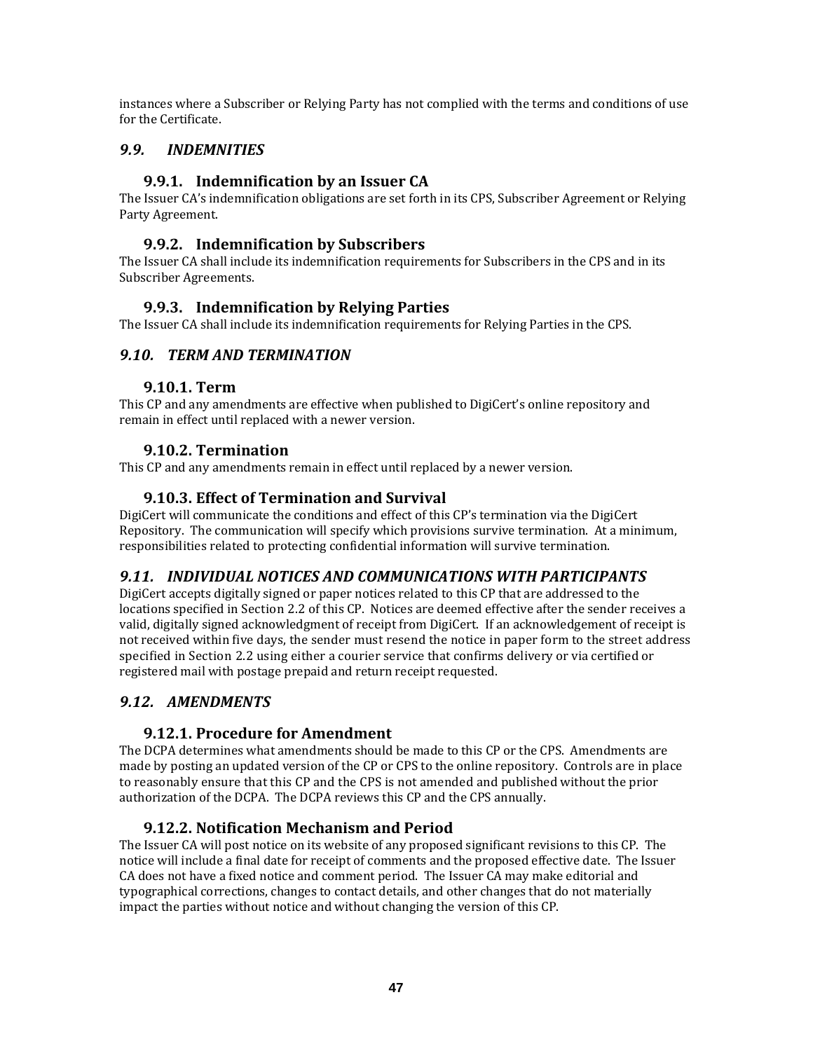instances where a Subscriber or Relying Party has not complied with the terms and conditions of use for the Certificate.

## *9.9. INDEMNITIES*

### 9.9.1. Indemnification by an Issuer CA

The Issuer CA's indemnification obligations are set forth in its CPS, Subscriber Agreement or Relying Party Agreement.

### 9.9.2. Indemnification by Subscribers

The Issuer CA shall include its indemnification requirements for Subscribers in the CPS and in its Subscriber Agreements.

### 9.9.3. Indemnification by Relying Parties

The Issuer CA shall include its indemnification requirements for Relying Parties in the CPS.

## *9.10. TERM AND TERMINATION*

### 9.10.1. Term

This CP and any amendments are effective when published to DigiCert's online repository and remain in effect until replaced with a newer version.

### 9.10.2. Termination

This CP and any amendments remain in effect until replaced by a newer version.

### 9.10.3. Effect of Termination and Survival

DigiCert will communicate the conditions and effect of this CP's termination via the DigiCert Repository. The communication will specify which provisions survive termination. At a minimum, responsibilities related to protecting confidential information will survive termination.

## *9.11. INDIVIDUAL NOTICES AND COMMUNICATIONS WITH PARTICIPANTS*

DigiCert accepts digitally signed or paper notices related to this CP that are addressed to the locations specified in Section 2.2 of this CP. Notices are deemed effective after the sender receives a valid, digitally signed acknowledgment of receipt from DigiCert. If an acknowledgement of receipt is not received within five days, the sender must resend the notice in paper form to the street address specified in Section 2.2 using either a courier service that confirms delivery or via certified or registered mail with postage prepaid and return receipt requested.

## *9.12. AMENDMENTS*

### 9.12.1. Procedure for Amendment

The DCPA determines what amendments should be made to this CP or the CPS. Amendments are made by posting an updated version of the CP or CPS to the online repository. Controls are in place to reasonably ensure that this CP and the CPS is not amended and published without the prior authorization of the DCPA. The DCPA reviews this CP and the CPS annually.

### 9.12.2. Notification Mechanism and Period

The Issuer CA will post notice on its website of any proposed significant revisions to this CP. The notice will include a final date for receipt of comments and the proposed effective date. The Issuer CA does not have a fixed notice and comment period. The Issuer CA may make editorial and typographical corrections, changes to contact details, and other changes that do not materially impact the parties without notice and without changing the version of this CP.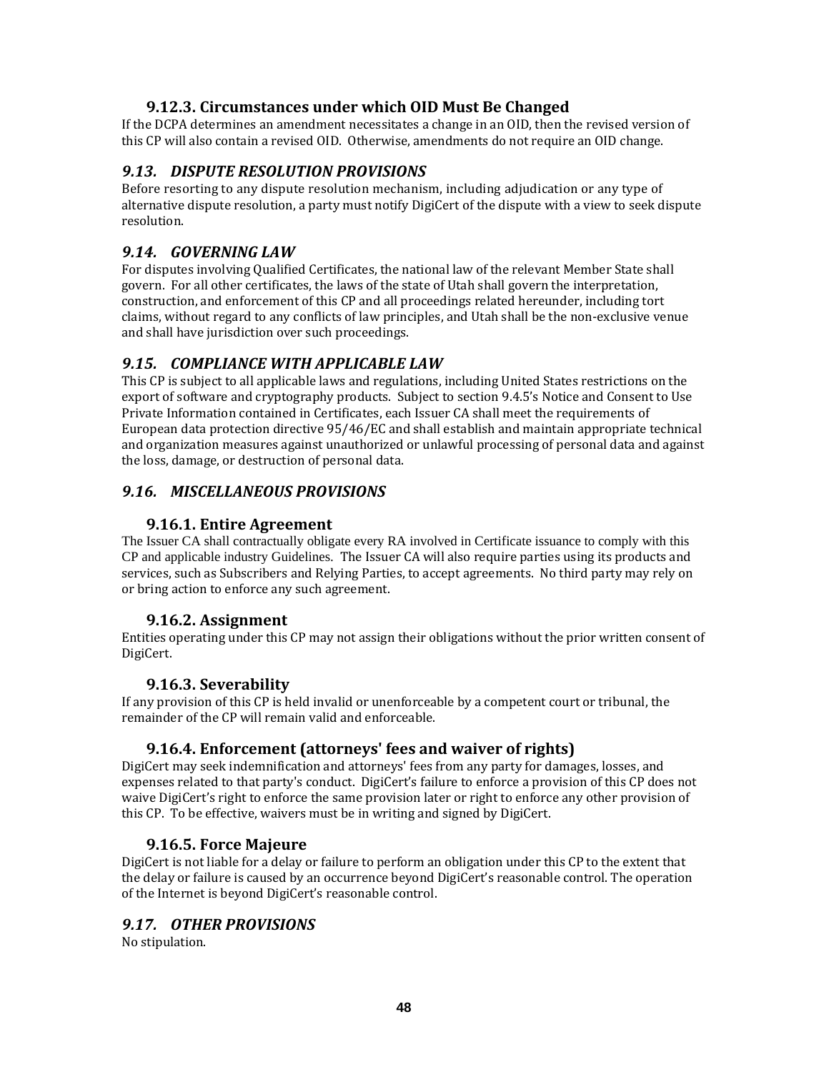#### 9.12.3. Circumstances under which OID Must Be Changed

If the DCPA determines an amendment necessitates a change in an OID, then the revised version of this CP will also contain a revised OID. Otherwise, amendments do not require an OID change.

### *9.13. DISPUTE RESOLUTION PROVISIONS*

Before resorting to any dispute resolution mechanism, including adjudication or any type of alternative dispute resolution, a party must notify DigiCert of the dispute with a view to seek dispute resolution.

### *9.14. GOVERNING LAW*

For disputes involving Qualified Certificates, the national law of the relevant Member State shall govern. For all other certificates, the laws of the state of Utah shall govern the interpretation, construction, and enforcement of this CP and all proceedings related hereunder, including tort claims, without regard to any conflicts of law principles, and Utah shall be the non-exclusive venue and shall have jurisdiction over such proceedings.

### *9.15. COMPLIANCE WITH APPLICABLE LAW*

This CP is subject to all applicable laws and regulations, including United States restrictions on the export of software and cryptography products. Subject to section 9.4.5's Notice and Consent to Use Private Information contained in Certificates, each Issuer CA shall meet the requirements of European data protection directive 95/46/EC and shall establish and maintain appropriate technical and organization measures against unauthorized or unlawful processing of personal data and against the loss, damage, or destruction of personal data.

### *9.16. MISCELLANEOUS PROVISIONS*

#### 9.16.1. Entire Agreement

The Issuer CA shall contractually obligate every RA involved in Certificate issuance to comply with this CP and applicable industry Guidelines. The Issuer CA will also require parties using its products and services, such as Subscribers and Relying Parties, to accept agreements. No third party may rely on or bring action to enforce any such agreement.

#### 9.16.2. Assignment

Entities operating under this CP may not assign their obligations without the prior written consent of DigiCert.

#### 9.16.3. Severability

If any provision of this CP is held invalid or unenforceable by a competent court or tribunal, the remainder of the CP will remain valid and enforceable.

#### 9.16.4. Enforcement (attorneys' fees and waiver of rights)

DigiCert may seek indemnification and attorneys' fees from any party for damages, losses, and expenses related to that party's conduct. DigiCert's failure to enforce a provision of this CP does not waive DigiCert's right to enforce the same provision later or right to enforce any other provision of this CP. To be effective, waivers must be in writing and signed by DigiCert.

#### 9.16.5. Force Majeure

DigiCert is not liable for a delay or failure to perform an obligation under this CP to the extent that the delay or failure is caused by an occurrence beyond DigiCert's reasonable control. The operation of the Internet is beyond DigiCert's reasonable control.

### *9.17. OTHER PROVISIONS*

No stipulation.